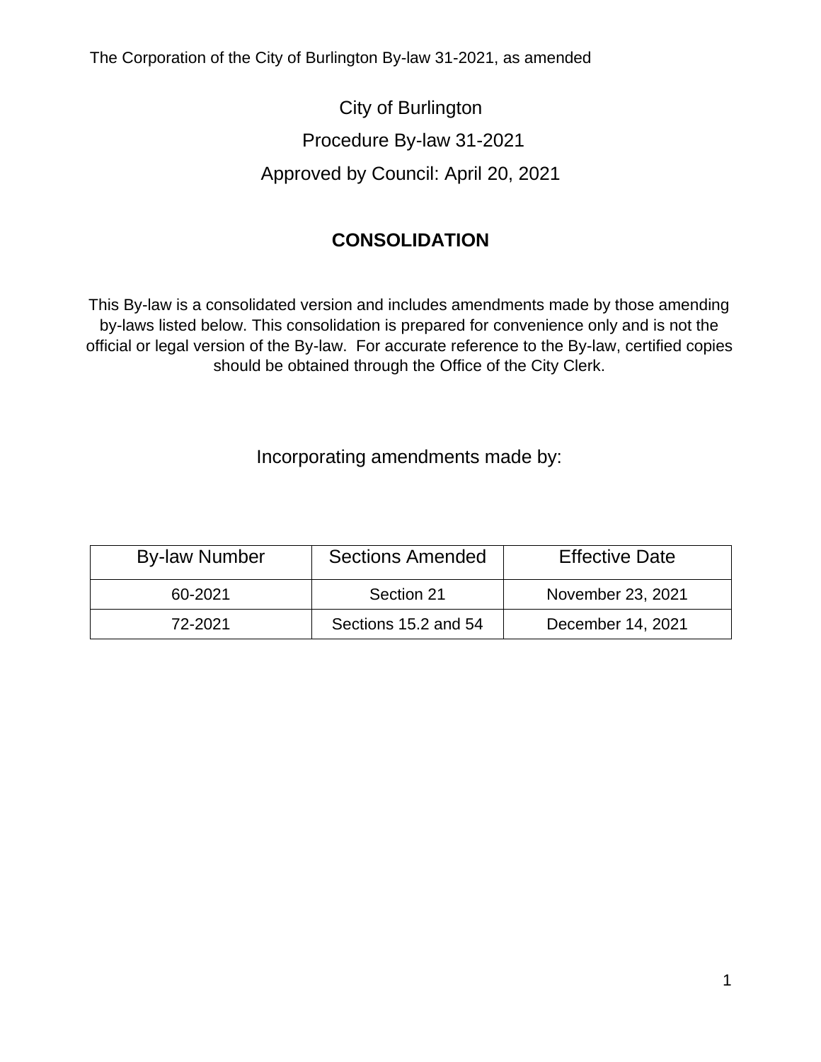City of Burlington

Procedure By-law 31-2021

Approved by Council: April 20, 2021

## CONSOLIDATION

This By-law is a consolidated version and includes amendments made by those amending by-laws listed below. This consolidation is prepared for convenience only and is not the official or legal version of the By-law. For accurate reference to the By-law, certified copies should be obtained through the Office of the City Clerk.

Incorporating amendments made by:

| By-law Number | Sections Amended | Effective Date |
|---|---|---|
| 60-2021 | Section 21 | November 23, 2021 |
| 72-2021 | Sections 15.2 and 54 | December 14, 2021 |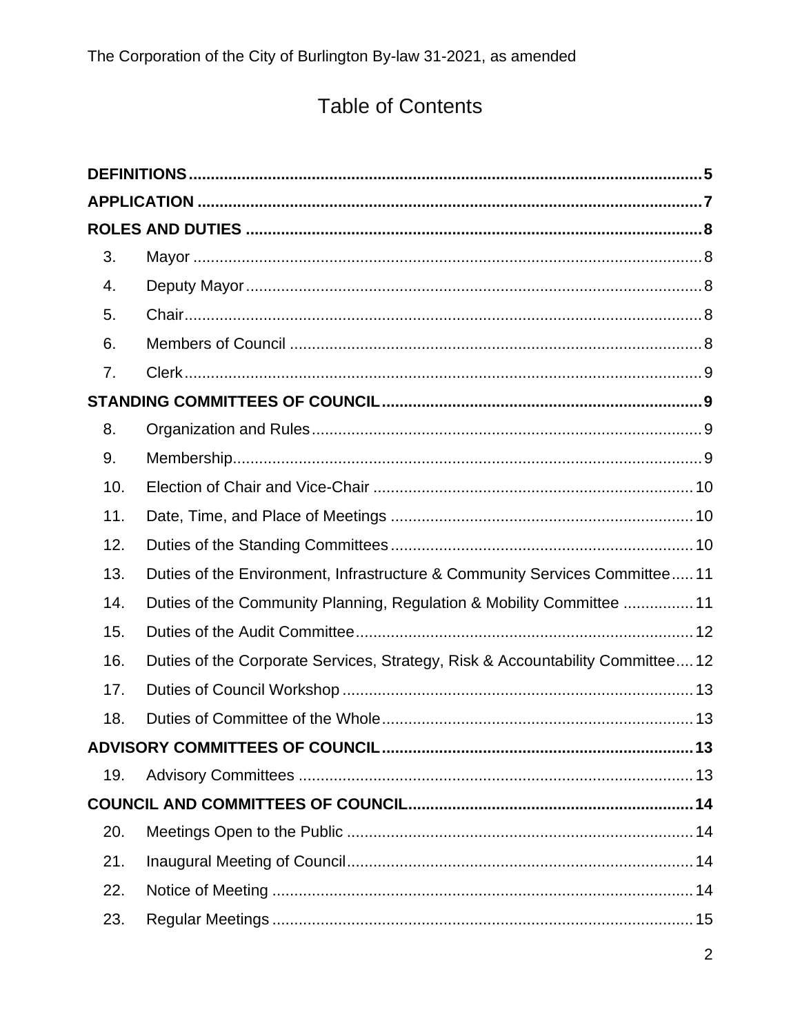# Table of Contents

| | | |
|---|---|---|
| **DEFINITIONS** | | **5** |
| **APPLICATION** | | **7** |
| **ROLES AND DUTIES** | | **8** |
| 3. | Mayor | 8 |
| 4. | Deputy Mayor | 8 |
| 5. | Chair | 8 |
| 6. | Members of Council | 8 |
| 7. | Clerk | 9 |
| **STANDING COMMITTEES OF COUNCIL** | | **9** |
| 8. | Organization and Rules | 9 |
| 9. | Membership | 9 |
| 10. | Election of Chair and Vice-Chair | 10 |
| 11. | Date, Time, and Place of Meetings | 10 |
| 12. | Duties of the Standing Committees | 10 |
| 13. | Duties of the Environment, Infrastructure & Community Services Committee | 11 |
| 14. | Duties of the Community Planning, Regulation & Mobility Committee | 11 |
| 15. | Duties of the Audit Committee | 12 |
| 16. | Duties of the Corporate Services, Strategy, Risk & Accountability Committee | 12 |
| 17. | Duties of Council Workshop | 13 |
| 18. | Duties of Committee of the Whole | 13 |
| **ADVISORY COMMITTEES OF COUNCIL** | | **13** |
| 19. | Advisory Committees | 13 |
| **COUNCIL AND COMMITTEES OF COUNCIL** | | **14** |
| 20. | Meetings Open to the Public | 14 |
| 21. | Inaugural Meeting of Council | 14 |
| 22. | Notice of Meeting | 14 |
| 23. | Regular Meetings | 15 |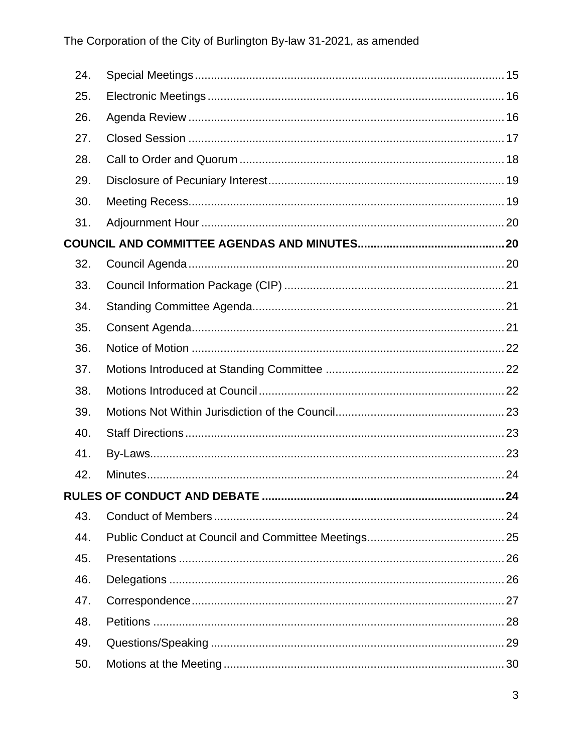| | | |
|---|---|---|
| 24. | Special Meetings | 15 |
| 25. | Electronic Meetings | 16 |
| 26. | Agenda Review | 16 |
| 27. | Closed Session | 17 |
| 28. | Call to Order and Quorum | 18 |
| 29. | Disclosure of Pecuniary Interest | 19 |
| 30. | Meeting Recess | 19 |
| 31. | Adjournment Hour | 20 |
| **COUNCIL AND COMMITTEE AGENDAS AND MINUTES** | | **20** |
| 32. | Council Agenda | 20 |
| 33. | Council Information Package (CIP) | 21 |
| 34. | Standing Committee Agenda | 21 |
| 35. | Consent Agenda | 21 |
| 36. | Notice of Motion | 22 |
| 37. | Motions Introduced at Standing Committee | 22 |
| 38. | Motions Introduced at Council | 22 |
| 39. | Motions Not Within Jurisdiction of the Council | 23 |
| 40. | Staff Directions | 23 |
| 41. | By-Laws | 23 |
| 42. | Minutes | 24 |
| **RULES OF CONDUCT AND DEBATE** | | **24** |
| 43. | Conduct of Members | 24 |
| 44. | Public Conduct at Council and Committee Meetings | 25 |
| 45. | Presentations | 26 |
| 46. | Delegations | 26 |
| 47. | Correspondence | 27 |
| 48. | Petitions | 28 |
| 49. | Questions/Speaking | 29 |
| 50. | Motions at the Meeting | 30 |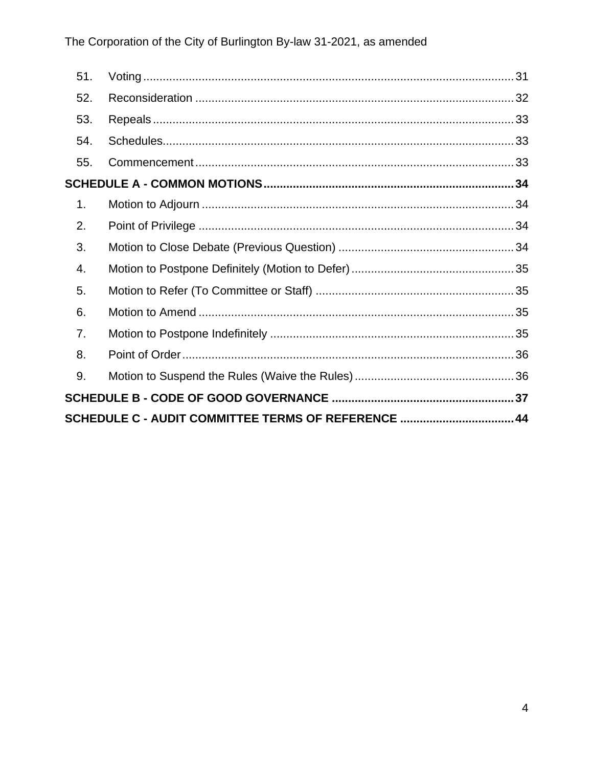51. Voting ........ 31
52. Reconsideration ........ 32
53. Repeals ........ 33
54. Schedules ........ 33
55. Commencement ........ 33

**SCHEDULE A - COMMON MOTIONS ........ 34**

1. Motion to Adjourn ........ 34
2. Point of Privilege ........ 34
3. Motion to Close Debate (Previous Question) ........ 34
4. Motion to Postpone Definitely (Motion to Defer) ........ 35
5. Motion to Refer (To Committee or Staff) ........ 35
6. Motion to Amend ........ 35
7. Motion to Postpone Indefinitely ........ 35
8. Point of Order ........ 36
9. Motion to Suspend the Rules (Waive the Rules) ........ 36

**SCHEDULE B - CODE OF GOOD GOVERNANCE ........ 37**

**SCHEDULE C - AUDIT COMMITTEE TERMS OF REFERENCE ........ 44**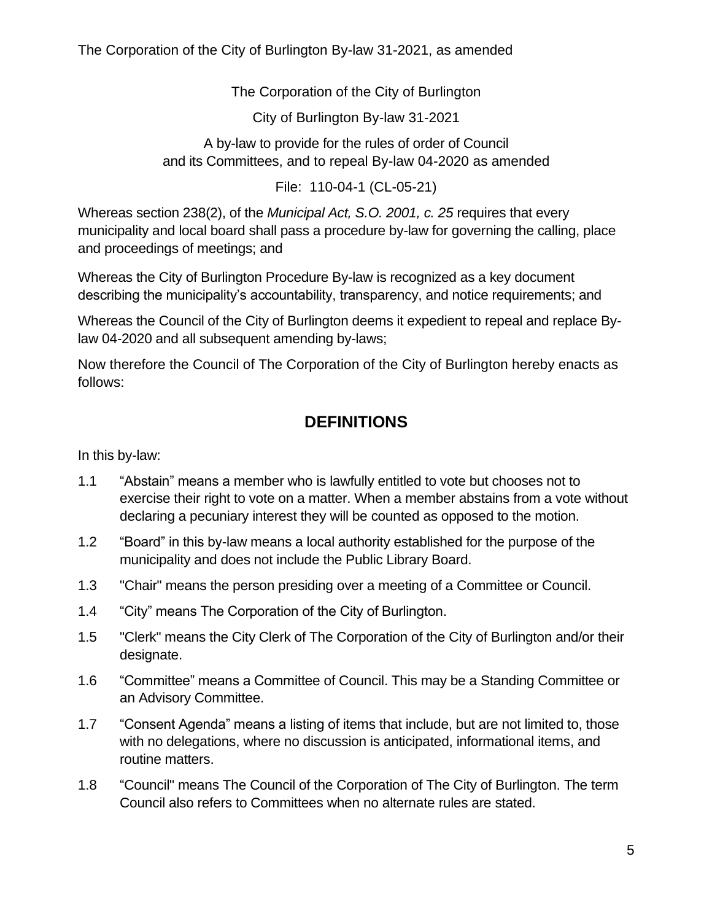The Corporation of the City of Burlington

City of Burlington By-law 31-2021

A by-law to provide for the rules of order of Council and its Committees, and to repeal By-law 04-2020 as amended

File: 110-04-1 (CL-05-21)

Whereas section 238(2), of the *Municipal Act, S.O. 2001, c. 25* requires that every municipality and local board shall pass a procedure by-law for governing the calling, place and proceedings of meetings; and

Whereas the City of Burlington Procedure By-law is recognized as a key document describing the municipality's accountability, transparency, and notice requirements; and

Whereas the Council of the City of Burlington deems it expedient to repeal and replace By-law 04-2020 and all subsequent amending by-laws;

Now therefore the Council of The Corporation of the City of Burlington hereby enacts as follows:

## DEFINITIONS

In this by-law:

1.1 "Abstain" means a member who is lawfully entitled to vote but chooses not to exercise their right to vote on a matter. When a member abstains from a vote without declaring a pecuniary interest they will be counted as opposed to the motion.

1.2 "Board" in this by-law means a local authority established for the purpose of the municipality and does not include the Public Library Board.

1.3 "Chair" means the person presiding over a meeting of a Committee or Council.

1.4 "City" means The Corporation of the City of Burlington.

1.5 "Clerk" means the City Clerk of The Corporation of the City of Burlington and/or their designate.

1.6 "Committee" means a Committee of Council. This may be a Standing Committee or an Advisory Committee.

1.7 "Consent Agenda" means a listing of items that include, but are not limited to, those with no delegations, where no discussion is anticipated, informational items, and routine matters.

1.8 "Council" means The Council of the Corporation of The City of Burlington. The term Council also refers to Committees when no alternate rules are stated.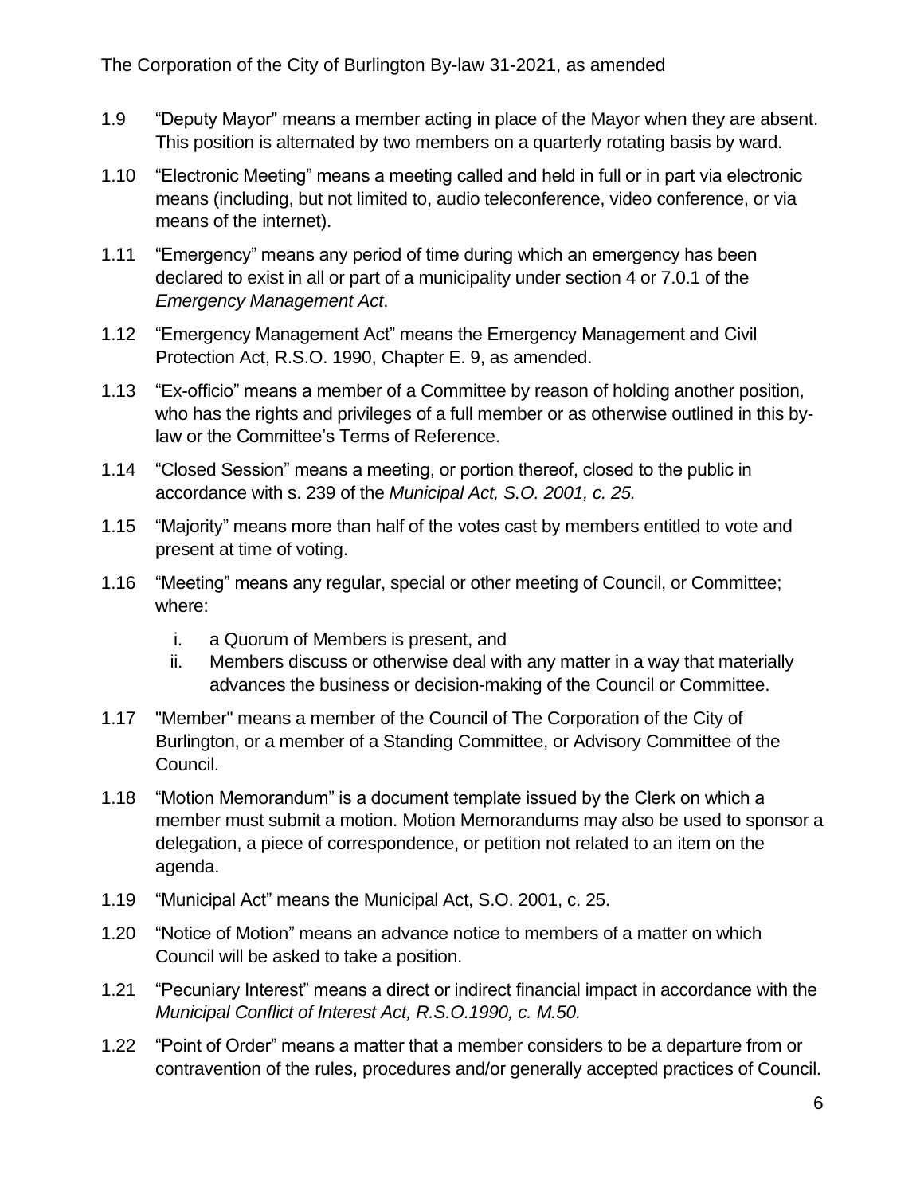1.9 "Deputy Mayor" means a member acting in place of the Mayor when they are absent. This position is alternated by two members on a quarterly rotating basis by ward.

1.10 "Electronic Meeting" means a meeting called and held in full or in part via electronic means (including, but not limited to, audio teleconference, video conference, or via means of the internet).

1.11 "Emergency" means any period of time during which an emergency has been declared to exist in all or part of a municipality under section 4 or 7.0.1 of the *Emergency Management Act*.

1.12 "Emergency Management Act" means the Emergency Management and Civil Protection Act, R.S.O. 1990, Chapter E. 9, as amended.

1.13 "Ex-officio" means a member of a Committee by reason of holding another position, who has the rights and privileges of a full member or as otherwise outlined in this by-law or the Committee's Terms of Reference.

1.14 "Closed Session" means a meeting, or portion thereof, closed to the public in accordance with s. 239 of the *Municipal Act, S.O. 2001, c. 25.*

1.15 "Majority" means more than half of the votes cast by members entitled to vote and present at time of voting.

1.16 "Meeting" means any regular, special or other meeting of Council, or Committee; where:

   i. a Quorum of Members is present, and
   ii. Members discuss or otherwise deal with any matter in a way that materially advances the business or decision-making of the Council or Committee.

1.17 "Member" means a member of the Council of The Corporation of the City of Burlington, or a member of a Standing Committee, or Advisory Committee of the Council.

1.18 "Motion Memorandum" is a document template issued by the Clerk on which a member must submit a motion. Motion Memorandums may also be used to sponsor a delegation, a piece of correspondence, or petition not related to an item on the agenda.

1.19 "Municipal Act" means the Municipal Act, S.O. 2001, c. 25.

1.20 "Notice of Motion" means an advance notice to members of a matter on which Council will be asked to take a position.

1.21 "Pecuniary Interest" means a direct or indirect financial impact in accordance with the *Municipal Conflict of Interest Act, R.S.O.1990, c. M.50.*

1.22 "Point of Order" means a matter that a member considers to be a departure from or contravention of the rules, procedures and/or generally accepted practices of Council.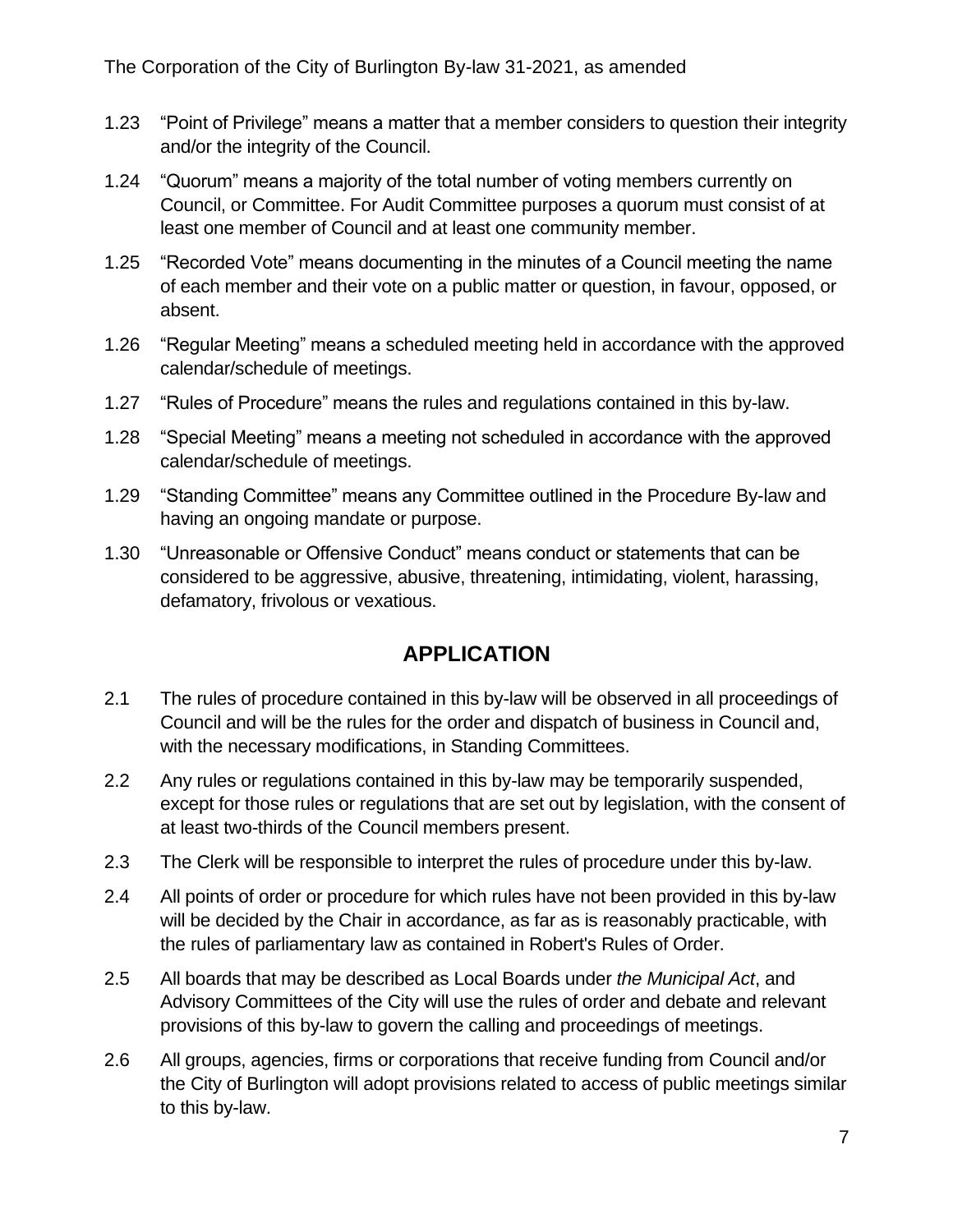1.23 "Point of Privilege" means a matter that a member considers to question their integrity and/or the integrity of the Council.

1.24 "Quorum" means a majority of the total number of voting members currently on Council, or Committee. For Audit Committee purposes a quorum must consist of at least one member of Council and at least one community member.

1.25 "Recorded Vote" means documenting in the minutes of a Council meeting the name of each member and their vote on a public matter or question, in favour, opposed, or absent.

1.26 "Regular Meeting" means a scheduled meeting held in accordance with the approved calendar/schedule of meetings.

1.27 "Rules of Procedure" means the rules and regulations contained in this by-law.

1.28 "Special Meeting" means a meeting not scheduled in accordance with the approved calendar/schedule of meetings.

1.29 "Standing Committee" means any Committee outlined in the Procedure By-law and having an ongoing mandate or purpose.

1.30 "Unreasonable or Offensive Conduct" means conduct or statements that can be considered to be aggressive, abusive, threatening, intimidating, violent, harassing, defamatory, frivolous or vexatious.

## APPLICATION

2.1 The rules of procedure contained in this by-law will be observed in all proceedings of Council and will be the rules for the order and dispatch of business in Council and, with the necessary modifications, in Standing Committees.

2.2 Any rules or regulations contained in this by-law may be temporarily suspended, except for those rules or regulations that are set out by legislation, with the consent of at least two-thirds of the Council members present.

2.3 The Clerk will be responsible to interpret the rules of procedure under this by-law.

2.4 All points of order or procedure for which rules have not been provided in this by-law will be decided by the Chair in accordance, as far as is reasonably practicable, with the rules of parliamentary law as contained in Robert's Rules of Order.

2.5 All boards that may be described as Local Boards under *the Municipal Act*, and Advisory Committees of the City will use the rules of order and debate and relevant provisions of this by-law to govern the calling and proceedings of meetings.

2.6 All groups, agencies, firms or corporations that receive funding from Council and/or the City of Burlington will adopt provisions related to access of public meetings similar to this by-law.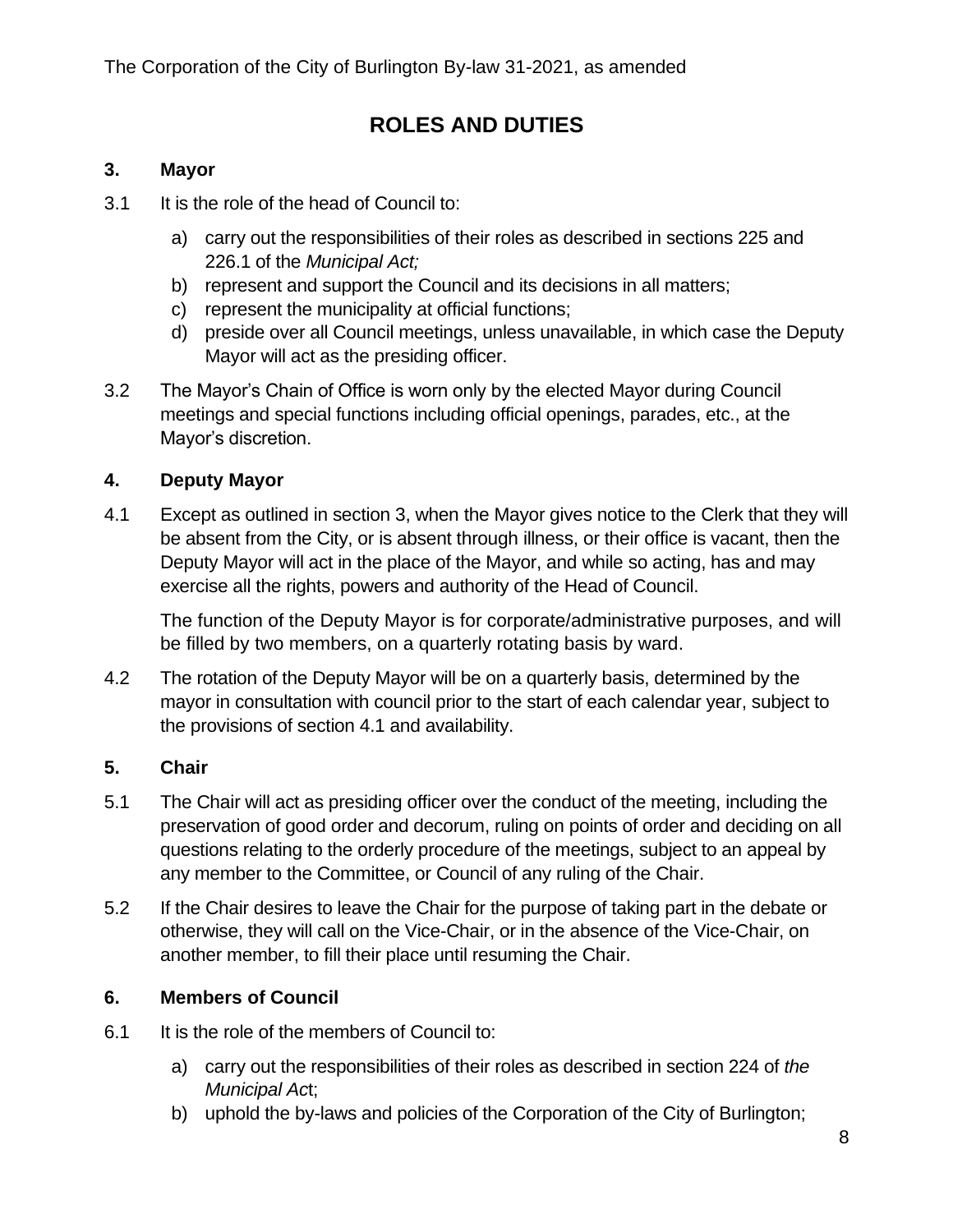# ROLES AND DUTIES

## 3. Mayor

3.1 It is the role of the head of Council to:

a) carry out the responsibilities of their roles as described in sections 225 and 226.1 of the *Municipal Act;*
b) represent and support the Council and its decisions in all matters;
c) represent the municipality at official functions;
d) preside over all Council meetings, unless unavailable, in which case the Deputy Mayor will act as the presiding officer.

3.2 The Mayor's Chain of Office is worn only by the elected Mayor during Council meetings and special functions including official openings, parades, etc., at the Mayor's discretion.

## 4. Deputy Mayor

4.1 Except as outlined in section 3, when the Mayor gives notice to the Clerk that they will be absent from the City, or is absent through illness, or their office is vacant, then the Deputy Mayor will act in the place of the Mayor, and while so acting, has and may exercise all the rights, powers and authority of the Head of Council.

The function of the Deputy Mayor is for corporate/administrative purposes, and will be filled by two members, on a quarterly rotating basis by ward.

4.2 The rotation of the Deputy Mayor will be on a quarterly basis, determined by the mayor in consultation with council prior to the start of each calendar year, subject to the provisions of section 4.1 and availability.

## 5. Chair

5.1 The Chair will act as presiding officer over the conduct of the meeting, including the preservation of good order and decorum, ruling on points of order and deciding on all questions relating to the orderly procedure of the meetings, subject to an appeal by any member to the Committee, or Council of any ruling of the Chair.

5.2 If the Chair desires to leave the Chair for the purpose of taking part in the debate or otherwise, they will call on the Vice-Chair, or in the absence of the Vice-Chair, on another member, to fill their place until resuming the Chair.

## 6. Members of Council

6.1 It is the role of the members of Council to:

a) carry out the responsibilities of their roles as described in section 224 of *the Municipal Ac*t;
b) uphold the by-laws and policies of the Corporation of the City of Burlington;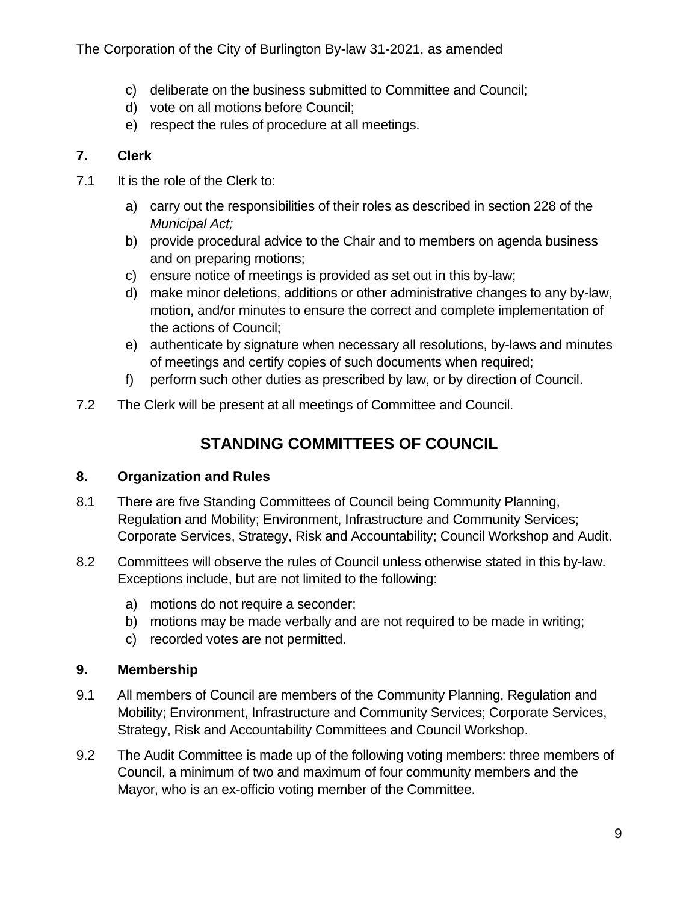c) deliberate on the business submitted to Committee and Council;
d) vote on all motions before Council;
e) respect the rules of procedure at all meetings.

### 7. Clerk

7.1 It is the role of the Clerk to:

a) carry out the responsibilities of their roles as described in section 228 of the *Municipal Act;*
b) provide procedural advice to the Chair and to members on agenda business and on preparing motions;
c) ensure notice of meetings is provided as set out in this by-law;
d) make minor deletions, additions or other administrative changes to any by-law, motion, and/or minutes to ensure the correct and complete implementation of the actions of Council;
e) authenticate by signature when necessary all resolutions, by-laws and minutes of meetings and certify copies of such documents when required;
f) perform such other duties as prescribed by law, or by direction of Council.

7.2 The Clerk will be present at all meetings of Committee and Council.

## STANDING COMMITTEES OF COUNCIL

### 8. Organization and Rules

8.1 There are five Standing Committees of Council being Community Planning, Regulation and Mobility; Environment, Infrastructure and Community Services; Corporate Services, Strategy, Risk and Accountability; Council Workshop and Audit.

8.2 Committees will observe the rules of Council unless otherwise stated in this by-law. Exceptions include, but are not limited to the following:

a) motions do not require a seconder;
b) motions may be made verbally and are not required to be made in writing;
c) recorded votes are not permitted.

### 9. Membership

9.1 All members of Council are members of the Community Planning, Regulation and Mobility; Environment, Infrastructure and Community Services; Corporate Services, Strategy, Risk and Accountability Committees and Council Workshop.

9.2 The Audit Committee is made up of the following voting members: three members of Council, a minimum of two and maximum of four community members and the Mayor, who is an ex-officio voting member of the Committee.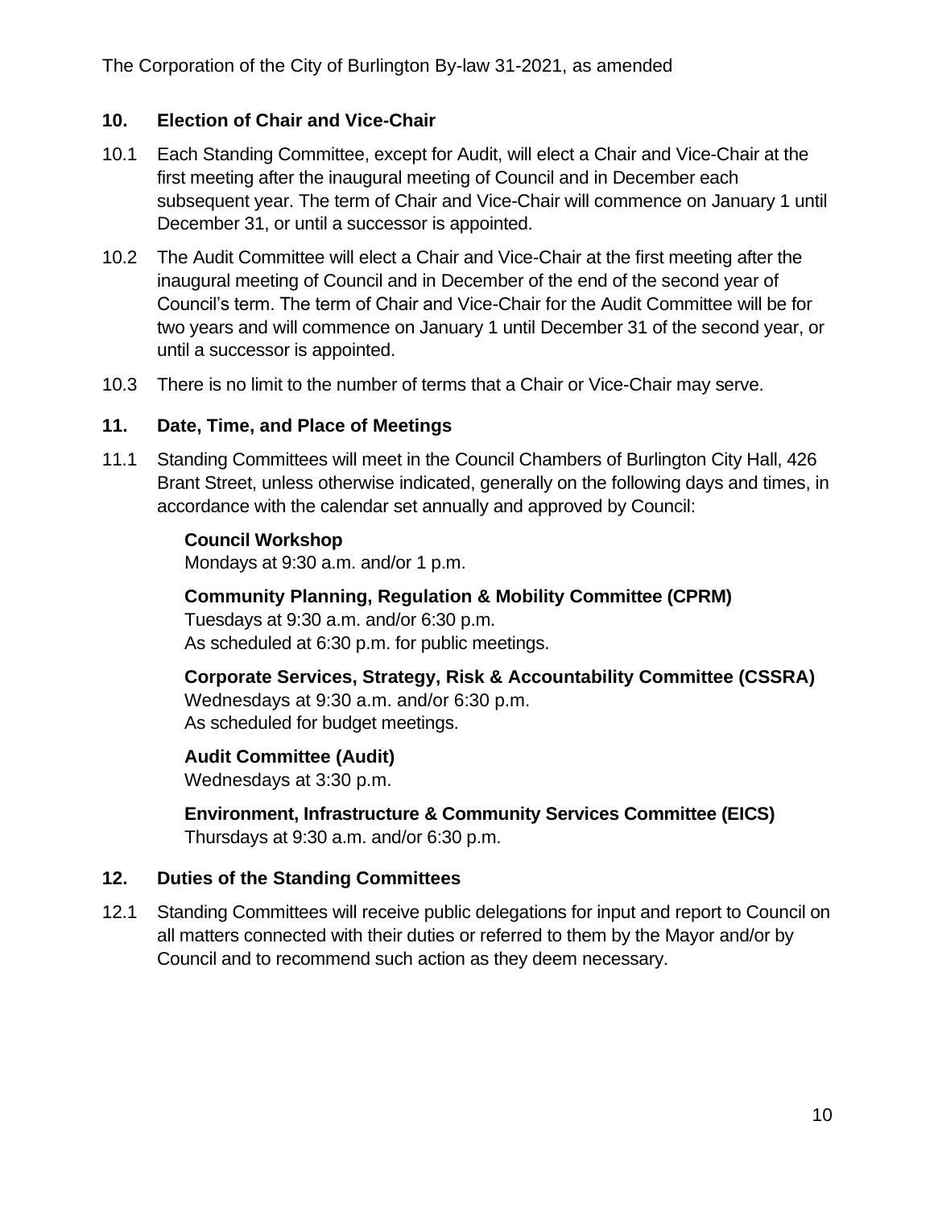## 10. Election of Chair and Vice-Chair

10.1 Each Standing Committee, except for Audit, will elect a Chair and Vice-Chair at the first meeting after the inaugural meeting of Council and in December each subsequent year. The term of Chair and Vice-Chair will commence on January 1 until December 31, or until a successor is appointed.

10.2 The Audit Committee will elect a Chair and Vice-Chair at the first meeting after the inaugural meeting of Council and in December of the end of the second year of Council's term. The term of Chair and Vice-Chair for the Audit Committee will be for two years and will commence on January 1 until December 31 of the second year, or until a successor is appointed.

10.3 There is no limit to the number of terms that a Chair or Vice-Chair may serve.

## 11. Date, Time, and Place of Meetings

11.1 Standing Committees will meet in the Council Chambers of Burlington City Hall, 426 Brant Street, unless otherwise indicated, generally on the following days and times, in accordance with the calendar set annually and approved by Council:

**Council Workshop**
Mondays at 9:30 a.m. and/or 1 p.m.

**Community Planning, Regulation & Mobility Committee (CPRM)**
Tuesdays at 9:30 a.m. and/or 6:30 p.m.
As scheduled at 6:30 p.m. for public meetings.

**Corporate Services, Strategy, Risk & Accountability Committee (CSSRA)**
Wednesdays at 9:30 a.m. and/or 6:30 p.m.
As scheduled for budget meetings.

**Audit Committee (Audit)**
Wednesdays at 3:30 p.m.

**Environment, Infrastructure & Community Services Committee (EICS)**
Thursdays at 9:30 a.m. and/or 6:30 p.m.

## 12. Duties of the Standing Committees

12.1 Standing Committees will receive public delegations for input and report to Council on all matters connected with their duties or referred to them by the Mayor and/or by Council and to recommend such action as they deem necessary.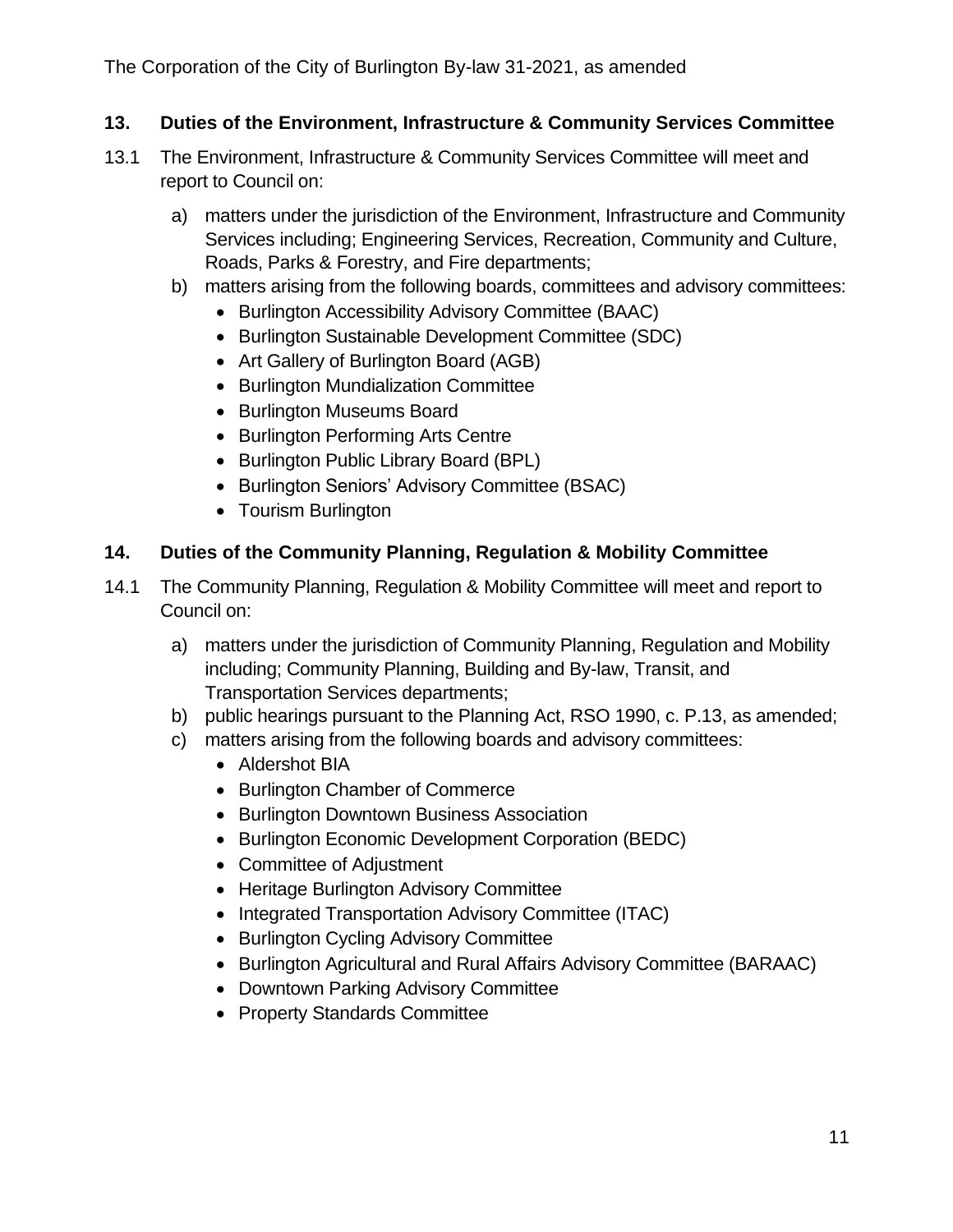## 13. Duties of the Environment, Infrastructure & Community Services Committee

13.1 The Environment, Infrastructure & Community Services Committee will meet and report to Council on:

a) matters under the jurisdiction of the Environment, Infrastructure and Community Services including; Engineering Services, Recreation, Community and Culture, Roads, Parks & Forestry, and Fire departments;

b) matters arising from the following boards, committees and advisory committees:
   - Burlington Accessibility Advisory Committee (BAAC)
   - Burlington Sustainable Development Committee (SDC)
   - Art Gallery of Burlington Board (AGB)
   - Burlington Mundialization Committee
   - Burlington Museums Board
   - Burlington Performing Arts Centre
   - Burlington Public Library Board (BPL)
   - Burlington Seniors' Advisory Committee (BSAC)
   - Tourism Burlington

## 14. Duties of the Community Planning, Regulation & Mobility Committee

14.1 The Community Planning, Regulation & Mobility Committee will meet and report to Council on:

a) matters under the jurisdiction of Community Planning, Regulation and Mobility including; Community Planning, Building and By-law, Transit, and Transportation Services departments;

b) public hearings pursuant to the Planning Act, RSO 1990, c. P.13, as amended;

c) matters arising from the following boards and advisory committees:
   - Aldershot BIA
   - Burlington Chamber of Commerce
   - Burlington Downtown Business Association
   - Burlington Economic Development Corporation (BEDC)
   - Committee of Adjustment
   - Heritage Burlington Advisory Committee
   - Integrated Transportation Advisory Committee (ITAC)
   - Burlington Cycling Advisory Committee
   - Burlington Agricultural and Rural Affairs Advisory Committee (BARAAC)
   - Downtown Parking Advisory Committee
   - Property Standards Committee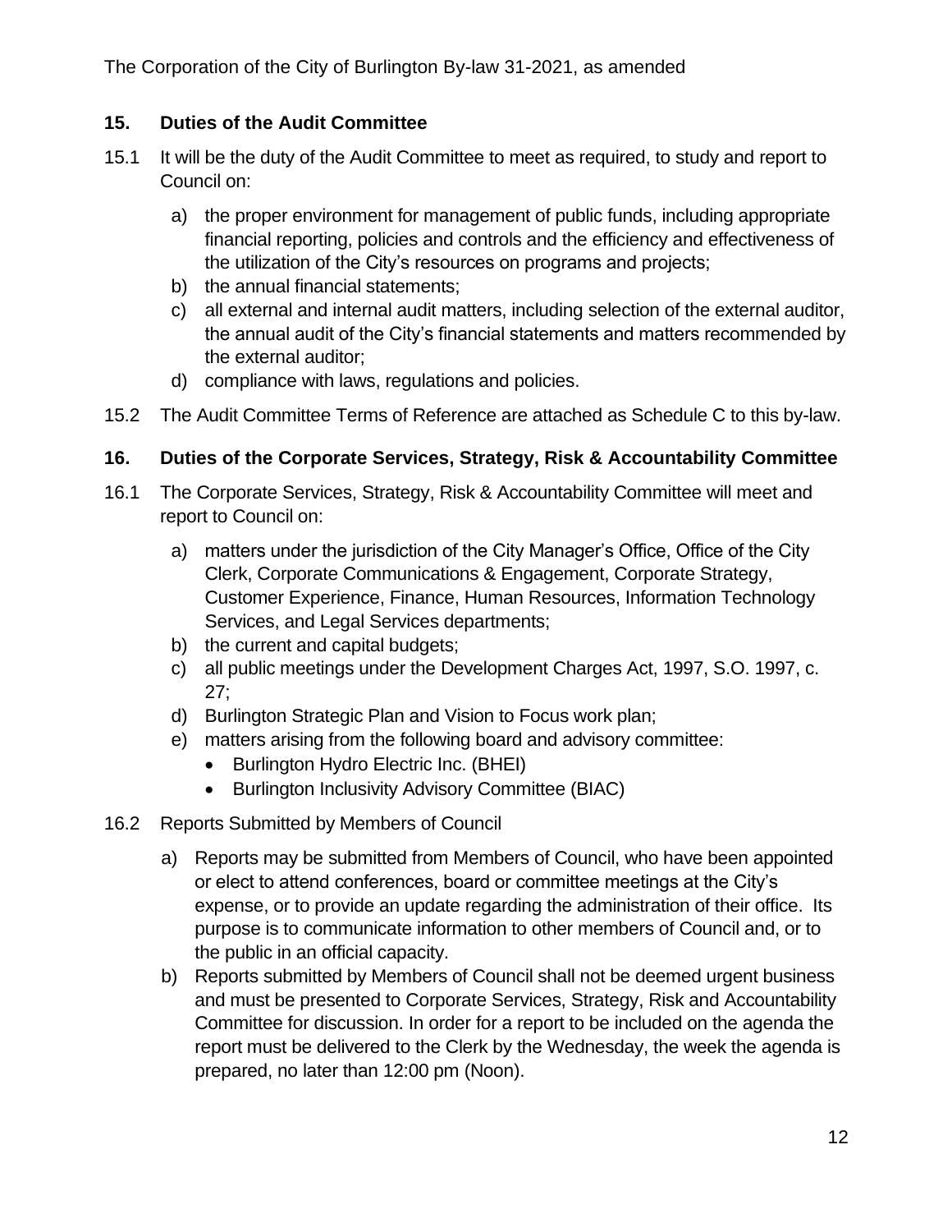## 15. Duties of the Audit Committee

15.1 It will be the duty of the Audit Committee to meet as required, to study and report to Council on:

a) the proper environment for management of public funds, including appropriate financial reporting, policies and controls and the efficiency and effectiveness of the utilization of the City's resources on programs and projects;
b) the annual financial statements;
c) all external and internal audit matters, including selection of the external auditor, the annual audit of the City's financial statements and matters recommended by the external auditor;
d) compliance with laws, regulations and policies.

15.2 The Audit Committee Terms of Reference are attached as Schedule C to this by-law.

## 16. Duties of the Corporate Services, Strategy, Risk & Accountability Committee

16.1 The Corporate Services, Strategy, Risk & Accountability Committee will meet and report to Council on:

a) matters under the jurisdiction of the City Manager's Office, Office of the City Clerk, Corporate Communications & Engagement, Corporate Strategy, Customer Experience, Finance, Human Resources, Information Technology Services, and Legal Services departments;
b) the current and capital budgets;
c) all public meetings under the Development Charges Act, 1997, S.O. 1997, c. 27;
d) Burlington Strategic Plan and Vision to Focus work plan;
e) matters arising from the following board and advisory committee:
   - Burlington Hydro Electric Inc. (BHEI)
   - Burlington Inclusivity Advisory Committee (BIAC)

16.2 Reports Submitted by Members of Council

a) Reports may be submitted from Members of Council, who have been appointed or elect to attend conferences, board or committee meetings at the City's expense, or to provide an update regarding the administration of their office. Its purpose is to communicate information to other members of Council and, or to the public in an official capacity.
b) Reports submitted by Members of Council shall not be deemed urgent business and must be presented to Corporate Services, Strategy, Risk and Accountability Committee for discussion. In order for a report to be included on the agenda the report must be delivered to the Clerk by the Wednesday, the week the agenda is prepared, no later than 12:00 pm (Noon).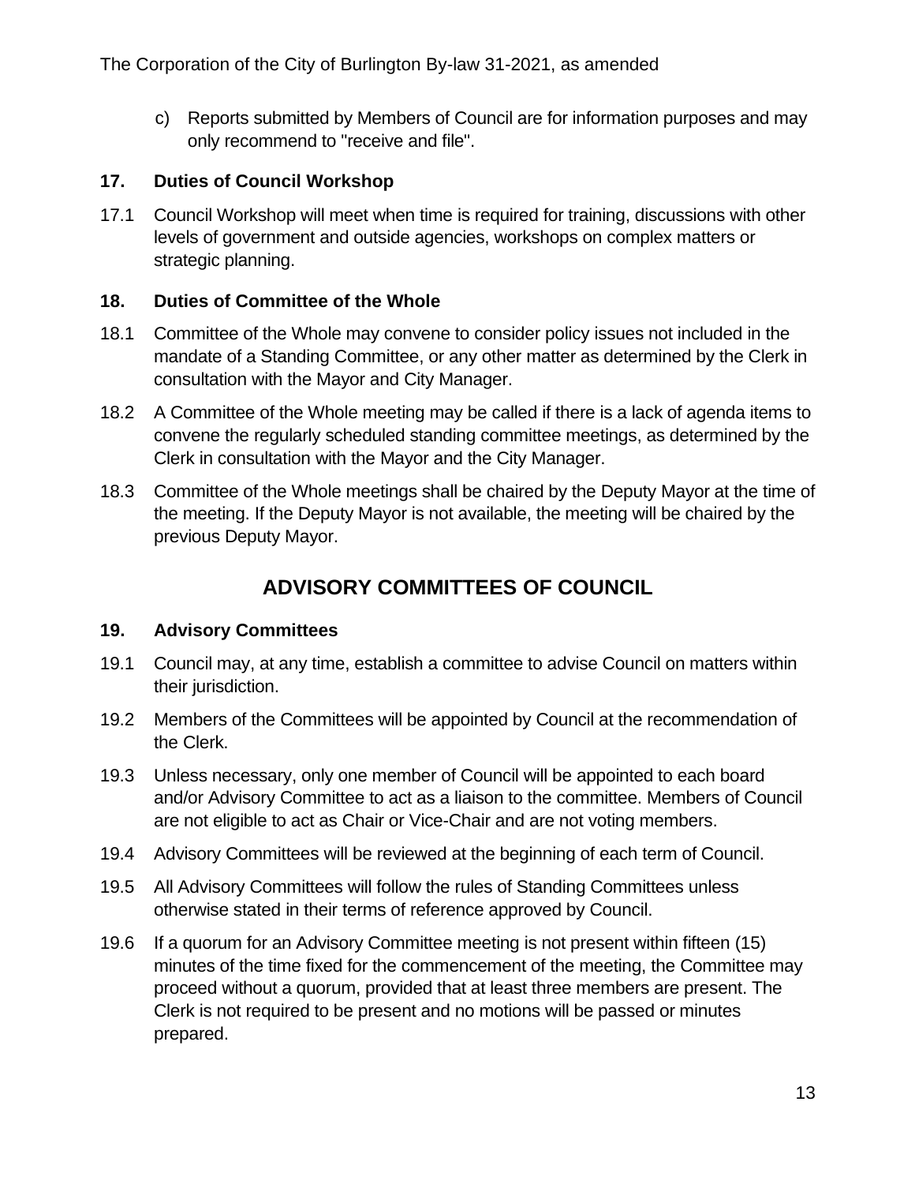c) Reports submitted by Members of Council are for information purposes and may only recommend to "receive and file".

### 17. Duties of Council Workshop

17.1 Council Workshop will meet when time is required for training, discussions with other levels of government and outside agencies, workshops on complex matters or strategic planning.

### 18. Duties of Committee of the Whole

18.1 Committee of the Whole may convene to consider policy issues not included in the mandate of a Standing Committee, or any other matter as determined by the Clerk in consultation with the Mayor and City Manager.

18.2 A Committee of the Whole meeting may be called if there is a lack of agenda items to convene the regularly scheduled standing committee meetings, as determined by the Clerk in consultation with the Mayor and the City Manager.

18.3 Committee of the Whole meetings shall be chaired by the Deputy Mayor at the time of the meeting. If the Deputy Mayor is not available, the meeting will be chaired by the previous Deputy Mayor.

## ADVISORY COMMITTEES OF COUNCIL

### 19. Advisory Committees

19.1 Council may, at any time, establish a committee to advise Council on matters within their jurisdiction.

19.2 Members of the Committees will be appointed by Council at the recommendation of the Clerk.

19.3 Unless necessary, only one member of Council will be appointed to each board and/or Advisory Committee to act as a liaison to the committee. Members of Council are not eligible to act as Chair or Vice-Chair and are not voting members.

19.4 Advisory Committees will be reviewed at the beginning of each term of Council.

19.5 All Advisory Committees will follow the rules of Standing Committees unless otherwise stated in their terms of reference approved by Council.

19.6 If a quorum for an Advisory Committee meeting is not present within fifteen (15) minutes of the time fixed for the commencement of the meeting, the Committee may proceed without a quorum, provided that at least three members are present. The Clerk is not required to be present and no motions will be passed or minutes prepared.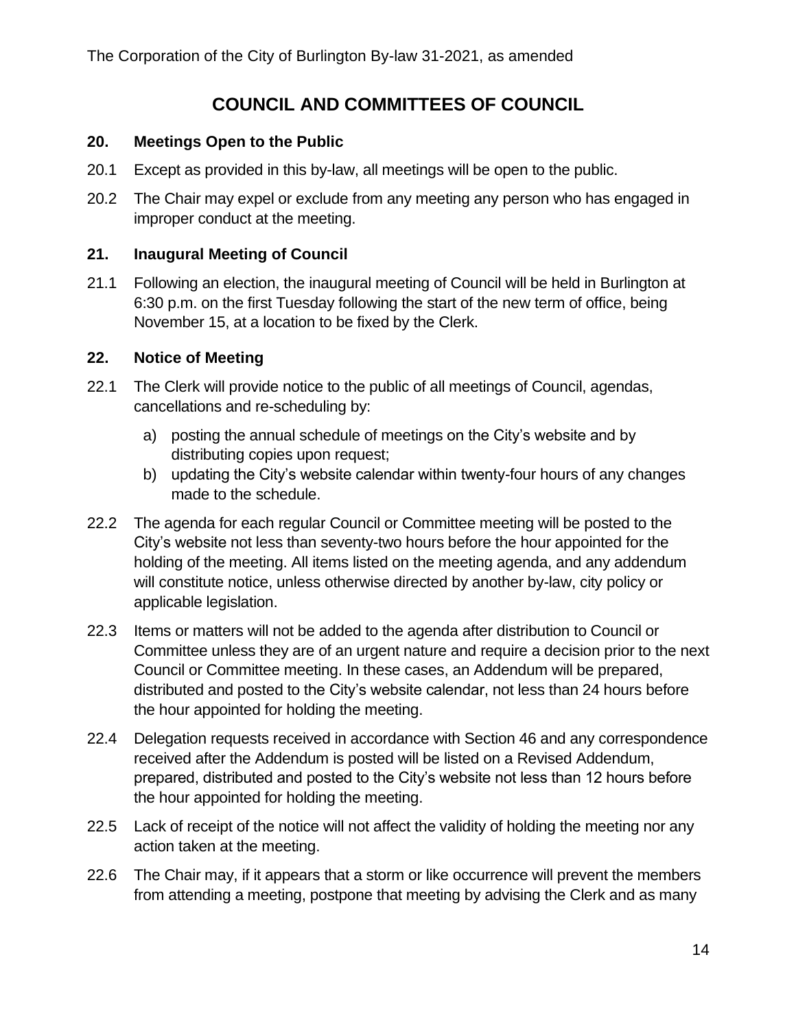## COUNCIL AND COMMITTEES OF COUNCIL

### 20. Meetings Open to the Public

20.1 Except as provided in this by-law, all meetings will be open to the public.

20.2 The Chair may expel or exclude from any meeting any person who has engaged in improper conduct at the meeting.

### 21. Inaugural Meeting of Council

21.1 Following an election, the inaugural meeting of Council will be held in Burlington at 6:30 p.m. on the first Tuesday following the start of the new term of office, being November 15, at a location to be fixed by the Clerk.

### 22. Notice of Meeting

22.1 The Clerk will provide notice to the public of all meetings of Council, agendas, cancellations and re-scheduling by:

a) posting the annual schedule of meetings on the City's website and by distributing copies upon request;
b) updating the City's website calendar within twenty-four hours of any changes made to the schedule.

22.2 The agenda for each regular Council or Committee meeting will be posted to the City's website not less than seventy-two hours before the hour appointed for the holding of the meeting. All items listed on the meeting agenda, and any addendum will constitute notice, unless otherwise directed by another by-law, city policy or applicable legislation.

22.3 Items or matters will not be added to the agenda after distribution to Council or Committee unless they are of an urgent nature and require a decision prior to the next Council or Committee meeting. In these cases, an Addendum will be prepared, distributed and posted to the City's website calendar, not less than 24 hours before the hour appointed for holding the meeting.

22.4 Delegation requests received in accordance with Section 46 and any correspondence received after the Addendum is posted will be listed on a Revised Addendum, prepared, distributed and posted to the City's website not less than 12 hours before the hour appointed for holding the meeting.

22.5 Lack of receipt of the notice will not affect the validity of holding the meeting nor any action taken at the meeting.

22.6 The Chair may, if it appears that a storm or like occurrence will prevent the members from attending a meeting, postpone that meeting by advising the Clerk and as many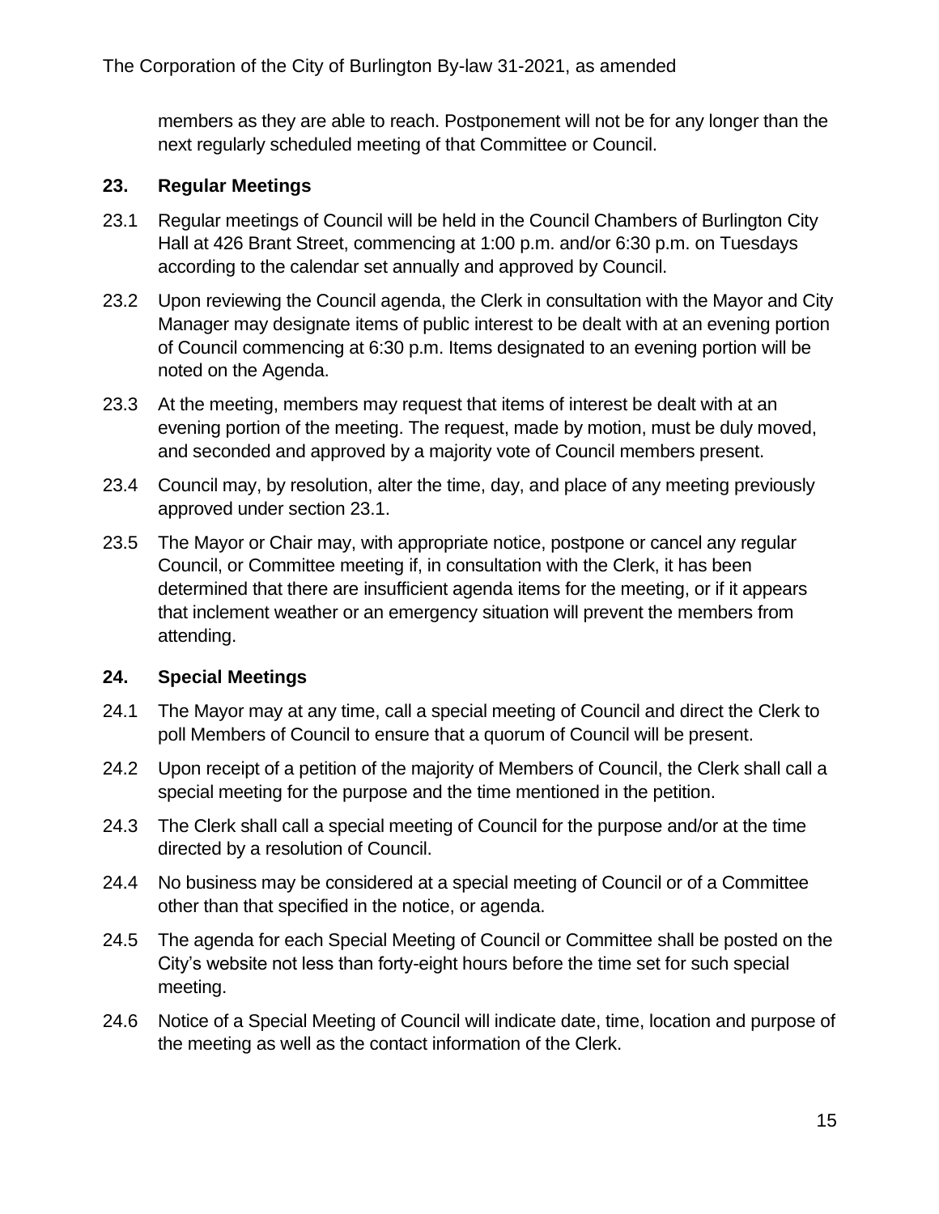members as they are able to reach. Postponement will not be for any longer than the next regularly scheduled meeting of that Committee or Council.

## 23. Regular Meetings

23.1 Regular meetings of Council will be held in the Council Chambers of Burlington City Hall at 426 Brant Street, commencing at 1:00 p.m. and/or 6:30 p.m. on Tuesdays according to the calendar set annually and approved by Council.

23.2 Upon reviewing the Council agenda, the Clerk in consultation with the Mayor and City Manager may designate items of public interest to be dealt with at an evening portion of Council commencing at 6:30 p.m. Items designated to an evening portion will be noted on the Agenda.

23.3 At the meeting, members may request that items of interest be dealt with at an evening portion of the meeting. The request, made by motion, must be duly moved, and seconded and approved by a majority vote of Council members present.

23.4 Council may, by resolution, alter the time, day, and place of any meeting previously approved under section 23.1.

23.5 The Mayor or Chair may, with appropriate notice, postpone or cancel any regular Council, or Committee meeting if, in consultation with the Clerk, it has been determined that there are insufficient agenda items for the meeting, or if it appears that inclement weather or an emergency situation will prevent the members from attending.

## 24. Special Meetings

24.1 The Mayor may at any time, call a special meeting of Council and direct the Clerk to poll Members of Council to ensure that a quorum of Council will be present.

24.2 Upon receipt of a petition of the majority of Members of Council, the Clerk shall call a special meeting for the purpose and the time mentioned in the petition.

24.3 The Clerk shall call a special meeting of Council for the purpose and/or at the time directed by a resolution of Council.

24.4 No business may be considered at a special meeting of Council or of a Committee other than that specified in the notice, or agenda.

24.5 The agenda for each Special Meeting of Council or Committee shall be posted on the City's website not less than forty-eight hours before the time set for such special meeting.

24.6 Notice of a Special Meeting of Council will indicate date, time, location and purpose of the meeting as well as the contact information of the Clerk.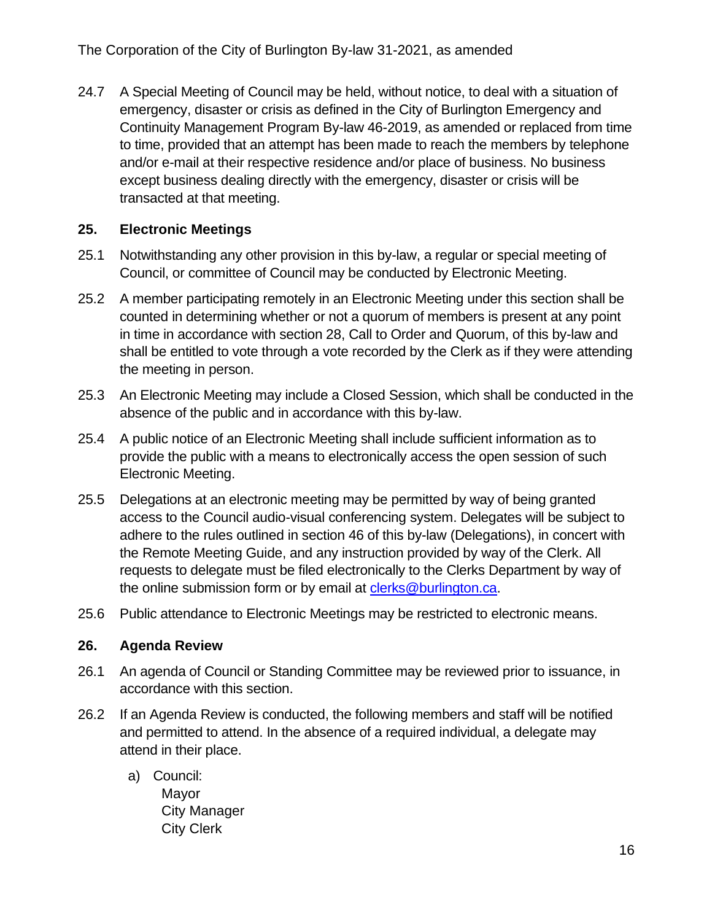24.7 A Special Meeting of Council may be held, without notice, to deal with a situation of emergency, disaster or crisis as defined in the City of Burlington Emergency and Continuity Management Program By-law 46-2019, as amended or replaced from time to time, provided that an attempt has been made to reach the members by telephone and/or e-mail at their respective residence and/or place of business. No business except business dealing directly with the emergency, disaster or crisis will be transacted at that meeting.

## 25. Electronic Meetings

25.1 Notwithstanding any other provision in this by-law, a regular or special meeting of Council, or committee of Council may be conducted by Electronic Meeting.

25.2 A member participating remotely in an Electronic Meeting under this section shall be counted in determining whether or not a quorum of members is present at any point in time in accordance with section 28, Call to Order and Quorum, of this by-law and shall be entitled to vote through a vote recorded by the Clerk as if they were attending the meeting in person.

25.3 An Electronic Meeting may include a Closed Session, which shall be conducted in the absence of the public and in accordance with this by-law.

25.4 A public notice of an Electronic Meeting shall include sufficient information as to provide the public with a means to electronically access the open session of such Electronic Meeting.

25.5 Delegations at an electronic meeting may be permitted by way of being granted access to the Council audio-visual conferencing system. Delegates will be subject to adhere to the rules outlined in section 46 of this by-law (Delegations), in concert with the Remote Meeting Guide, and any instruction provided by way of the Clerk. All requests to delegate must be filed electronically to the Clerks Department by way of the online submission form or by email at [clerks@burlington.ca](mailto:clerks@burlington.ca).

25.6 Public attendance to Electronic Meetings may be restricted to electronic means.

## 26. Agenda Review

26.1 An agenda of Council or Standing Committee may be reviewed prior to issuance, in accordance with this section.

26.2 If an Agenda Review is conducted, the following members and staff will be notified and permitted to attend. In the absence of a required individual, a delegate may attend in their place.

a) Council:
   Mayor
   City Manager
   City Clerk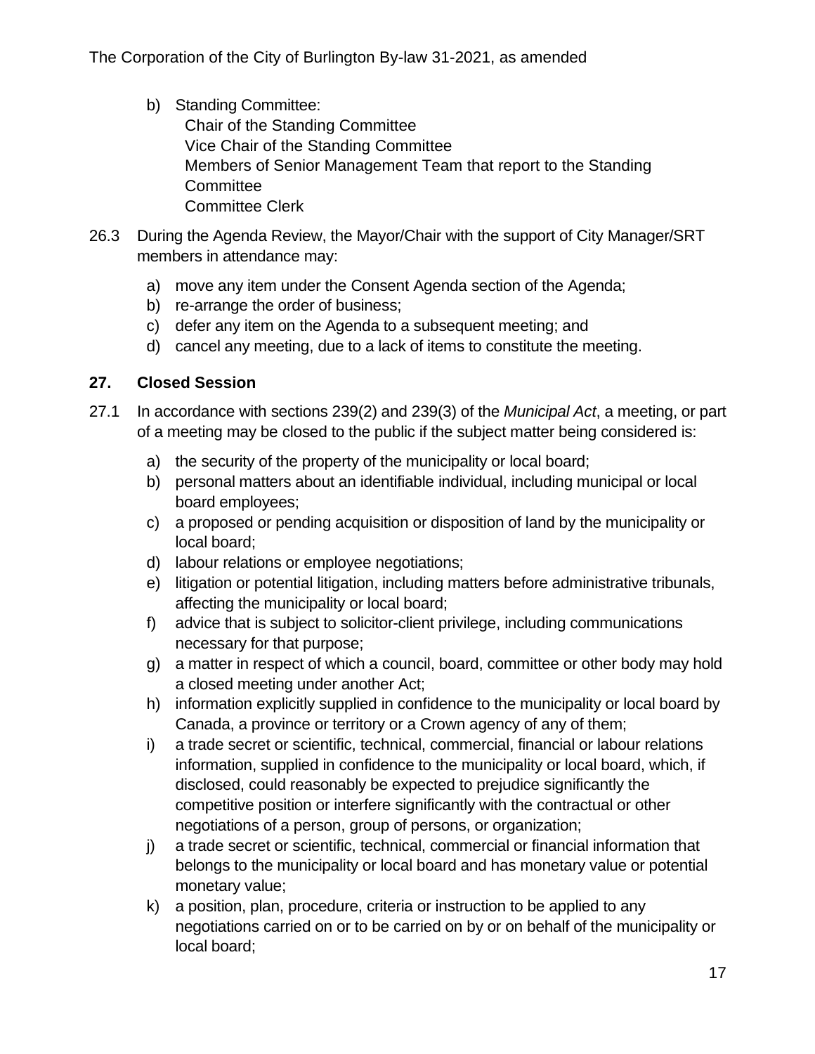b) Standing Committee:
   Chair of the Standing Committee
   Vice Chair of the Standing Committee
   Members of Senior Management Team that report to the Standing Committee
   Committee Clerk

26.3 During the Agenda Review, the Mayor/Chair with the support of City Manager/SRT members in attendance may:

a) move any item under the Consent Agenda section of the Agenda;
b) re-arrange the order of business;
c) defer any item on the Agenda to a subsequent meeting; and
d) cancel any meeting, due to a lack of items to constitute the meeting.

## 27. Closed Session

27.1 In accordance with sections 239(2) and 239(3) of the *Municipal Act*, a meeting, or part of a meeting may be closed to the public if the subject matter being considered is:

a) the security of the property of the municipality or local board;
b) personal matters about an identifiable individual, including municipal or local board employees;
c) a proposed or pending acquisition or disposition of land by the municipality or local board;
d) labour relations or employee negotiations;
e) litigation or potential litigation, including matters before administrative tribunals, affecting the municipality or local board;
f) advice that is subject to solicitor-client privilege, including communications necessary for that purpose;
g) a matter in respect of which a council, board, committee or other body may hold a closed meeting under another Act;
h) information explicitly supplied in confidence to the municipality or local board by Canada, a province or territory or a Crown agency of any of them;
i) a trade secret or scientific, technical, commercial, financial or labour relations information, supplied in confidence to the municipality or local board, which, if disclosed, could reasonably be expected to prejudice significantly the competitive position or interfere significantly with the contractual or other negotiations of a person, group of persons, or organization;
j) a trade secret or scientific, technical, commercial or financial information that belongs to the municipality or local board and has monetary value or potential monetary value;
k) a position, plan, procedure, criteria or instruction to be applied to any negotiations carried on or to be carried on by or on behalf of the municipality or local board;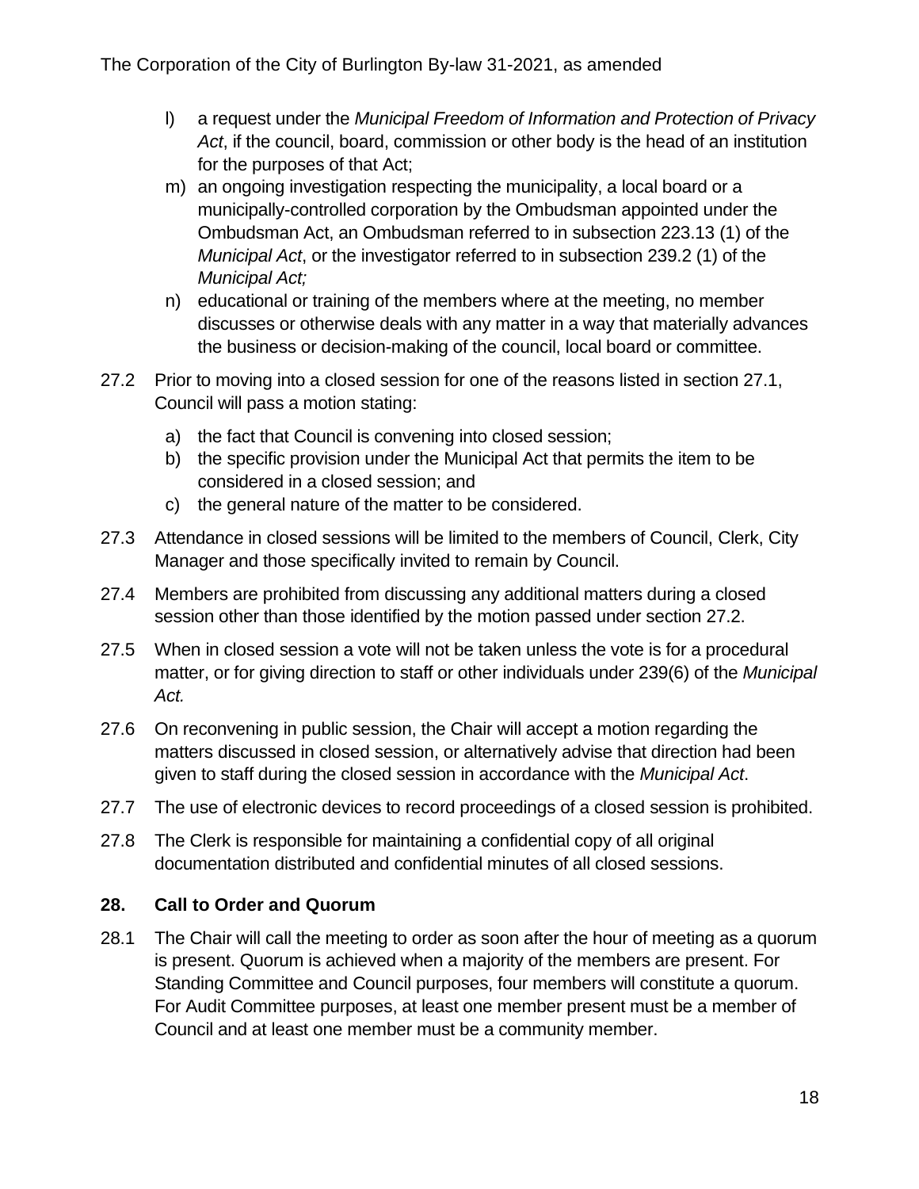l) a request under the *Municipal Freedom of Information and Protection of Privacy Act*, if the council, board, commission or other body is the head of an institution for the purposes of that Act;
m) an ongoing investigation respecting the municipality, a local board or a municipally-controlled corporation by the Ombudsman appointed under the Ombudsman Act, an Ombudsman referred to in subsection 223.13 (1) of the *Municipal Act*, or the investigator referred to in subsection 239.2 (1) of the *Municipal Act;*
n) educational or training of the members where at the meeting, no member discusses or otherwise deals with any matter in a way that materially advances the business or decision-making of the council, local board or committee.

27.2 Prior to moving into a closed session for one of the reasons listed in section 27.1, Council will pass a motion stating:

a) the fact that Council is convening into closed session;
b) the specific provision under the Municipal Act that permits the item to be considered in a closed session; and
c) the general nature of the matter to be considered.

27.3 Attendance in closed sessions will be limited to the members of Council, Clerk, City Manager and those specifically invited to remain by Council.

27.4 Members are prohibited from discussing any additional matters during a closed session other than those identified by the motion passed under section 27.2.

27.5 When in closed session a vote will not be taken unless the vote is for a procedural matter, or for giving direction to staff or other individuals under 239(6) of the *Municipal Act.*

27.6 On reconvening in public session, the Chair will accept a motion regarding the matters discussed in closed session, or alternatively advise that direction had been given to staff during the closed session in accordance with the *Municipal Act*.

27.7 The use of electronic devices to record proceedings of a closed session is prohibited.

27.8 The Clerk is responsible for maintaining a confidential copy of all original documentation distributed and confidential minutes of all closed sessions.

## 28. Call to Order and Quorum

28.1 The Chair will call the meeting to order as soon after the hour of meeting as a quorum is present. Quorum is achieved when a majority of the members are present. For Standing Committee and Council purposes, four members will constitute a quorum. For Audit Committee purposes, at least one member present must be a member of Council and at least one member must be a community member.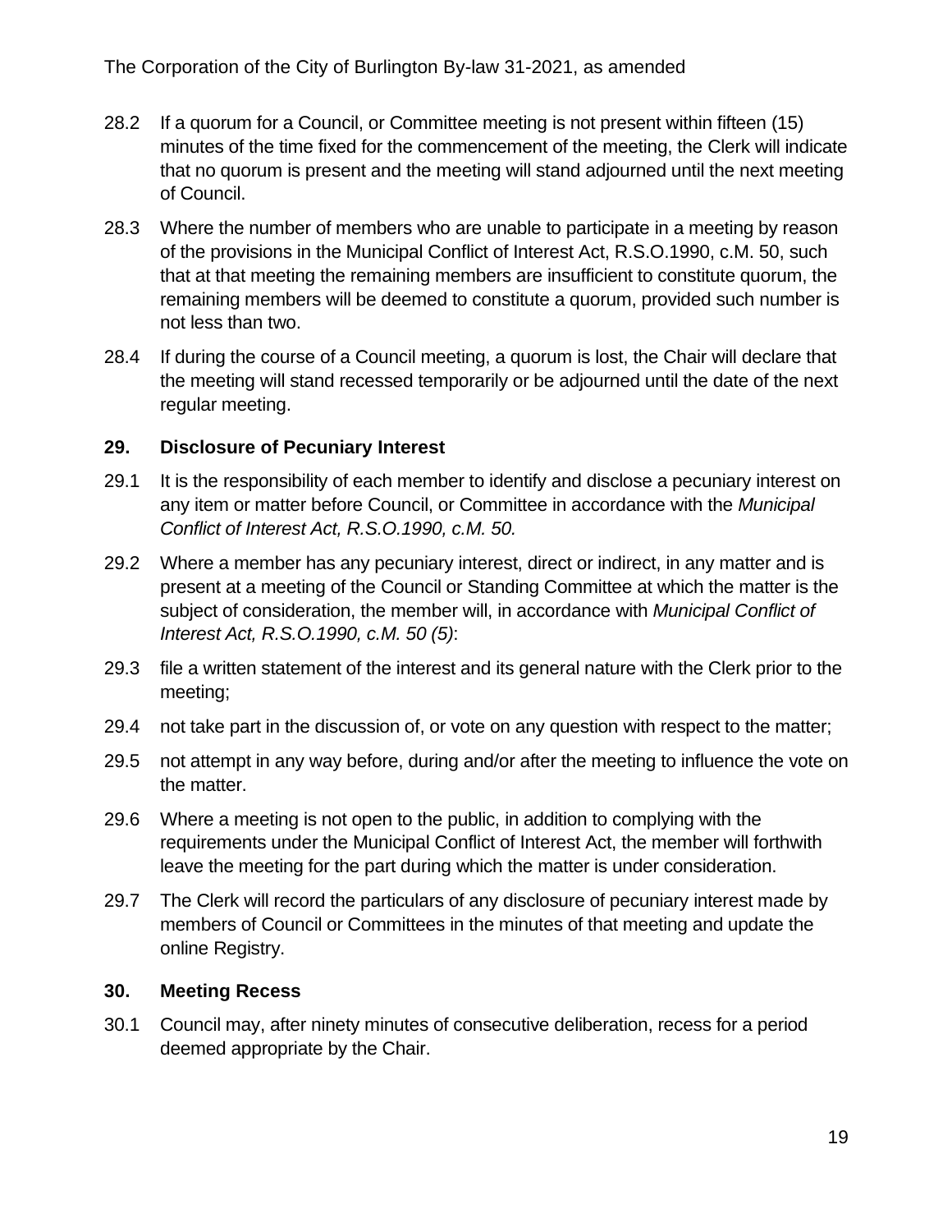28.2 If a quorum for a Council, or Committee meeting is not present within fifteen (15) minutes of the time fixed for the commencement of the meeting, the Clerk will indicate that no quorum is present and the meeting will stand adjourned until the next meeting of Council.

28.3 Where the number of members who are unable to participate in a meeting by reason of the provisions in the Municipal Conflict of Interest Act, R.S.O.1990, c.M. 50, such that at that meeting the remaining members are insufficient to constitute quorum, the remaining members will be deemed to constitute a quorum, provided such number is not less than two.

28.4 If during the course of a Council meeting, a quorum is lost, the Chair will declare that the meeting will stand recessed temporarily or be adjourned until the date of the next regular meeting.

## 29. Disclosure of Pecuniary Interest

29.1 It is the responsibility of each member to identify and disclose a pecuniary interest on any item or matter before Council, or Committee in accordance with the *Municipal Conflict of Interest Act, R.S.O.1990, c.M. 50.*

29.2 Where a member has any pecuniary interest, direct or indirect, in any matter and is present at a meeting of the Council or Standing Committee at which the matter is the subject of consideration, the member will, in accordance with *Municipal Conflict of Interest Act, R.S.O.1990, c.M. 50 (5)*:

29.3 file a written statement of the interest and its general nature with the Clerk prior to the meeting;

29.4 not take part in the discussion of, or vote on any question with respect to the matter;

29.5 not attempt in any way before, during and/or after the meeting to influence the vote on the matter.

29.6 Where a meeting is not open to the public, in addition to complying with the requirements under the Municipal Conflict of Interest Act, the member will forthwith leave the meeting for the part during which the matter is under consideration.

29.7 The Clerk will record the particulars of any disclosure of pecuniary interest made by members of Council or Committees in the minutes of that meeting and update the online Registry.

## 30. Meeting Recess

30.1 Council may, after ninety minutes of consecutive deliberation, recess for a period deemed appropriate by the Chair.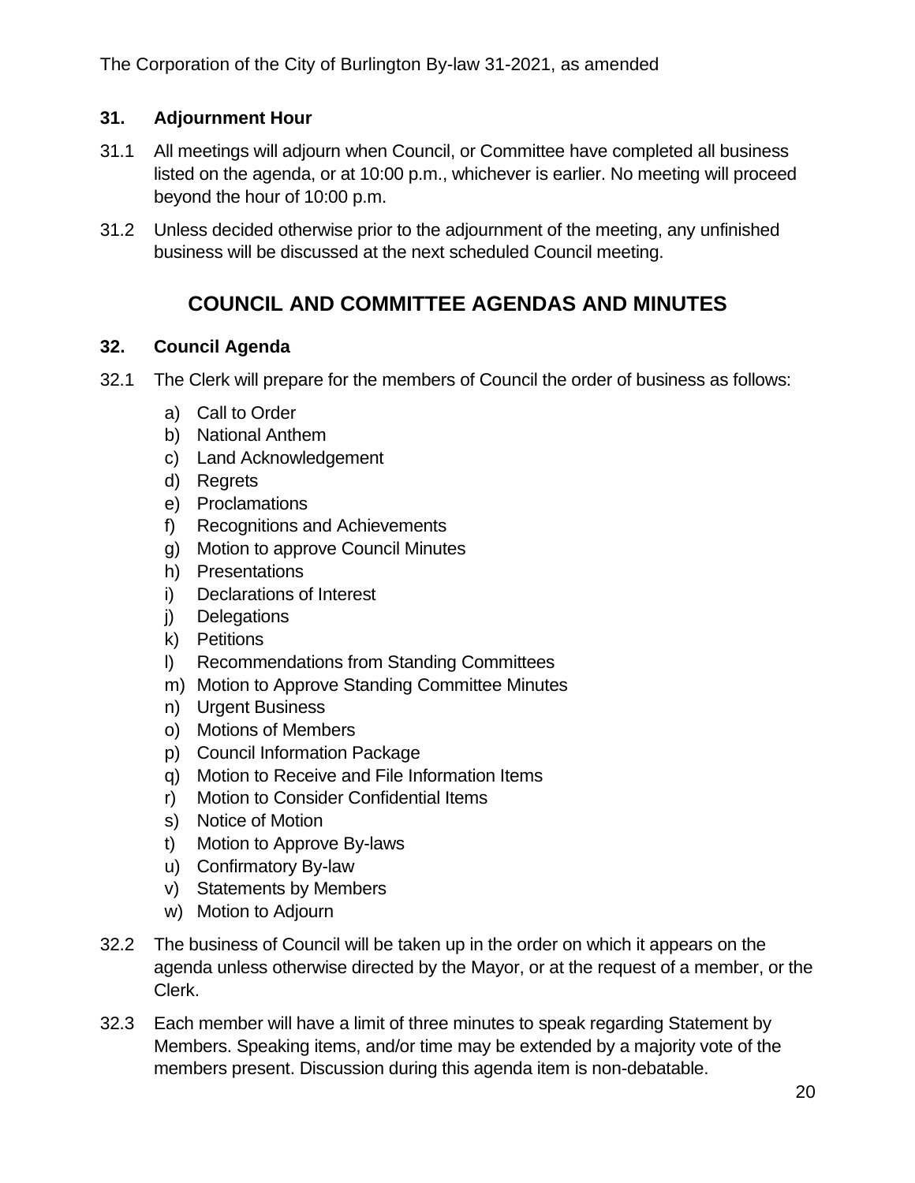### 31. Adjournment Hour

31.1 All meetings will adjourn when Council, or Committee have completed all business listed on the agenda, or at 10:00 p.m., whichever is earlier. No meeting will proceed beyond the hour of 10:00 p.m.

31.2 Unless decided otherwise prior to the adjournment of the meeting, any unfinished business will be discussed at the next scheduled Council meeting.

## COUNCIL AND COMMITTEE AGENDAS AND MINUTES

### 32. Council Agenda

32.1 The Clerk will prepare for the members of Council the order of business as follows:

a) Call to Order
b) National Anthem
c) Land Acknowledgement
d) Regrets
e) Proclamations
f) Recognitions and Achievements
g) Motion to approve Council Minutes
h) Presentations
i) Declarations of Interest
j) Delegations
k) Petitions
l) Recommendations from Standing Committees
m) Motion to Approve Standing Committee Minutes
n) Urgent Business
o) Motions of Members
p) Council Information Package
q) Motion to Receive and File Information Items
r) Motion to Consider Confidential Items
s) Notice of Motion
t) Motion to Approve By-laws
u) Confirmatory By-law
v) Statements by Members
w) Motion to Adjourn

32.2 The business of Council will be taken up in the order on which it appears on the agenda unless otherwise directed by the Mayor, or at the request of a member, or the Clerk.

32.3 Each member will have a limit of three minutes to speak regarding Statement by Members. Speaking items, and/or time may be extended by a majority vote of the members present. Discussion during this agenda item is non-debatable.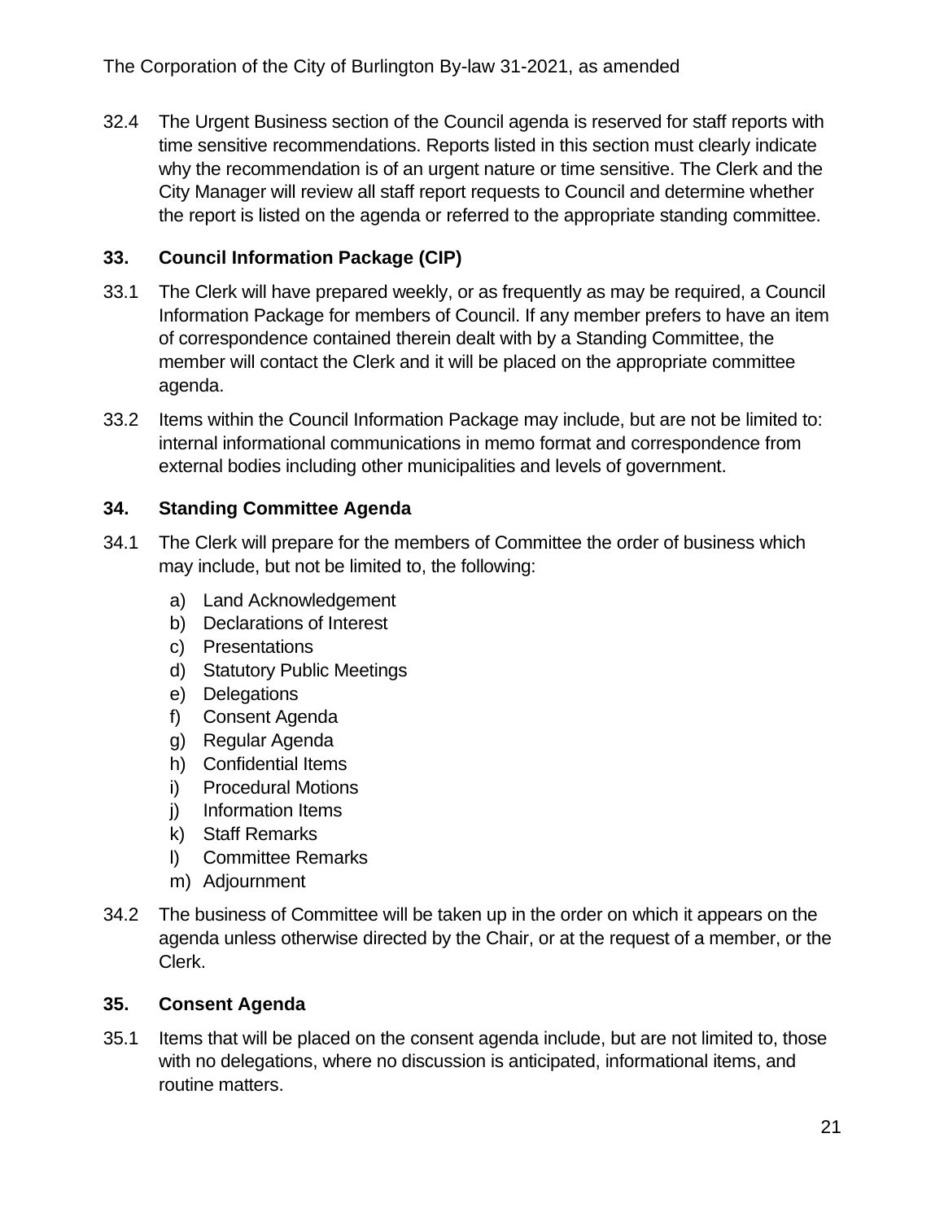32.4 The Urgent Business section of the Council agenda is reserved for staff reports with time sensitive recommendations. Reports listed in this section must clearly indicate why the recommendation is of an urgent nature or time sensitive. The Clerk and the City Manager will review all staff report requests to Council and determine whether the report is listed on the agenda or referred to the appropriate standing committee.

## 33. Council Information Package (CIP)

33.1 The Clerk will have prepared weekly, or as frequently as may be required, a Council Information Package for members of Council. If any member prefers to have an item of correspondence contained therein dealt with by a Standing Committee, the member will contact the Clerk and it will be placed on the appropriate committee agenda.

33.2 Items within the Council Information Package may include, but are not be limited to: internal informational communications in memo format and correspondence from external bodies including other municipalities and levels of government.

## 34. Standing Committee Agenda

34.1 The Clerk will prepare for the members of Committee the order of business which may include, but not be limited to, the following:

a) Land Acknowledgement
b) Declarations of Interest
c) Presentations
d) Statutory Public Meetings
e) Delegations
f) Consent Agenda
g) Regular Agenda
h) Confidential Items
i) Procedural Motions
j) Information Items
k) Staff Remarks
l) Committee Remarks
m) Adjournment

34.2 The business of Committee will be taken up in the order on which it appears on the agenda unless otherwise directed by the Chair, or at the request of a member, or the Clerk.

## 35. Consent Agenda

35.1 Items that will be placed on the consent agenda include, but are not limited to, those with no delegations, where no discussion is anticipated, informational items, and routine matters.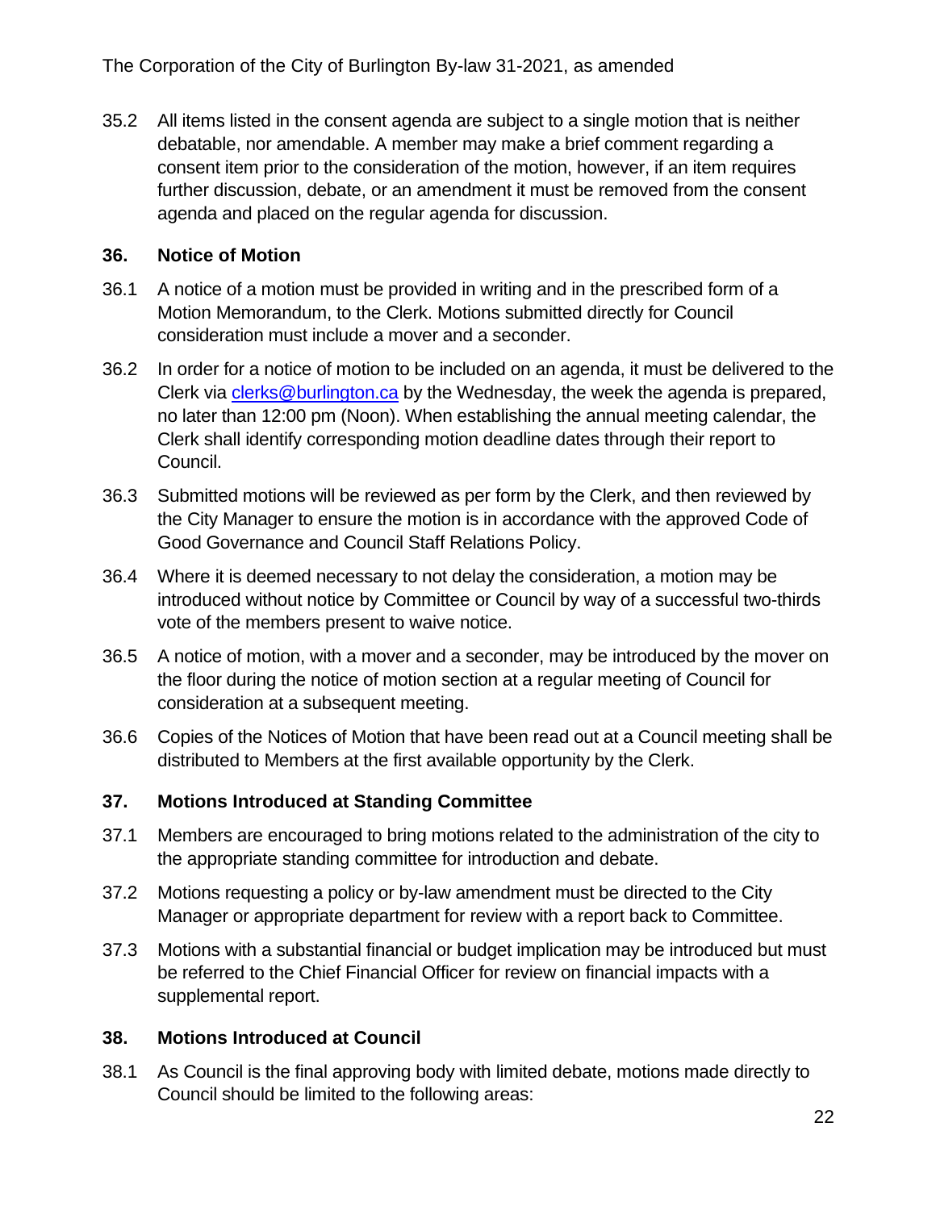35.2 All items listed in the consent agenda are subject to a single motion that is neither debatable, nor amendable. A member may make a brief comment regarding a consent item prior to the consideration of the motion, however, if an item requires further discussion, debate, or an amendment it must be removed from the consent agenda and placed on the regular agenda for discussion.

## 36. Notice of Motion

36.1 A notice of a motion must be provided in writing and in the prescribed form of a Motion Memorandum, to the Clerk. Motions submitted directly for Council consideration must include a mover and a seconder.

36.2 In order for a notice of motion to be included on an agenda, it must be delivered to the Clerk via clerks@burlington.ca by the Wednesday, the week the agenda is prepared, no later than 12:00 pm (Noon). When establishing the annual meeting calendar, the Clerk shall identify corresponding motion deadline dates through their report to Council.

36.3 Submitted motions will be reviewed as per form by the Clerk, and then reviewed by the City Manager to ensure the motion is in accordance with the approved Code of Good Governance and Council Staff Relations Policy.

36.4 Where it is deemed necessary to not delay the consideration, a motion may be introduced without notice by Committee or Council by way of a successful two-thirds vote of the members present to waive notice.

36.5 A notice of motion, with a mover and a seconder, may be introduced by the mover on the floor during the notice of motion section at a regular meeting of Council for consideration at a subsequent meeting.

36.6 Copies of the Notices of Motion that have been read out at a Council meeting shall be distributed to Members at the first available opportunity by the Clerk.

## 37. Motions Introduced at Standing Committee

37.1 Members are encouraged to bring motions related to the administration of the city to the appropriate standing committee for introduction and debate.

37.2 Motions requesting a policy or by-law amendment must be directed to the City Manager or appropriate department for review with a report back to Committee.

37.3 Motions with a substantial financial or budget implication may be introduced but must be referred to the Chief Financial Officer for review on financial impacts with a supplemental report.

## 38. Motions Introduced at Council

38.1 As Council is the final approving body with limited debate, motions made directly to Council should be limited to the following areas: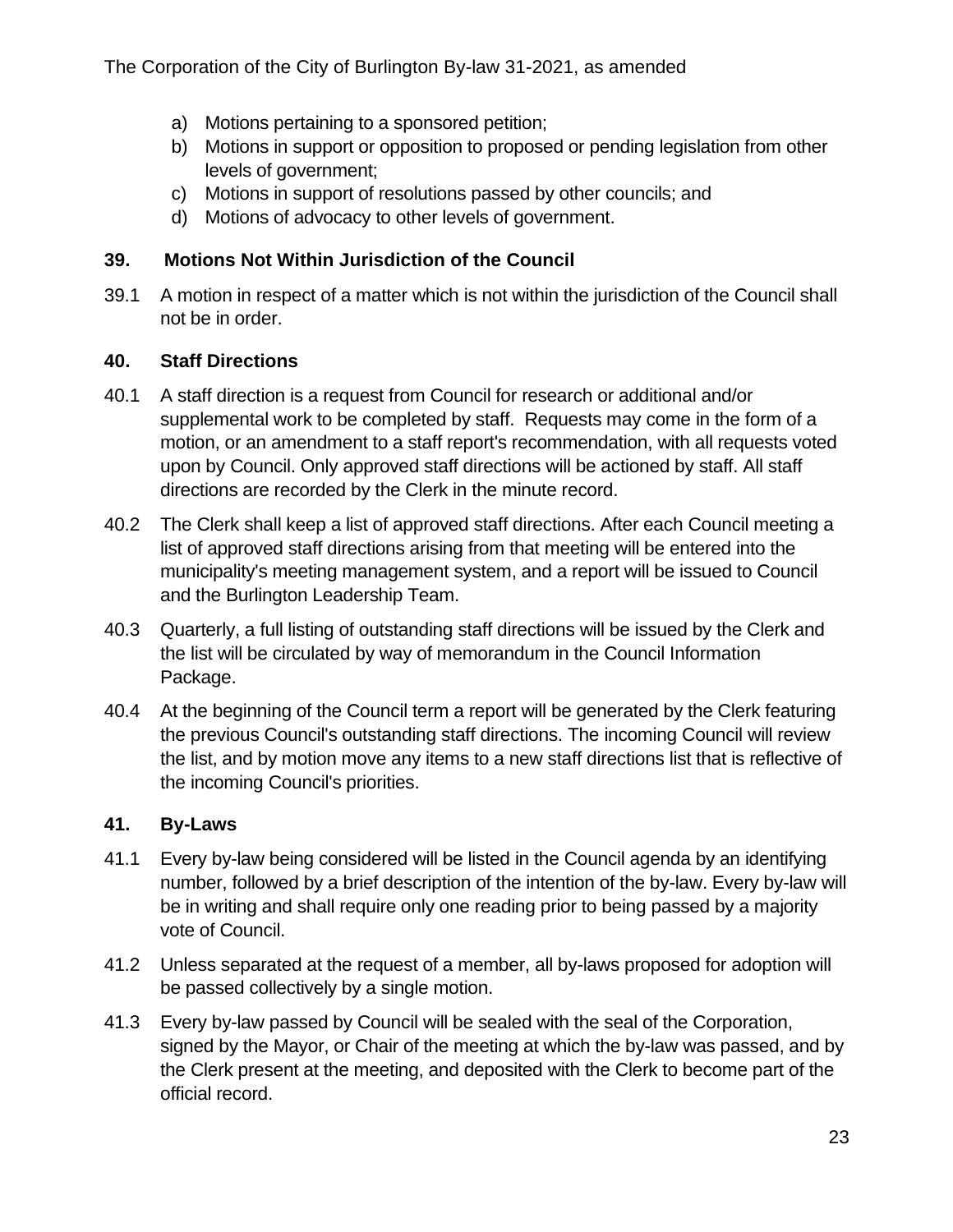a) Motions pertaining to a sponsored petition;
b) Motions in support or opposition to proposed or pending legislation from other levels of government;
c) Motions in support of resolutions passed by other councils; and
d) Motions of advocacy to other levels of government.

## 39. Motions Not Within Jurisdiction of the Council

39.1 A motion in respect of a matter which is not within the jurisdiction of the Council shall not be in order.

## 40. Staff Directions

40.1 A staff direction is a request from Council for research or additional and/or supplemental work to be completed by staff. Requests may come in the form of a motion, or an amendment to a staff report's recommendation, with all requests voted upon by Council. Only approved staff directions will be actioned by staff. All staff directions are recorded by the Clerk in the minute record.

40.2 The Clerk shall keep a list of approved staff directions. After each Council meeting a list of approved staff directions arising from that meeting will be entered into the municipality's meeting management system, and a report will be issued to Council and the Burlington Leadership Team.

40.3 Quarterly, a full listing of outstanding staff directions will be issued by the Clerk and the list will be circulated by way of memorandum in the Council Information Package.

40.4 At the beginning of the Council term a report will be generated by the Clerk featuring the previous Council's outstanding staff directions. The incoming Council will review the list, and by motion move any items to a new staff directions list that is reflective of the incoming Council's priorities.

## 41. By-Laws

41.1 Every by-law being considered will be listed in the Council agenda by an identifying number, followed by a brief description of the intention of the by-law. Every by-law will be in writing and shall require only one reading prior to being passed by a majority vote of Council.

41.2 Unless separated at the request of a member, all by-laws proposed for adoption will be passed collectively by a single motion.

41.3 Every by-law passed by Council will be sealed with the seal of the Corporation, signed by the Mayor, or Chair of the meeting at which the by-law was passed, and by the Clerk present at the meeting, and deposited with the Clerk to become part of the official record.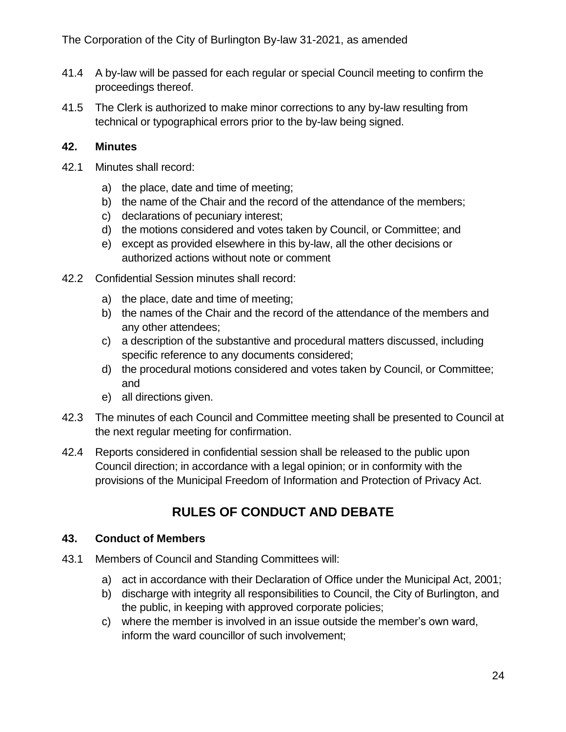41.4 A by-law will be passed for each regular or special Council meeting to confirm the proceedings thereof.

41.5 The Clerk is authorized to make minor corrections to any by-law resulting from technical or typographical errors prior to the by-law being signed.

### 42. Minutes

42.1 Minutes shall record:

a) the place, date and time of meeting;
b) the name of the Chair and the record of the attendance of the members;
c) declarations of pecuniary interest;
d) the motions considered and votes taken by Council, or Committee; and
e) except as provided elsewhere in this by-law, all the other decisions or authorized actions without note or comment

42.2 Confidential Session minutes shall record:

a) the place, date and time of meeting;
b) the names of the Chair and the record of the attendance of the members and any other attendees;
c) a description of the substantive and procedural matters discussed, including specific reference to any documents considered;
d) the procedural motions considered and votes taken by Council, or Committee; and
e) all directions given.

42.3 The minutes of each Council and Committee meeting shall be presented to Council at the next regular meeting for confirmation.

42.4 Reports considered in confidential session shall be released to the public upon Council direction; in accordance with a legal opinion; or in conformity with the provisions of the Municipal Freedom of Information and Protection of Privacy Act.

## RULES OF CONDUCT AND DEBATE

### 43. Conduct of Members

43.1 Members of Council and Standing Committees will:

a) act in accordance with their Declaration of Office under the Municipal Act, 2001;
b) discharge with integrity all responsibilities to Council, the City of Burlington, and the public, in keeping with approved corporate policies;
c) where the member is involved in an issue outside the member's own ward, inform the ward councillor of such involvement;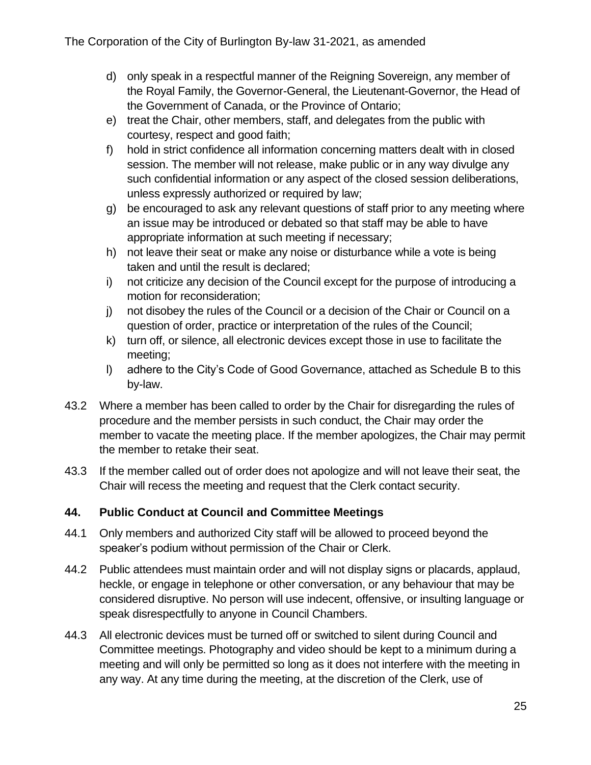d) only speak in a respectful manner of the Reigning Sovereign, any member of the Royal Family, the Governor-General, the Lieutenant-Governor, the Head of the Government of Canada, or the Province of Ontario;

e) treat the Chair, other members, staff, and delegates from the public with courtesy, respect and good faith;

f) hold in strict confidence all information concerning matters dealt with in closed session. The member will not release, make public or in any way divulge any such confidential information or any aspect of the closed session deliberations, unless expressly authorized or required by law;

g) be encouraged to ask any relevant questions of staff prior to any meeting where an issue may be introduced or debated so that staff may be able to have appropriate information at such meeting if necessary;

h) not leave their seat or make any noise or disturbance while a vote is being taken and until the result is declared;

i) not criticize any decision of the Council except for the purpose of introducing a motion for reconsideration;

j) not disobey the rules of the Council or a decision of the Chair or Council on a question of order, practice or interpretation of the rules of the Council;

k) turn off, or silence, all electronic devices except those in use to facilitate the meeting;

l) adhere to the City's Code of Good Governance, attached as Schedule B to this by-law.

43.2 Where a member has been called to order by the Chair for disregarding the rules of procedure and the member persists in such conduct, the Chair may order the member to vacate the meeting place. If the member apologizes, the Chair may permit the member to retake their seat.

43.3 If the member called out of order does not apologize and will not leave their seat, the Chair will recess the meeting and request that the Clerk contact security.

## 44. Public Conduct at Council and Committee Meetings

44.1 Only members and authorized City staff will be allowed to proceed beyond the speaker's podium without permission of the Chair or Clerk.

44.2 Public attendees must maintain order and will not display signs or placards, applaud, heckle, or engage in telephone or other conversation, or any behaviour that may be considered disruptive. No person will use indecent, offensive, or insulting language or speak disrespectfully to anyone in Council Chambers.

44.3 All electronic devices must be turned off or switched to silent during Council and Committee meetings. Photography and video should be kept to a minimum during a meeting and will only be permitted so long as it does not interfere with the meeting in any way. At any time during the meeting, at the discretion of the Clerk, use of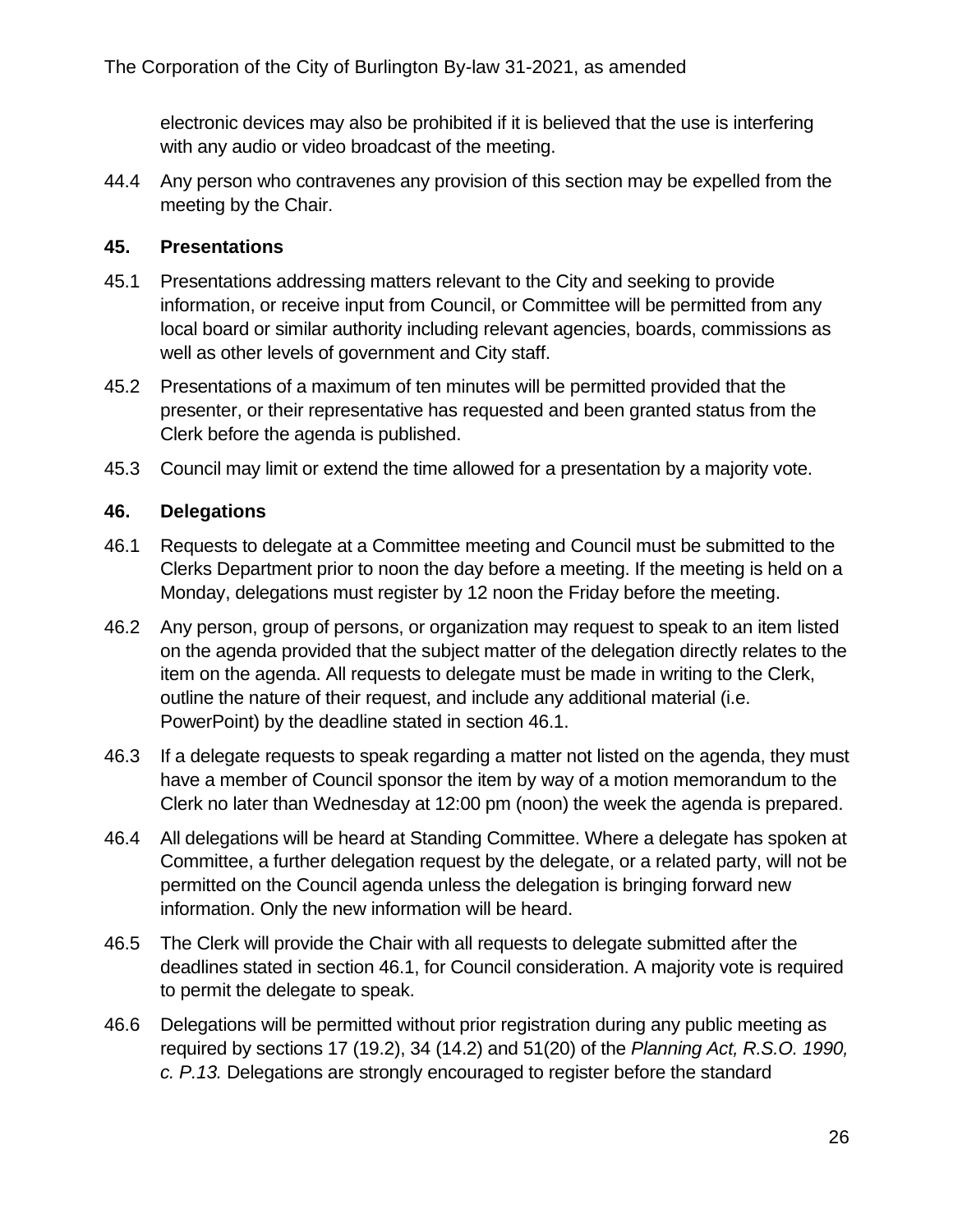electronic devices may also be prohibited if it is believed that the use is interfering with any audio or video broadcast of the meeting.

44.4 Any person who contravenes any provision of this section may be expelled from the meeting by the Chair.

## 45. Presentations

45.1 Presentations addressing matters relevant to the City and seeking to provide information, or receive input from Council, or Committee will be permitted from any local board or similar authority including relevant agencies, boards, commissions as well as other levels of government and City staff.

45.2 Presentations of a maximum of ten minutes will be permitted provided that the presenter, or their representative has requested and been granted status from the Clerk before the agenda is published.

45.3 Council may limit or extend the time allowed for a presentation by a majority vote.

## 46. Delegations

46.1 Requests to delegate at a Committee meeting and Council must be submitted to the Clerks Department prior to noon the day before a meeting. If the meeting is held on a Monday, delegations must register by 12 noon the Friday before the meeting.

46.2 Any person, group of persons, or organization may request to speak to an item listed on the agenda provided that the subject matter of the delegation directly relates to the item on the agenda. All requests to delegate must be made in writing to the Clerk, outline the nature of their request, and include any additional material (i.e. PowerPoint) by the deadline stated in section 46.1.

46.3 If a delegate requests to speak regarding a matter not listed on the agenda, they must have a member of Council sponsor the item by way of a motion memorandum to the Clerk no later than Wednesday at 12:00 pm (noon) the week the agenda is prepared.

46.4 All delegations will be heard at Standing Committee. Where a delegate has spoken at Committee, a further delegation request by the delegate, or a related party, will not be permitted on the Council agenda unless the delegation is bringing forward new information. Only the new information will be heard.

46.5 The Clerk will provide the Chair with all requests to delegate submitted after the deadlines stated in section 46.1, for Council consideration. A majority vote is required to permit the delegate to speak.

46.6 Delegations will be permitted without prior registration during any public meeting as required by sections 17 (19.2), 34 (14.2) and 51(20) of the *Planning Act, R.S.O. 1990, c. P.13.* Delegations are strongly encouraged to register before the standard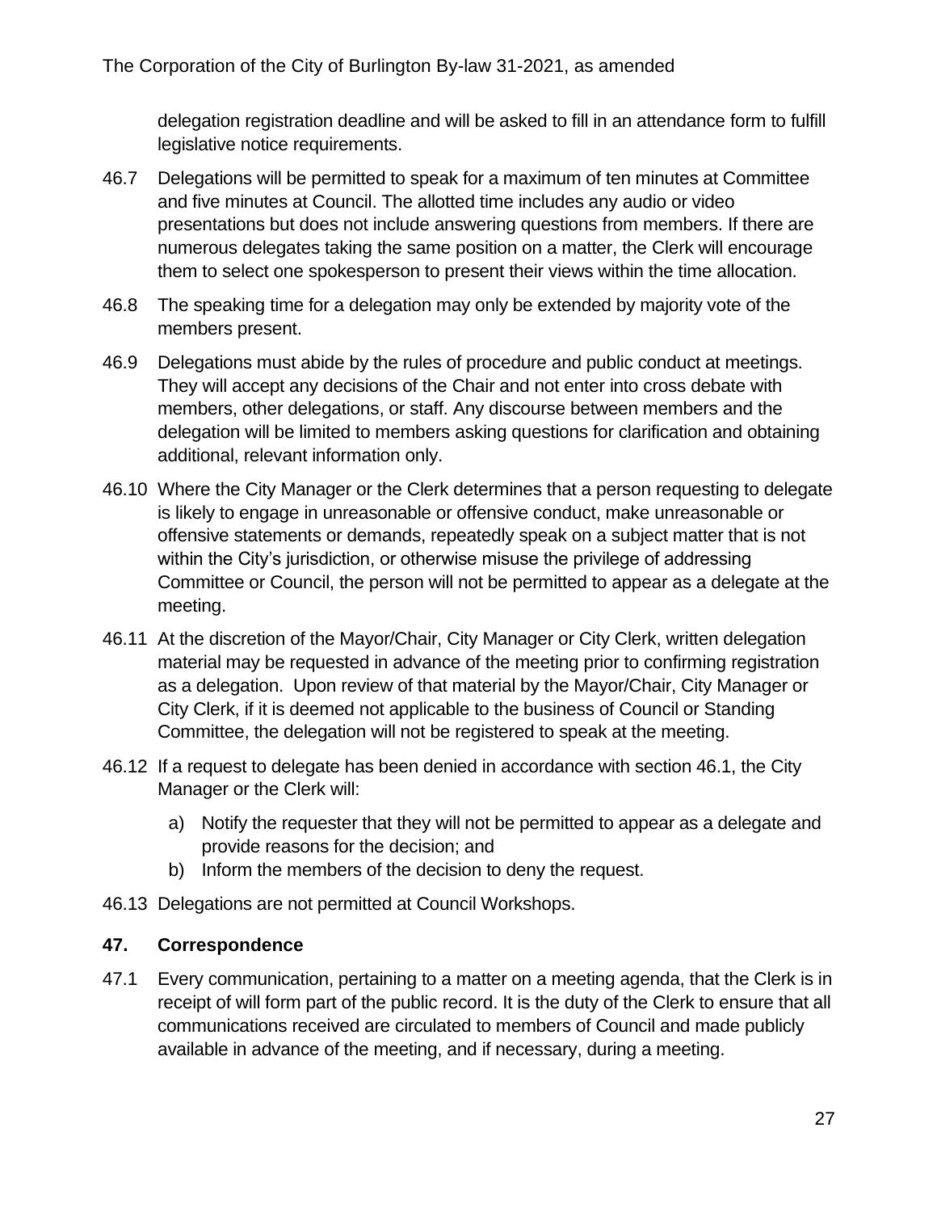delegation registration deadline and will be asked to fill in an attendance form to fulfill legislative notice requirements.

46.7 Delegations will be permitted to speak for a maximum of ten minutes at Committee and five minutes at Council. The allotted time includes any audio or video presentations but does not include answering questions from members. If there are numerous delegates taking the same position on a matter, the Clerk will encourage them to select one spokesperson to present their views within the time allocation.

46.8 The speaking time for a delegation may only be extended by majority vote of the members present.

46.9 Delegations must abide by the rules of procedure and public conduct at meetings. They will accept any decisions of the Chair and not enter into cross debate with members, other delegations, or staff. Any discourse between members and the delegation will be limited to members asking questions for clarification and obtaining additional, relevant information only.

46.10 Where the City Manager or the Clerk determines that a person requesting to delegate is likely to engage in unreasonable or offensive conduct, make unreasonable or offensive statements or demands, repeatedly speak on a subject matter that is not within the City's jurisdiction, or otherwise misuse the privilege of addressing Committee or Council, the person will not be permitted to appear as a delegate at the meeting.

46.11 At the discretion of the Mayor/Chair, City Manager or City Clerk, written delegation material may be requested in advance of the meeting prior to confirming registration as a delegation. Upon review of that material by the Mayor/Chair, City Manager or City Clerk, if it is deemed not applicable to the business of Council or Standing Committee, the delegation will not be registered to speak at the meeting.

46.12 If a request to delegate has been denied in accordance with section 46.1, the City Manager or the Clerk will:

a) Notify the requester that they will not be permitted to appear as a delegate and provide reasons for the decision; and
b) Inform the members of the decision to deny the request.

46.13 Delegations are not permitted at Council Workshops.

## 47. Correspondence

47.1 Every communication, pertaining to a matter on a meeting agenda, that the Clerk is in receipt of will form part of the public record. It is the duty of the Clerk to ensure that all communications received are circulated to members of Council and made publicly available in advance of the meeting, and if necessary, during a meeting.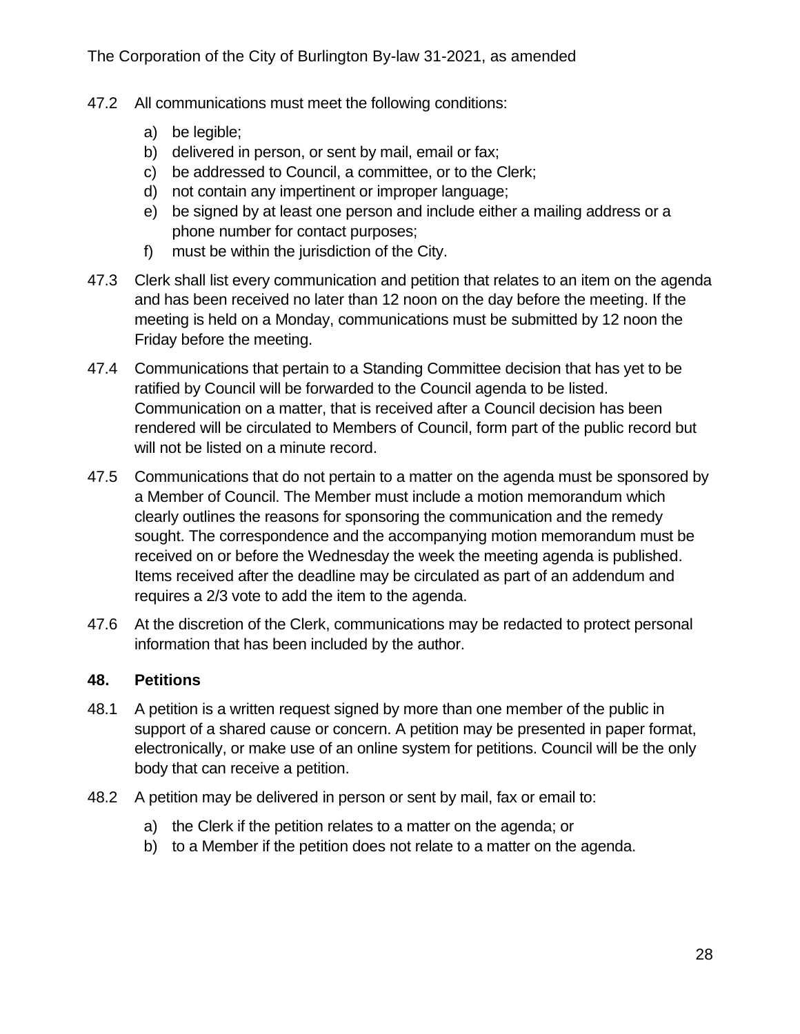47.2 All communications must meet the following conditions:

a) be legible;
b) delivered in person, or sent by mail, email or fax;
c) be addressed to Council, a committee, or to the Clerk;
d) not contain any impertinent or improper language;
e) be signed by at least one person and include either a mailing address or a phone number for contact purposes;
f) must be within the jurisdiction of the City.

47.3 Clerk shall list every communication and petition that relates to an item on the agenda and has been received no later than 12 noon on the day before the meeting. If the meeting is held on a Monday, communications must be submitted by 12 noon the Friday before the meeting.

47.4 Communications that pertain to a Standing Committee decision that has yet to be ratified by Council will be forwarded to the Council agenda to be listed. Communication on a matter, that is received after a Council decision has been rendered will be circulated to Members of Council, form part of the public record but will not be listed on a minute record.

47.5 Communications that do not pertain to a matter on the agenda must be sponsored by a Member of Council. The Member must include a motion memorandum which clearly outlines the reasons for sponsoring the communication and the remedy sought. The correspondence and the accompanying motion memorandum must be received on or before the Wednesday the week the meeting agenda is published. Items received after the deadline may be circulated as part of an addendum and requires a 2/3 vote to add the item to the agenda.

47.6 At the discretion of the Clerk, communications may be redacted to protect personal information that has been included by the author.

## 48. Petitions

48.1 A petition is a written request signed by more than one member of the public in support of a shared cause or concern. A petition may be presented in paper format, electronically, or make use of an online system for petitions. Council will be the only body that can receive a petition.

48.2 A petition may be delivered in person or sent by mail, fax or email to:

a) the Clerk if the petition relates to a matter on the agenda; or
b) to a Member if the petition does not relate to a matter on the agenda.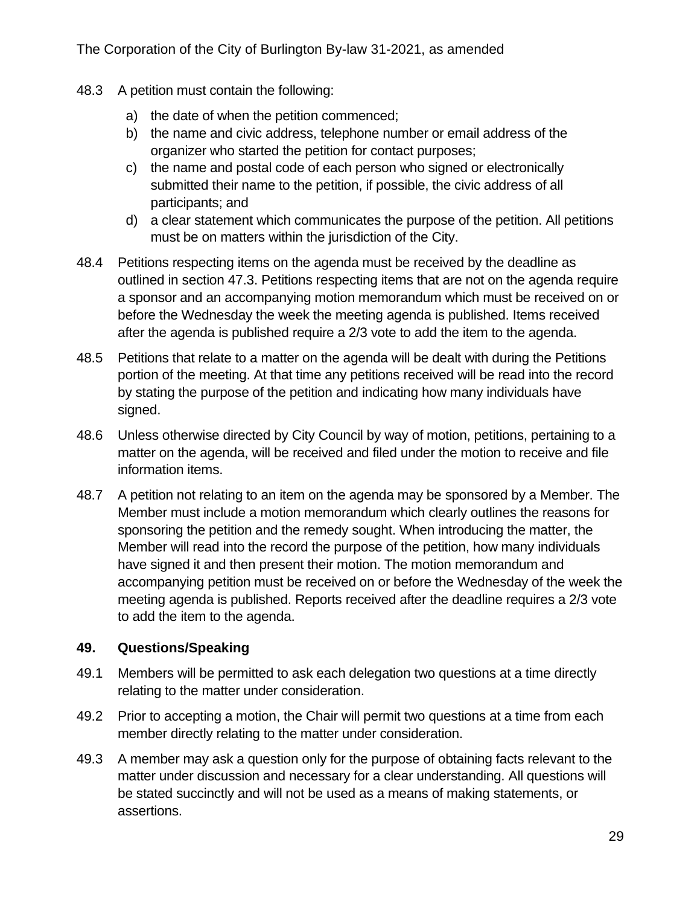48.3 A petition must contain the following:

a) the date of when the petition commenced;
b) the name and civic address, telephone number or email address of the organizer who started the petition for contact purposes;
c) the name and postal code of each person who signed or electronically submitted their name to the petition, if possible, the civic address of all participants; and
d) a clear statement which communicates the purpose of the petition. All petitions must be on matters within the jurisdiction of the City.

48.4 Petitions respecting items on the agenda must be received by the deadline as outlined in section 47.3. Petitions respecting items that are not on the agenda require a sponsor and an accompanying motion memorandum which must be received on or before the Wednesday the week the meeting agenda is published. Items received after the agenda is published require a 2/3 vote to add the item to the agenda.

48.5 Petitions that relate to a matter on the agenda will be dealt with during the Petitions portion of the meeting. At that time any petitions received will be read into the record by stating the purpose of the petition and indicating how many individuals have signed.

48.6 Unless otherwise directed by City Council by way of motion, petitions, pertaining to a matter on the agenda, will be received and filed under the motion to receive and file information items.

48.7 A petition not relating to an item on the agenda may be sponsored by a Member. The Member must include a motion memorandum which clearly outlines the reasons for sponsoring the petition and the remedy sought. When introducing the matter, the Member will read into the record the purpose of the petition, how many individuals have signed it and then present their motion. The motion memorandum and accompanying petition must be received on or before the Wednesday of the week the meeting agenda is published. Reports received after the deadline requires a 2/3 vote to add the item to the agenda.

## 49. Questions/Speaking

49.1 Members will be permitted to ask each delegation two questions at a time directly relating to the matter under consideration.

49.2 Prior to accepting a motion, the Chair will permit two questions at a time from each member directly relating to the matter under consideration.

49.3 A member may ask a question only for the purpose of obtaining facts relevant to the matter under discussion and necessary for a clear understanding. All questions will be stated succinctly and will not be used as a means of making statements, or assertions.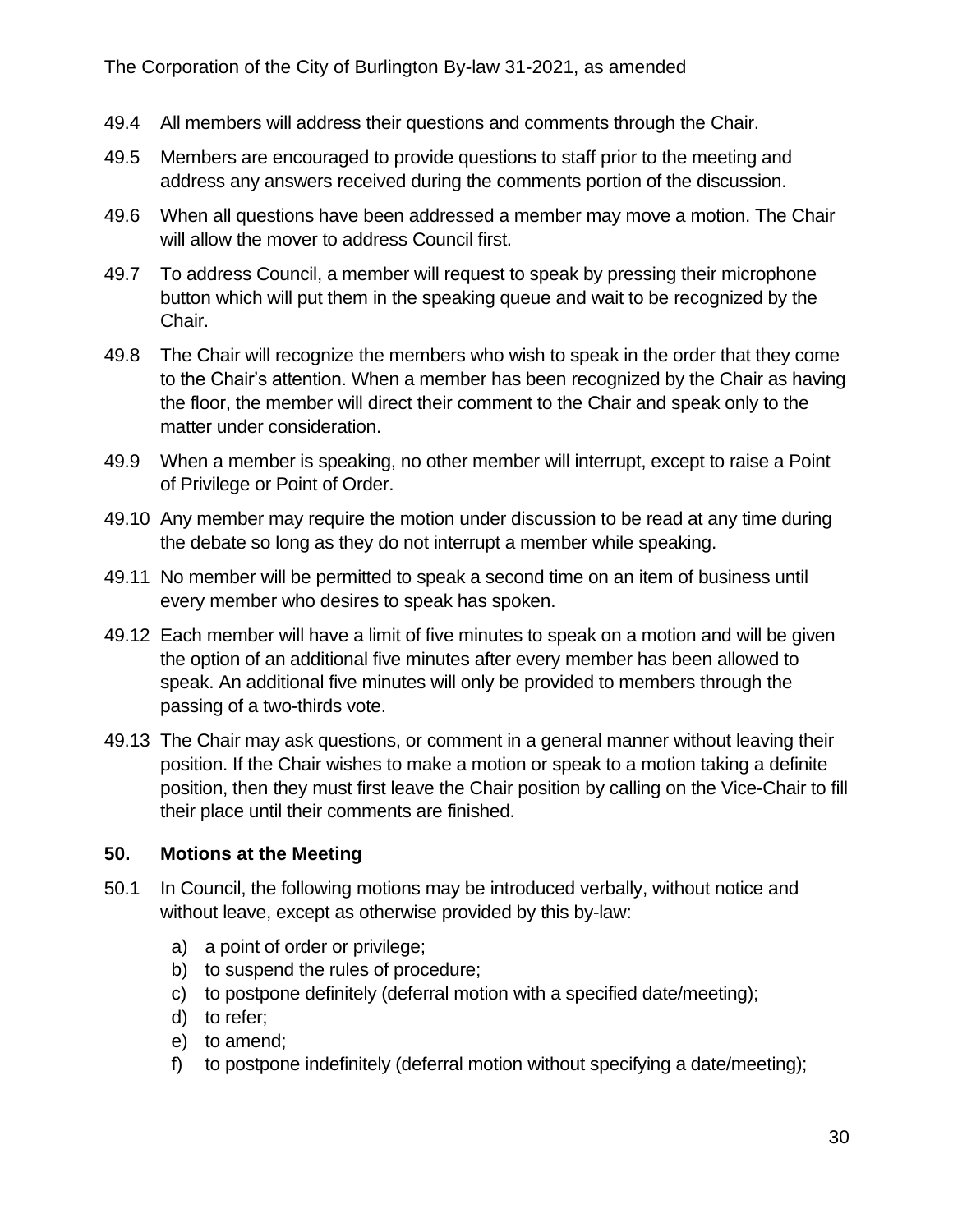49.4 All members will address their questions and comments through the Chair.

49.5 Members are encouraged to provide questions to staff prior to the meeting and address any answers received during the comments portion of the discussion.

49.6 When all questions have been addressed a member may move a motion. The Chair will allow the mover to address Council first.

49.7 To address Council, a member will request to speak by pressing their microphone button which will put them in the speaking queue and wait to be recognized by the Chair.

49.8 The Chair will recognize the members who wish to speak in the order that they come to the Chair's attention. When a member has been recognized by the Chair as having the floor, the member will direct their comment to the Chair and speak only to the matter under consideration.

49.9 When a member is speaking, no other member will interrupt, except to raise a Point of Privilege or Point of Order.

49.10 Any member may require the motion under discussion to be read at any time during the debate so long as they do not interrupt a member while speaking.

49.11 No member will be permitted to speak a second time on an item of business until every member who desires to speak has spoken.

49.12 Each member will have a limit of five minutes to speak on a motion and will be given the option of an additional five minutes after every member has been allowed to speak. An additional five minutes will only be provided to members through the passing of a two-thirds vote.

49.13 The Chair may ask questions, or comment in a general manner without leaving their position. If the Chair wishes to make a motion or speak to a motion taking a definite position, then they must first leave the Chair position by calling on the Vice-Chair to fill their place until their comments are finished.

## 50. Motions at the Meeting

50.1 In Council, the following motions may be introduced verbally, without notice and without leave, except as otherwise provided by this by-law:

a) a point of order or privilege;
b) to suspend the rules of procedure;
c) to postpone definitely (deferral motion with a specified date/meeting);
d) to refer;
e) to amend;
f) to postpone indefinitely (deferral motion without specifying a date/meeting);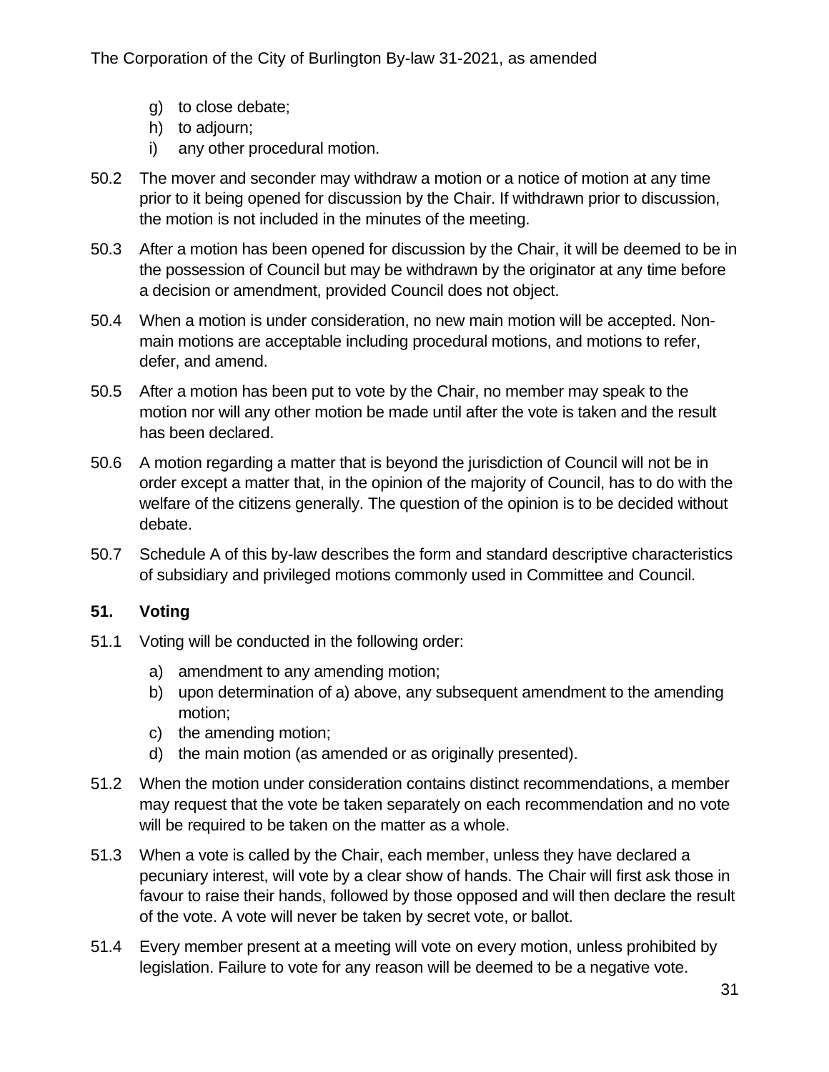g) to close debate;
h) to adjourn;
i) any other procedural motion.

50.2 The mover and seconder may withdraw a motion or a notice of motion at any time prior to it being opened for discussion by the Chair. If withdrawn prior to discussion, the motion is not included in the minutes of the meeting.

50.3 After a motion has been opened for discussion by the Chair, it will be deemed to be in the possession of Council but may be withdrawn by the originator at any time before a decision or amendment, provided Council does not object.

50.4 When a motion is under consideration, no new main motion will be accepted. Non-main motions are acceptable including procedural motions, and motions to refer, defer, and amend.

50.5 After a motion has been put to vote by the Chair, no member may speak to the motion nor will any other motion be made until after the vote is taken and the result has been declared.

50.6 A motion regarding a matter that is beyond the jurisdiction of Council will not be in order except a matter that, in the opinion of the majority of Council, has to do with the welfare of the citizens generally. The question of the opinion is to be decided without debate.

50.7 Schedule A of this by-law describes the form and standard descriptive characteristics of subsidiary and privileged motions commonly used in Committee and Council.

## 51. Voting

51.1 Voting will be conducted in the following order:

a) amendment to any amending motion;
b) upon determination of a) above, any subsequent amendment to the amending motion;
c) the amending motion;
d) the main motion (as amended or as originally presented).

51.2 When the motion under consideration contains distinct recommendations, a member may request that the vote be taken separately on each recommendation and no vote will be required to be taken on the matter as a whole.

51.3 When a vote is called by the Chair, each member, unless they have declared a pecuniary interest, will vote by a clear show of hands. The Chair will first ask those in favour to raise their hands, followed by those opposed and will then declare the result of the vote. A vote will never be taken by secret vote, or ballot.

51.4 Every member present at a meeting will vote on every motion, unless prohibited by legislation. Failure to vote for any reason will be deemed to be a negative vote.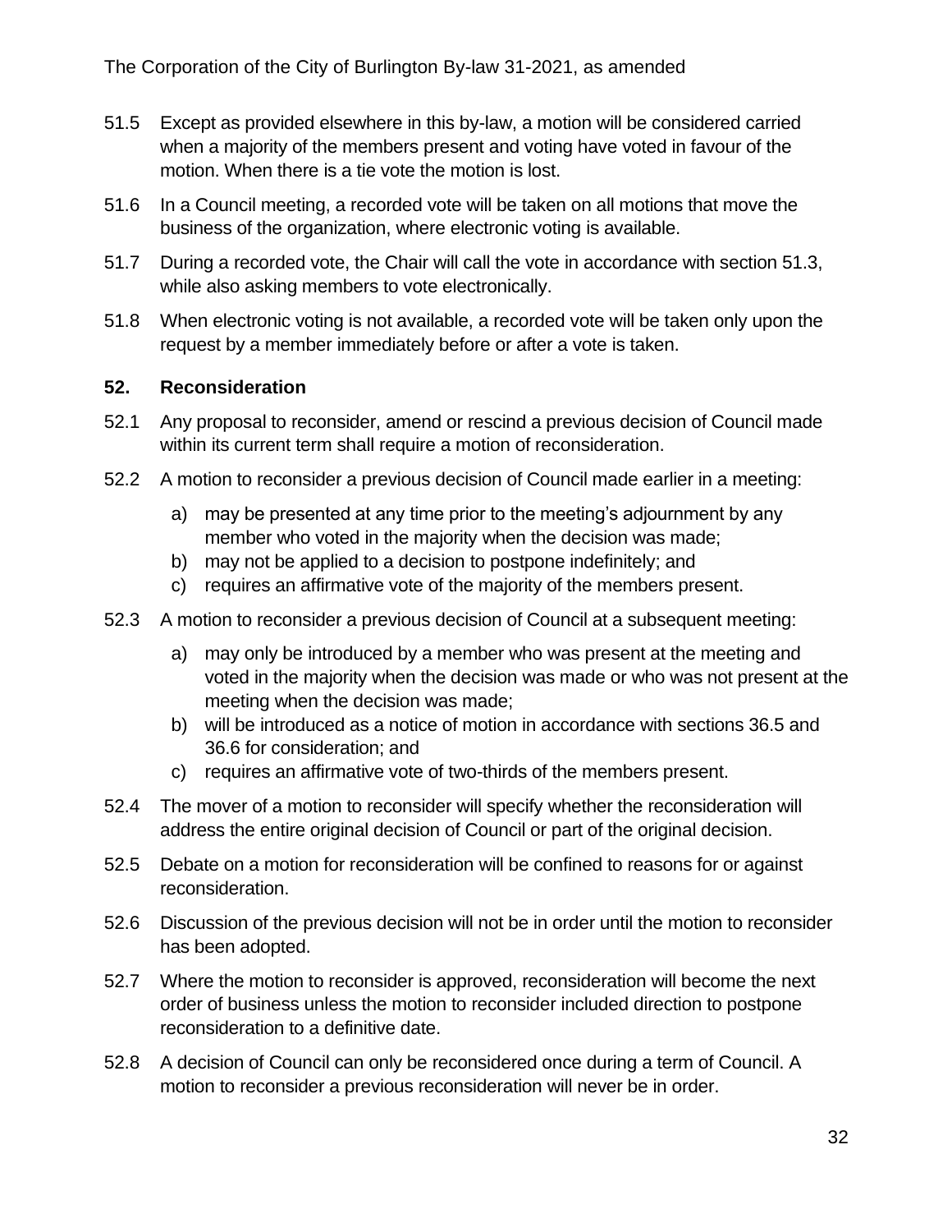51.5 Except as provided elsewhere in this by-law, a motion will be considered carried when a majority of the members present and voting have voted in favour of the motion. When there is a tie vote the motion is lost.

51.6 In a Council meeting, a recorded vote will be taken on all motions that move the business of the organization, where electronic voting is available.

51.7 During a recorded vote, the Chair will call the vote in accordance with section 51.3, while also asking members to vote electronically.

51.8 When electronic voting is not available, a recorded vote will be taken only upon the request by a member immediately before or after a vote is taken.

## 52. Reconsideration

52.1 Any proposal to reconsider, amend or rescind a previous decision of Council made within its current term shall require a motion of reconsideration.

52.2 A motion to reconsider a previous decision of Council made earlier in a meeting:

a) may be presented at any time prior to the meeting's adjournment by any member who voted in the majority when the decision was made;
b) may not be applied to a decision to postpone indefinitely; and
c) requires an affirmative vote of the majority of the members present.

52.3 A motion to reconsider a previous decision of Council at a subsequent meeting:

a) may only be introduced by a member who was present at the meeting and voted in the majority when the decision was made or who was not present at the meeting when the decision was made;
b) will be introduced as a notice of motion in accordance with sections 36.5 and 36.6 for consideration; and
c) requires an affirmative vote of two-thirds of the members present.

52.4 The mover of a motion to reconsider will specify whether the reconsideration will address the entire original decision of Council or part of the original decision.

52.5 Debate on a motion for reconsideration will be confined to reasons for or against reconsideration.

52.6 Discussion of the previous decision will not be in order until the motion to reconsider has been adopted.

52.7 Where the motion to reconsider is approved, reconsideration will become the next order of business unless the motion to reconsider included direction to postpone reconsideration to a definitive date.

52.8 A decision of Council can only be reconsidered once during a term of Council. A motion to reconsider a previous reconsideration will never be in order.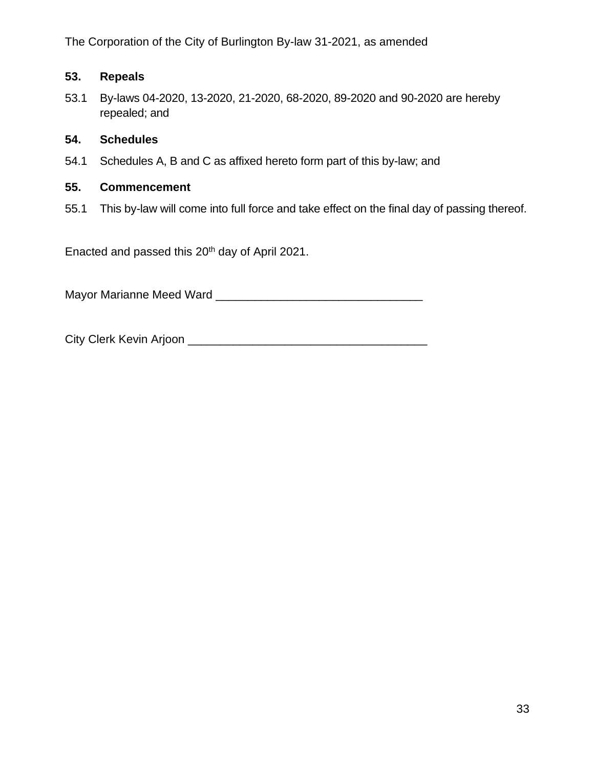## 53. Repeals

53.1 By-laws 04-2020, 13-2020, 21-2020, 68-2020, 89-2020 and 90-2020 are hereby repealed; and

## 54. Schedules

54.1 Schedules A, B and C as affixed hereto form part of this by-law; and

## 55. Commencement

55.1 This by-law will come into full force and take effect on the final day of passing thereof.

Enacted and passed this 20th day of April 2021.

Mayor Marianne Meed Ward ________________________________

City Clerk Kevin Arjoon _____________________________________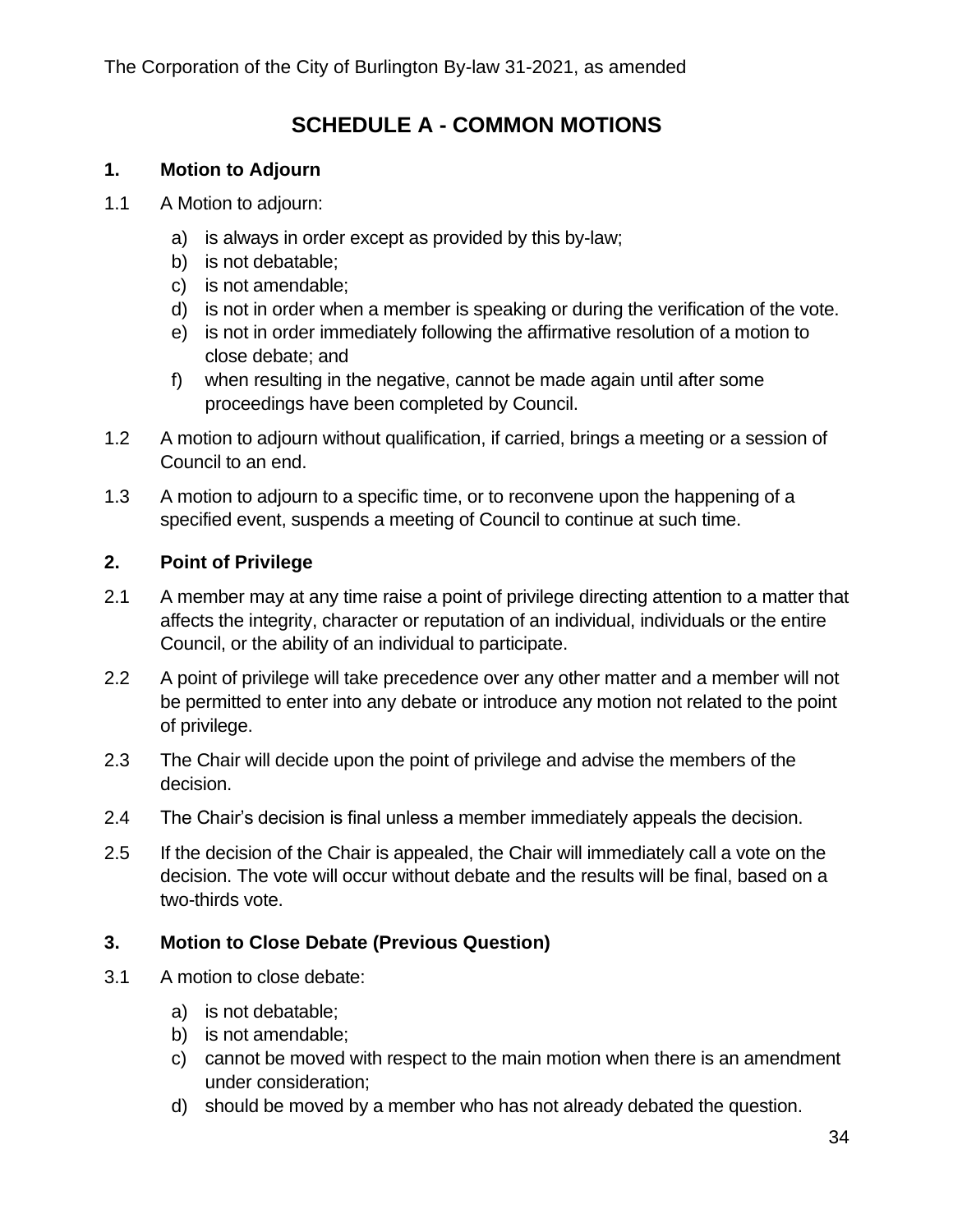# SCHEDULE A - COMMON MOTIONS

## 1. Motion to Adjourn

1.1 A Motion to adjourn:

a) is always in order except as provided by this by-law;
b) is not debatable;
c) is not amendable;
d) is not in order when a member is speaking or during the verification of the vote.
e) is not in order immediately following the affirmative resolution of a motion to close debate; and
f) when resulting in the negative, cannot be made again until after some proceedings have been completed by Council.

1.2 A motion to adjourn without qualification, if carried, brings a meeting or a session of Council to an end.

1.3 A motion to adjourn to a specific time, or to reconvene upon the happening of a specified event, suspends a meeting of Council to continue at such time.

## 2. Point of Privilege

2.1 A member may at any time raise a point of privilege directing attention to a matter that affects the integrity, character or reputation of an individual, individuals or the entire Council, or the ability of an individual to participate.

2.2 A point of privilege will take precedence over any other matter and a member will not be permitted to enter into any debate or introduce any motion not related to the point of privilege.

2.3 The Chair will decide upon the point of privilege and advise the members of the decision.

2.4 The Chair's decision is final unless a member immediately appeals the decision.

2.5 If the decision of the Chair is appealed, the Chair will immediately call a vote on the decision. The vote will occur without debate and the results will be final, based on a two-thirds vote.

## 3. Motion to Close Debate (Previous Question)

3.1 A motion to close debate:

a) is not debatable;
b) is not amendable;
c) cannot be moved with respect to the main motion when there is an amendment under consideration;
d) should be moved by a member who has not already debated the question.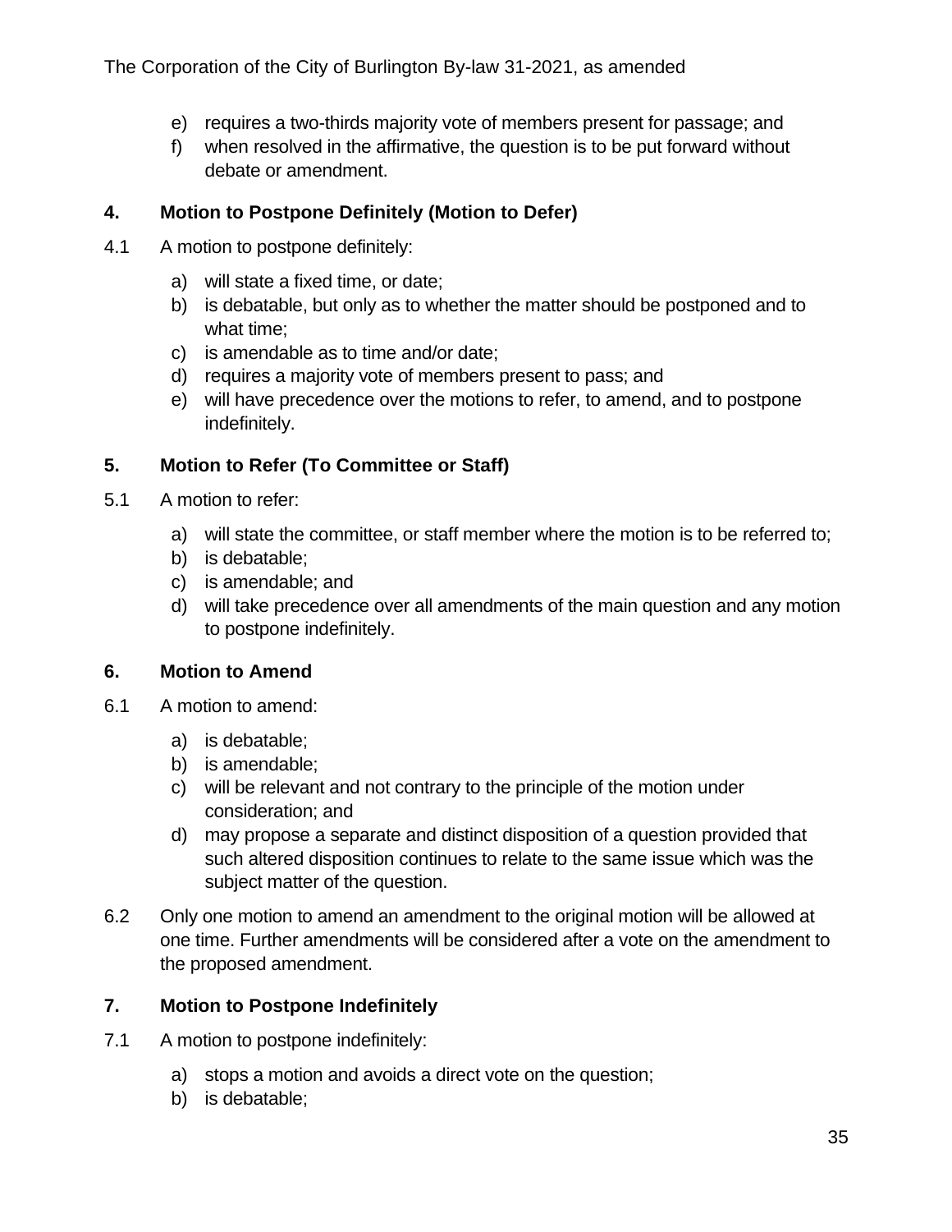e) requires a two-thirds majority vote of members present for passage; and
f) when resolved in the affirmative, the question is to be put forward without debate or amendment.

### 4. Motion to Postpone Definitely (Motion to Defer)

4.1 A motion to postpone definitely:

a) will state a fixed time, or date;
b) is debatable, but only as to whether the matter should be postponed and to what time;
c) is amendable as to time and/or date;
d) requires a majority vote of members present to pass; and
e) will have precedence over the motions to refer, to amend, and to postpone indefinitely.

### 5. Motion to Refer (To Committee or Staff)

5.1 A motion to refer:

a) will state the committee, or staff member where the motion is to be referred to;
b) is debatable;
c) is amendable; and
d) will take precedence over all amendments of the main question and any motion to postpone indefinitely.

### 6. Motion to Amend

6.1 A motion to amend:

a) is debatable;
b) is amendable;
c) will be relevant and not contrary to the principle of the motion under consideration; and
d) may propose a separate and distinct disposition of a question provided that such altered disposition continues to relate to the same issue which was the subject matter of the question.

6.2 Only one motion to amend an amendment to the original motion will be allowed at one time. Further amendments will be considered after a vote on the amendment to the proposed amendment.

### 7. Motion to Postpone Indefinitely

7.1 A motion to postpone indefinitely:

a) stops a motion and avoids a direct vote on the question;
b) is debatable;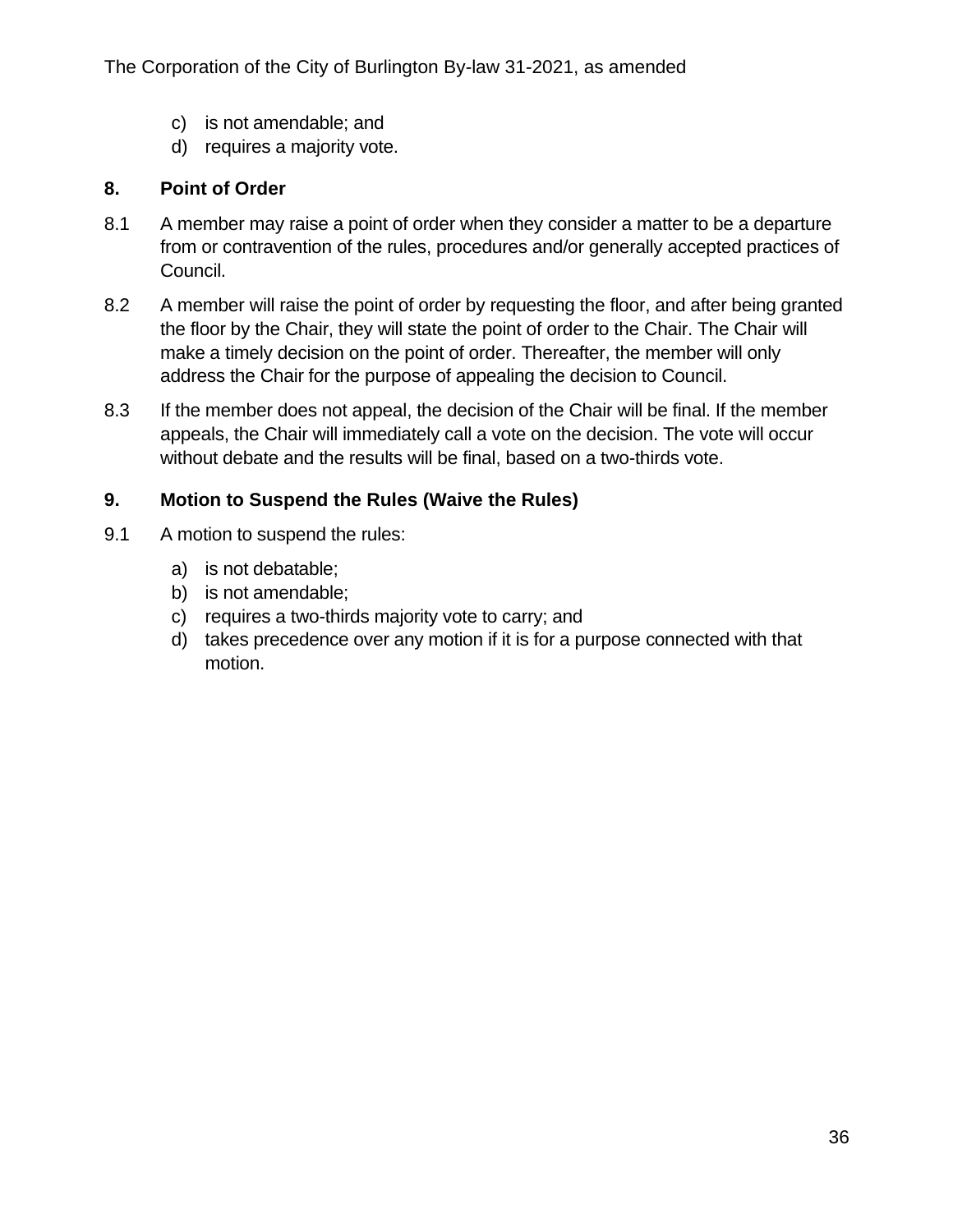c) is not amendable; and
d) requires a majority vote.

## 8. Point of Order

8.1 A member may raise a point of order when they consider a matter to be a departure from or contravention of the rules, procedures and/or generally accepted practices of Council.

8.2 A member will raise the point of order by requesting the floor, and after being granted the floor by the Chair, they will state the point of order to the Chair. The Chair will make a timely decision on the point of order. Thereafter, the member will only address the Chair for the purpose of appealing the decision to Council.

8.3 If the member does not appeal, the decision of the Chair will be final. If the member appeals, the Chair will immediately call a vote on the decision. The vote will occur without debate and the results will be final, based on a two-thirds vote.

## 9. Motion to Suspend the Rules (Waive the Rules)

9.1 A motion to suspend the rules:

a) is not debatable;
b) is not amendable;
c) requires a two-thirds majority vote to carry; and
d) takes precedence over any motion if it is for a purpose connected with that motion.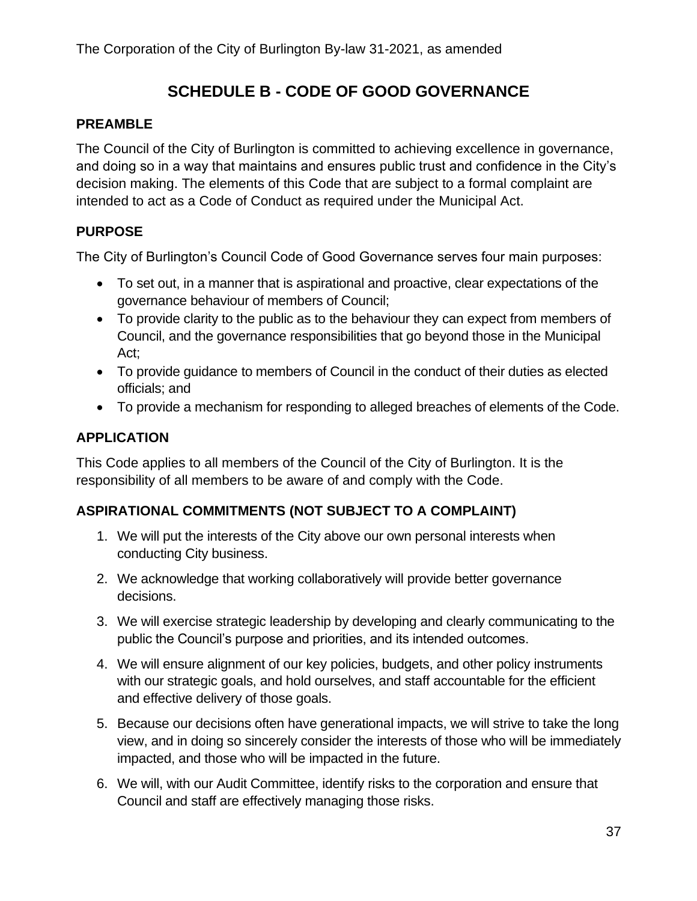# SCHEDULE B - CODE OF GOOD GOVERNANCE

## PREAMBLE

The Council of the City of Burlington is committed to achieving excellence in governance, and doing so in a way that maintains and ensures public trust and confidence in the City's decision making. The elements of this Code that are subject to a formal complaint are intended to act as a Code of Conduct as required under the Municipal Act.

## PURPOSE

The City of Burlington's Council Code of Good Governance serves four main purposes:

- To set out, in a manner that is aspirational and proactive, clear expectations of the governance behaviour of members of Council;
- To provide clarity to the public as to the behaviour they can expect from members of Council, and the governance responsibilities that go beyond those in the Municipal Act;
- To provide guidance to members of Council in the conduct of their duties as elected officials; and
- To provide a mechanism for responding to alleged breaches of elements of the Code.

## APPLICATION

This Code applies to all members of the Council of the City of Burlington. It is the responsibility of all members to be aware of and comply with the Code.

## ASPIRATIONAL COMMITMENTS (NOT SUBJECT TO A COMPLAINT)

1. We will put the interests of the City above our own personal interests when conducting City business.
2. We acknowledge that working collaboratively will provide better governance decisions.
3. We will exercise strategic leadership by developing and clearly communicating to the public the Council's purpose and priorities, and its intended outcomes.
4. We will ensure alignment of our key policies, budgets, and other policy instruments with our strategic goals, and hold ourselves, and staff accountable for the efficient and effective delivery of those goals.
5. Because our decisions often have generational impacts, we will strive to take the long view, and in doing so sincerely consider the interests of those who will be immediately impacted, and those who will be impacted in the future.
6. We will, with our Audit Committee, identify risks to the corporation and ensure that Council and staff are effectively managing those risks.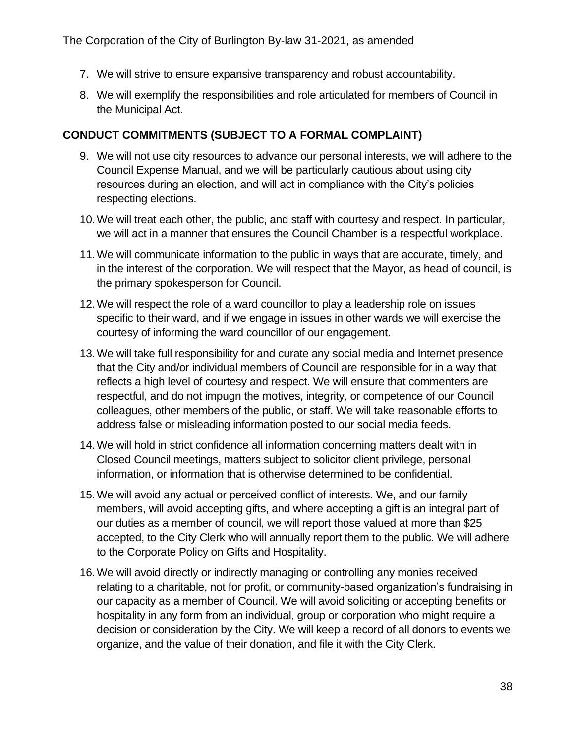7. We will strive to ensure expansive transparency and robust accountability.

8. We will exemplify the responsibilities and role articulated for members of Council in the Municipal Act.

## CONDUCT COMMITMENTS (SUBJECT TO A FORMAL COMPLAINT)

9. We will not use city resources to advance our personal interests, we will adhere to the Council Expense Manual, and we will be particularly cautious about using city resources during an election, and will act in compliance with the City's policies respecting elections.

10. We will treat each other, the public, and staff with courtesy and respect. In particular, we will act in a manner that ensures the Council Chamber is a respectful workplace.

11. We will communicate information to the public in ways that are accurate, timely, and in the interest of the corporation. We will respect that the Mayor, as head of council, is the primary spokesperson for Council.

12. We will respect the role of a ward councillor to play a leadership role on issues specific to their ward, and if we engage in issues in other wards we will exercise the courtesy of informing the ward councillor of our engagement.

13. We will take full responsibility for and curate any social media and Internet presence that the City and/or individual members of Council are responsible for in a way that reflects a high level of courtesy and respect. We will ensure that commenters are respectful, and do not impugn the motives, integrity, or competence of our Council colleagues, other members of the public, or staff. We will take reasonable efforts to address false or misleading information posted to our social media feeds.

14. We will hold in strict confidence all information concerning matters dealt with in Closed Council meetings, matters subject to solicitor client privilege, personal information, or information that is otherwise determined to be confidential.

15. We will avoid any actual or perceived conflict of interests. We, and our family members, will avoid accepting gifts, and where accepting a gift is an integral part of our duties as a member of council, we will report those valued at more than $25 accepted, to the City Clerk who will annually report them to the public. We will adhere to the Corporate Policy on Gifts and Hospitality.

16. We will avoid directly or indirectly managing or controlling any monies received relating to a charitable, not for profit, or community-based organization's fundraising in our capacity as a member of Council. We will avoid soliciting or accepting benefits or hospitality in any form from an individual, group or corporation who might require a decision or consideration by the City. We will keep a record of all donors to events we organize, and the value of their donation, and file it with the City Clerk.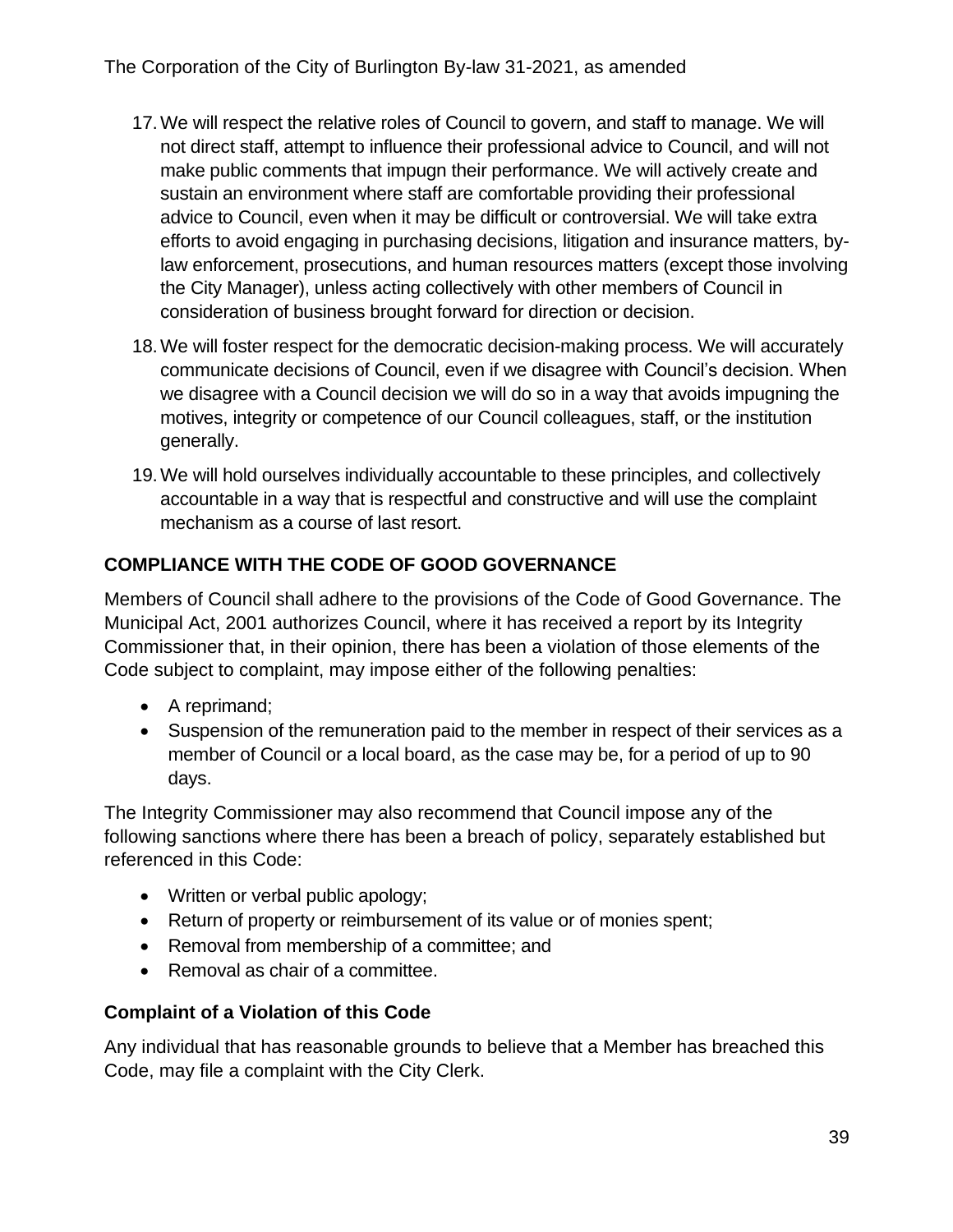17. We will respect the relative roles of Council to govern, and staff to manage. We will not direct staff, attempt to influence their professional advice to Council, and will not make public comments that impugn their performance. We will actively create and sustain an environment where staff are comfortable providing their professional advice to Council, even when it may be difficult or controversial. We will take extra efforts to avoid engaging in purchasing decisions, litigation and insurance matters, by-law enforcement, prosecutions, and human resources matters (except those involving the City Manager), unless acting collectively with other members of Council in consideration of business brought forward for direction or decision.
18. We will foster respect for the democratic decision-making process. We will accurately communicate decisions of Council, even if we disagree with Council's decision. When we disagree with a Council decision we will do so in a way that avoids impugning the motives, integrity or competence of our Council colleagues, staff, or the institution generally.
19. We will hold ourselves individually accountable to these principles, and collectively accountable in a way that is respectful and constructive and will use the complaint mechanism as a course of last resort.

## COMPLIANCE WITH THE CODE OF GOOD GOVERNANCE

Members of Council shall adhere to the provisions of the Code of Good Governance. The Municipal Act, 2001 authorizes Council, where it has received a report by its Integrity Commissioner that, in their opinion, there has been a violation of those elements of the Code subject to complaint, may impose either of the following penalties:

- A reprimand;
- Suspension of the remuneration paid to the member in respect of their services as a member of Council or a local board, as the case may be, for a period of up to 90 days.

The Integrity Commissioner may also recommend that Council impose any of the following sanctions where there has been a breach of policy, separately established but referenced in this Code:

- Written or verbal public apology;
- Return of property or reimbursement of its value or of monies spent;
- Removal from membership of a committee; and
- Removal as chair of a committee.

### Complaint of a Violation of this Code

Any individual that has reasonable grounds to believe that a Member has breached this Code, may file a complaint with the City Clerk.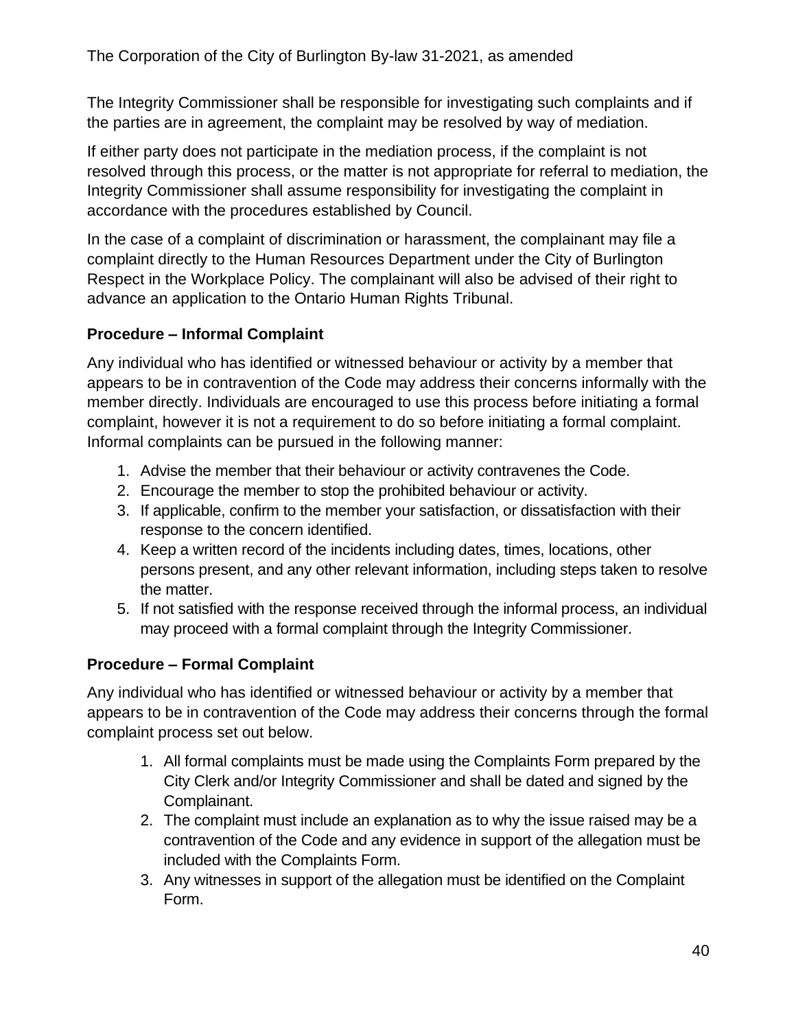The Integrity Commissioner shall be responsible for investigating such complaints and if the parties are in agreement, the complaint may be resolved by way of mediation.

If either party does not participate in the mediation process, if the complaint is not resolved through this process, or the matter is not appropriate for referral to mediation, the Integrity Commissioner shall assume responsibility for investigating the complaint in accordance with the procedures established by Council.

In the case of a complaint of discrimination or harassment, the complainant may file a complaint directly to the Human Resources Department under the City of Burlington Respect in the Workplace Policy. The complainant will also be advised of their right to advance an application to the Ontario Human Rights Tribunal.

**Procedure – Informal Complaint**

Any individual who has identified or witnessed behaviour or activity by a member that appears to be in contravention of the Code may address their concerns informally with the member directly. Individuals are encouraged to use this process before initiating a formal complaint, however it is not a requirement to do so before initiating a formal complaint. Informal complaints can be pursued in the following manner:

1. Advise the member that their behaviour or activity contravenes the Code.
2. Encourage the member to stop the prohibited behaviour or activity.
3. If applicable, confirm to the member your satisfaction, or dissatisfaction with their response to the concern identified.
4. Keep a written record of the incidents including dates, times, locations, other persons present, and any other relevant information, including steps taken to resolve the matter.
5. If not satisfied with the response received through the informal process, an individual may proceed with a formal complaint through the Integrity Commissioner.

**Procedure – Formal Complaint**

Any individual who has identified or witnessed behaviour or activity by a member that appears to be in contravention of the Code may address their concerns through the formal complaint process set out below.

1. All formal complaints must be made using the Complaints Form prepared by the City Clerk and/or Integrity Commissioner and shall be dated and signed by the Complainant.
2. The complaint must include an explanation as to why the issue raised may be a contravention of the Code and any evidence in support of the allegation must be included with the Complaints Form.
3. Any witnesses in support of the allegation must be identified on the Complaint Form.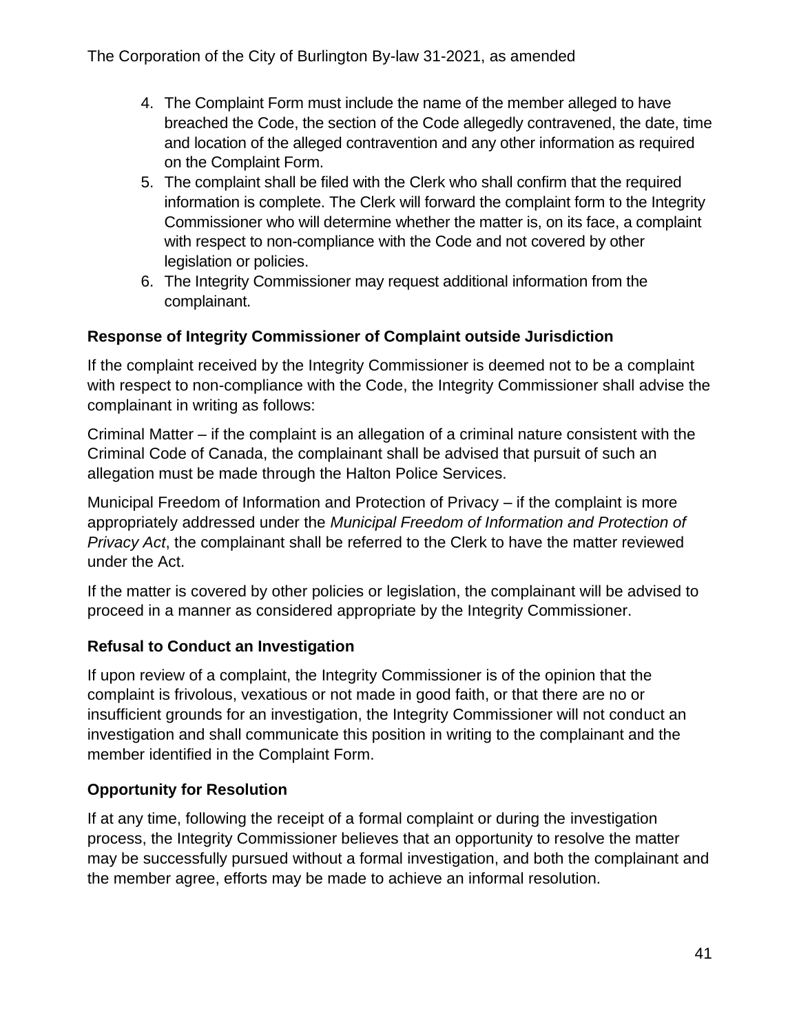4. The Complaint Form must include the name of the member alleged to have breached the Code, the section of the Code allegedly contravened, the date, time and location of the alleged contravention and any other information as required on the Complaint Form.
5. The complaint shall be filed with the Clerk who shall confirm that the required information is complete. The Clerk will forward the complaint form to the Integrity Commissioner who will determine whether the matter is, on its face, a complaint with respect to non-compliance with the Code and not covered by other legislation or policies.
6. The Integrity Commissioner may request additional information from the complainant.

**Response of Integrity Commissioner of Complaint outside Jurisdiction**

If the complaint received by the Integrity Commissioner is deemed not to be a complaint with respect to non-compliance with the Code, the Integrity Commissioner shall advise the complainant in writing as follows:

Criminal Matter – if the complaint is an allegation of a criminal nature consistent with the Criminal Code of Canada, the complainant shall be advised that pursuit of such an allegation must be made through the Halton Police Services.

Municipal Freedom of Information and Protection of Privacy – if the complaint is more appropriately addressed under the *Municipal Freedom of Information and Protection of Privacy Act*, the complainant shall be referred to the Clerk to have the matter reviewed under the Act.

If the matter is covered by other policies or legislation, the complainant will be advised to proceed in a manner as considered appropriate by the Integrity Commissioner.

**Refusal to Conduct an Investigation**

If upon review of a complaint, the Integrity Commissioner is of the opinion that the complaint is frivolous, vexatious or not made in good faith, or that there are no or insufficient grounds for an investigation, the Integrity Commissioner will not conduct an investigation and shall communicate this position in writing to the complainant and the member identified in the Complaint Form.

**Opportunity for Resolution**

If at any time, following the receipt of a formal complaint or during the investigation process, the Integrity Commissioner believes that an opportunity to resolve the matter may be successfully pursued without a formal investigation, and both the complainant and the member agree, efforts may be made to achieve an informal resolution.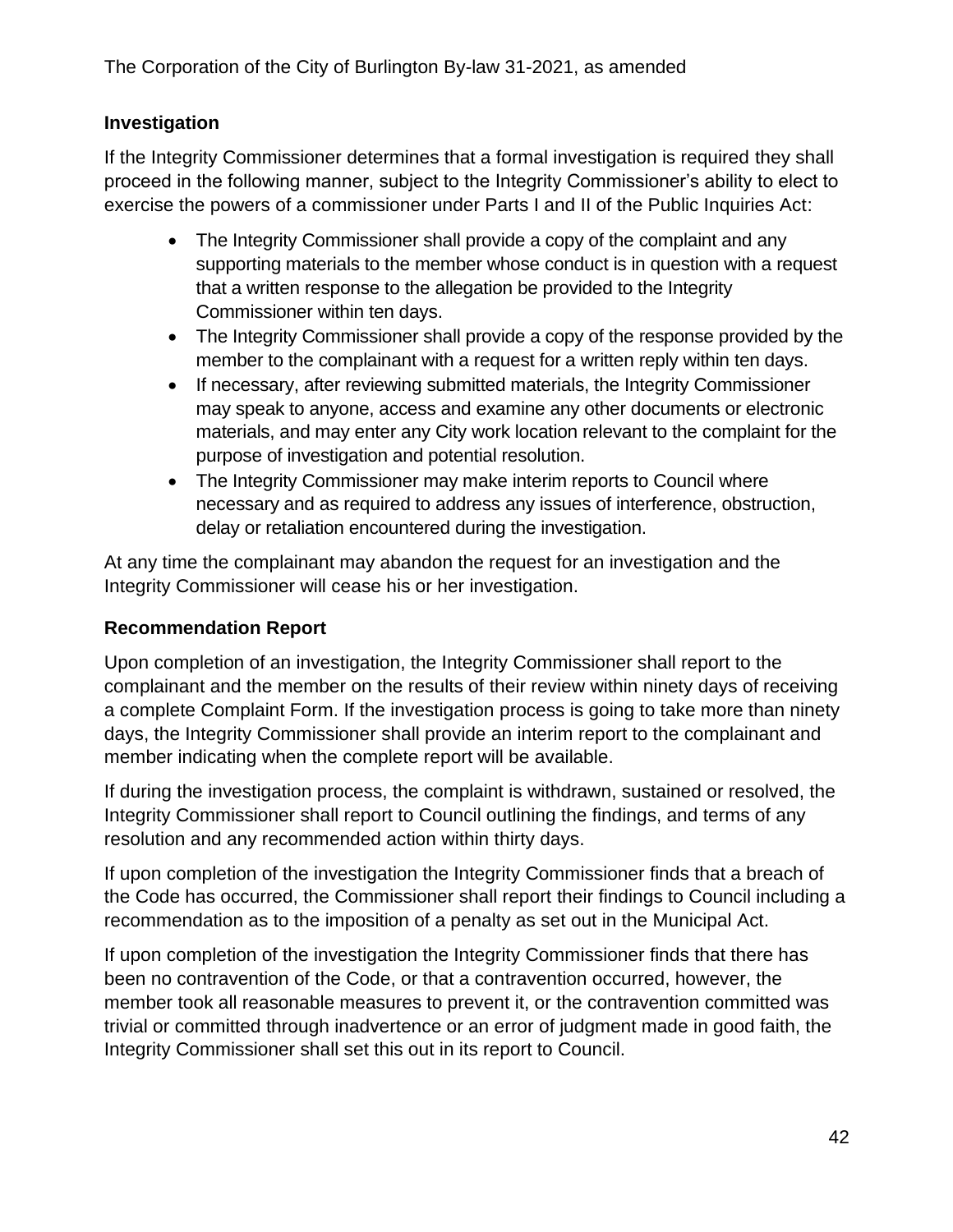### Investigation

If the Integrity Commissioner determines that a formal investigation is required they shall proceed in the following manner, subject to the Integrity Commissioner's ability to elect to exercise the powers of a commissioner under Parts I and II of the Public Inquiries Act:

- The Integrity Commissioner shall provide a copy of the complaint and any supporting materials to the member whose conduct is in question with a request that a written response to the allegation be provided to the Integrity Commissioner within ten days.
- The Integrity Commissioner shall provide a copy of the response provided by the member to the complainant with a request for a written reply within ten days.
- If necessary, after reviewing submitted materials, the Integrity Commissioner may speak to anyone, access and examine any other documents or electronic materials, and may enter any City work location relevant to the complaint for the purpose of investigation and potential resolution.
- The Integrity Commissioner may make interim reports to Council where necessary and as required to address any issues of interference, obstruction, delay or retaliation encountered during the investigation.

At any time the complainant may abandon the request for an investigation and the Integrity Commissioner will cease his or her investigation.

### Recommendation Report

Upon completion of an investigation, the Integrity Commissioner shall report to the complainant and the member on the results of their review within ninety days of receiving a complete Complaint Form. If the investigation process is going to take more than ninety days, the Integrity Commissioner shall provide an interim report to the complainant and member indicating when the complete report will be available.

If during the investigation process, the complaint is withdrawn, sustained or resolved, the Integrity Commissioner shall report to Council outlining the findings, and terms of any resolution and any recommended action within thirty days.

If upon completion of the investigation the Integrity Commissioner finds that a breach of the Code has occurred, the Commissioner shall report their findings to Council including a recommendation as to the imposition of a penalty as set out in the Municipal Act.

If upon completion of the investigation the Integrity Commissioner finds that there has been no contravention of the Code, or that a contravention occurred, however, the member took all reasonable measures to prevent it, or the contravention committed was trivial or committed through inadvertence or an error of judgment made in good faith, the Integrity Commissioner shall set this out in its report to Council.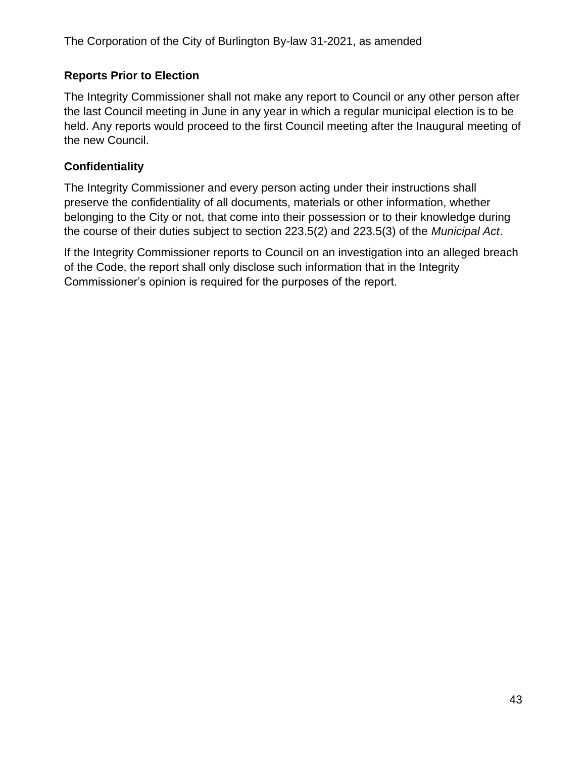### Reports Prior to Election

The Integrity Commissioner shall not make any report to Council or any other person after the last Council meeting in June in any year in which a regular municipal election is to be held. Any reports would proceed to the first Council meeting after the Inaugural meeting of the new Council.

### Confidentiality

The Integrity Commissioner and every person acting under their instructions shall preserve the confidentiality of all documents, materials or other information, whether belonging to the City or not, that come into their possession or to their knowledge during the course of their duties subject to section 223.5(2) and 223.5(3) of the *Municipal Act*.

If the Integrity Commissioner reports to Council on an investigation into an alleged breach of the Code, the report shall only disclose such information that in the Integrity Commissioner's opinion is required for the purposes of the report.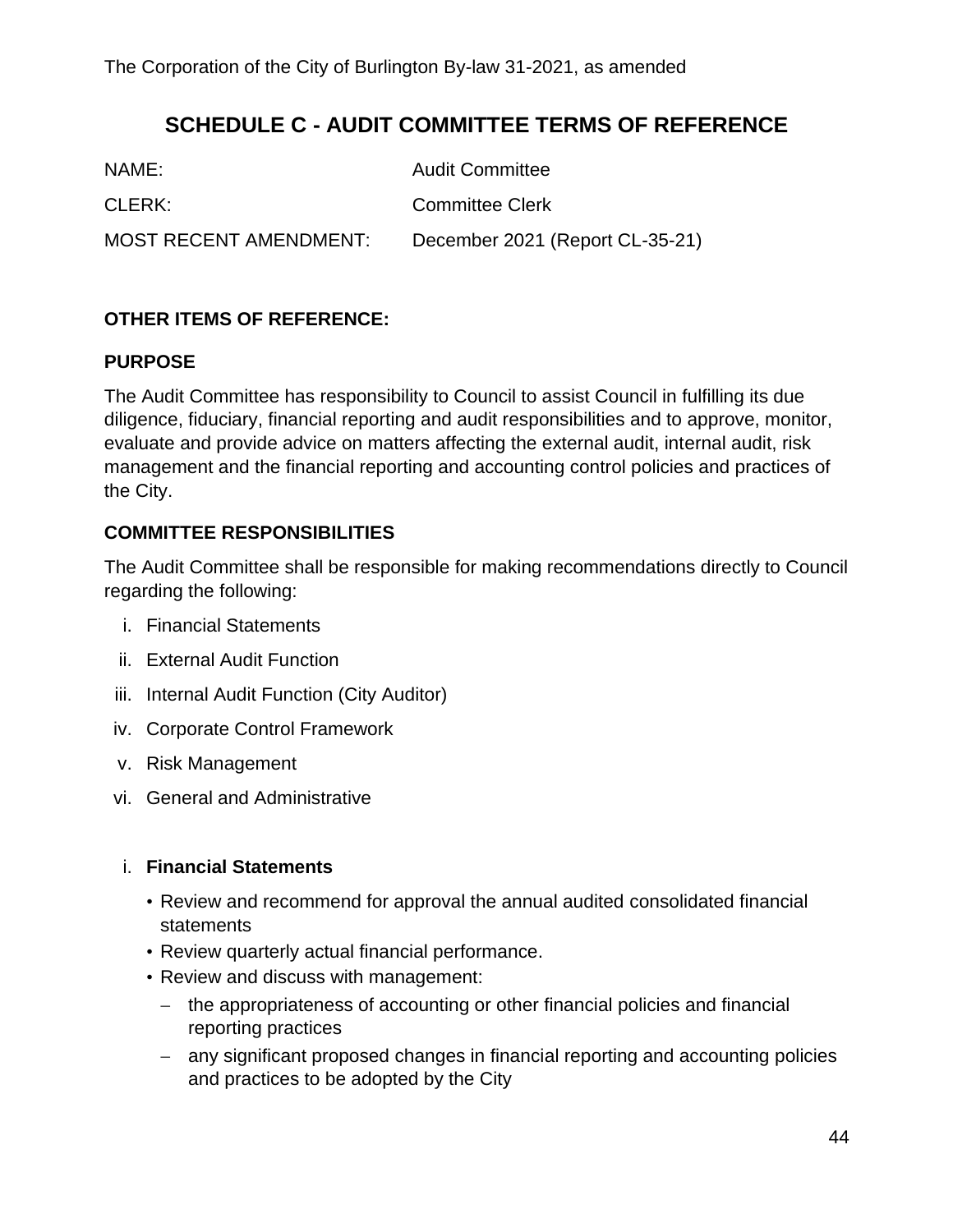# SCHEDULE C - AUDIT COMMITTEE TERMS OF REFERENCE

| | |
|---|---|
| NAME: | Audit Committee |
| CLERK: | Committee Clerk |
| MOST RECENT AMENDMENT: | December 2021 (Report CL-35-21) |

**OTHER ITEMS OF REFERENCE:**

**PURPOSE**

The Audit Committee has responsibility to Council to assist Council in fulfilling its due diligence, fiduciary, financial reporting and audit responsibilities and to approve, monitor, evaluate and provide advice on matters affecting the external audit, internal audit, risk management and the financial reporting and accounting control policies and practices of the City.

**COMMITTEE RESPONSIBILITIES**

The Audit Committee shall be responsible for making recommendations directly to Council regarding the following:

i. Financial Statements
ii. External Audit Function
iii. Internal Audit Function (City Auditor)
iv. Corporate Control Framework
v. Risk Management
vi. General and Administrative

i. **Financial Statements**

- Review and recommend for approval the annual audited consolidated financial statements
- Review quarterly actual financial performance.
- Review and discuss with management:
  - the appropriateness of accounting or other financial policies and financial reporting practices
  - any significant proposed changes in financial reporting and accounting policies and practices to be adopted by the City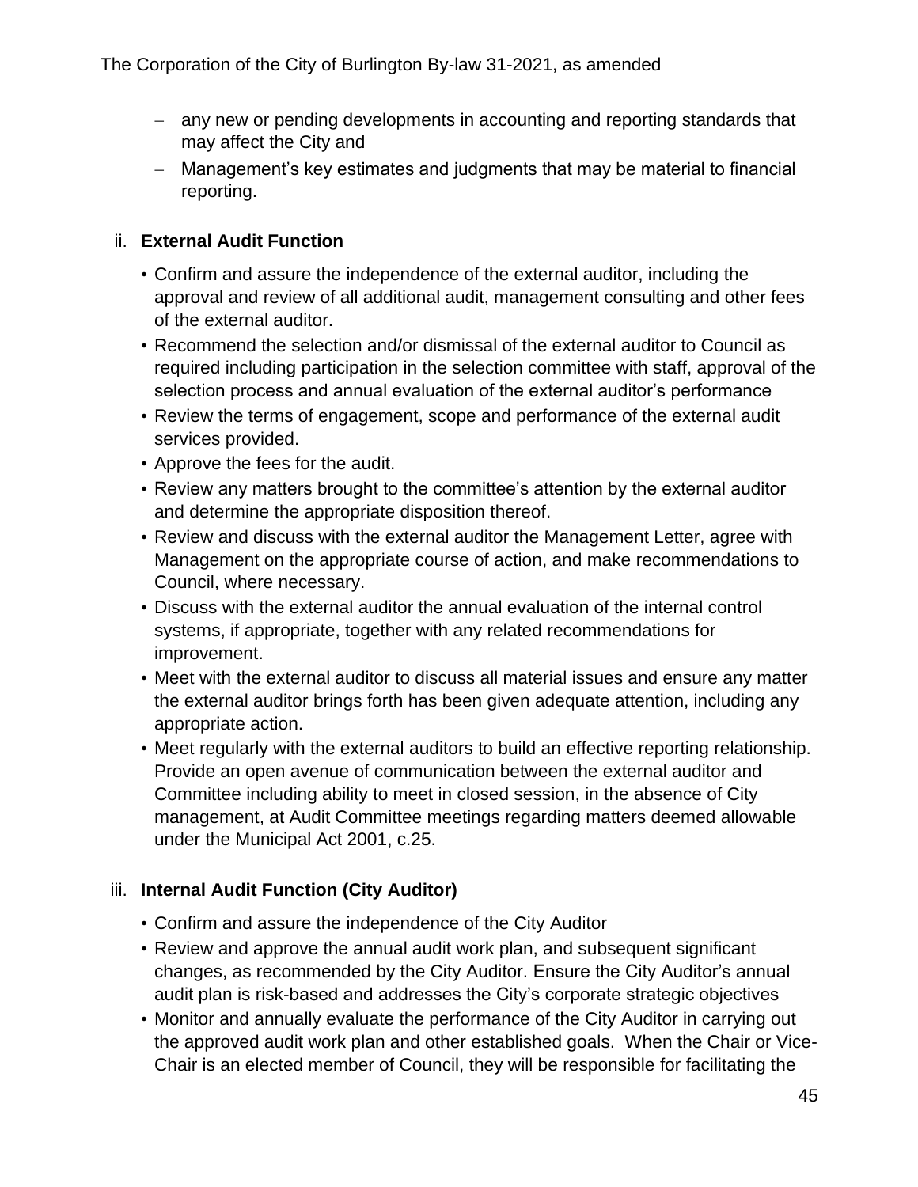- any new or pending developments in accounting and reporting standards that may affect the City and
- Management’s key estimates and judgments that may be material to financial reporting.

ii. **External Audit Function**

- Confirm and assure the independence of the external auditor, including the approval and review of all additional audit, management consulting and other fees of the external auditor.
- Recommend the selection and/or dismissal of the external auditor to Council as required including participation in the selection committee with staff, approval of the selection process and annual evaluation of the external auditor’s performance
- Review the terms of engagement, scope and performance of the external audit services provided.
- Approve the fees for the audit.
- Review any matters brought to the committee’s attention by the external auditor and determine the appropriate disposition thereof.
- Review and discuss with the external auditor the Management Letter, agree with Management on the appropriate course of action, and make recommendations to Council, where necessary.
- Discuss with the external auditor the annual evaluation of the internal control systems, if appropriate, together with any related recommendations for improvement.
- Meet with the external auditor to discuss all material issues and ensure any matter the external auditor brings forth has been given adequate attention, including any appropriate action.
- Meet regularly with the external auditors to build an effective reporting relationship. Provide an open avenue of communication between the external auditor and Committee including ability to meet in closed session, in the absence of City management, at Audit Committee meetings regarding matters deemed allowable under the Municipal Act 2001, c.25.

iii. **Internal Audit Function (City Auditor)**

- Confirm and assure the independence of the City Auditor
- Review and approve the annual audit work plan, and subsequent significant changes, as recommended by the City Auditor. Ensure the City Auditor’s annual audit plan is risk-based and addresses the City’s corporate strategic objectives
- Monitor and annually evaluate the performance of the City Auditor in carrying out the approved audit work plan and other established goals. When the Chair or Vice-Chair is an elected member of Council, they will be responsible for facilitating the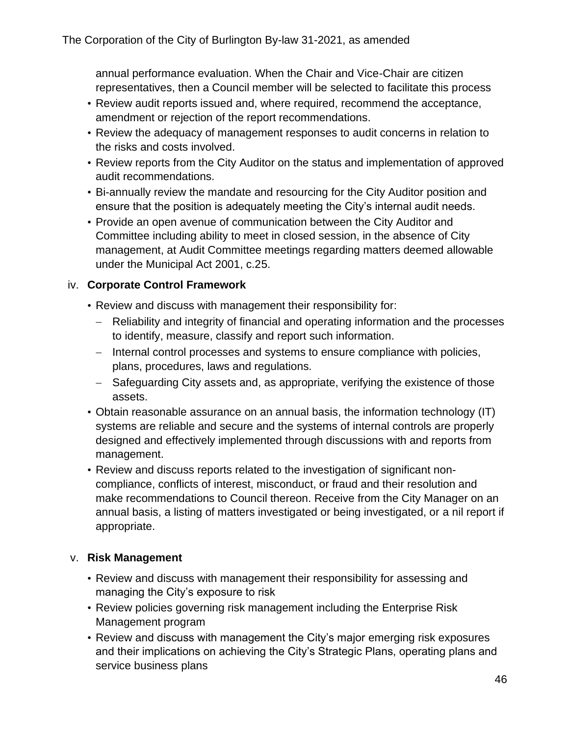annual performance evaluation. When the Chair and Vice-Chair are citizen representatives, then a Council member will be selected to facilitate this process

- Review audit reports issued and, where required, recommend the acceptance, amendment or rejection of the report recommendations.
- Review the adequacy of management responses to audit concerns in relation to the risks and costs involved.
- Review reports from the City Auditor on the status and implementation of approved audit recommendations.
- Bi-annually review the mandate and resourcing for the City Auditor position and ensure that the position is adequately meeting the City's internal audit needs.
- Provide an open avenue of communication between the City Auditor and Committee including ability to meet in closed session, in the absence of City management, at Audit Committee meetings regarding matters deemed allowable under the Municipal Act 2001, c.25.

iv. **Corporate Control Framework**

- Review and discuss with management their responsibility for:
  - Reliability and integrity of financial and operating information and the processes to identify, measure, classify and report such information.
  - Internal control processes and systems to ensure compliance with policies, plans, procedures, laws and regulations.
  - Safeguarding City assets and, as appropriate, verifying the existence of those assets.
- Obtain reasonable assurance on an annual basis, the information technology (IT) systems are reliable and secure and the systems of internal controls are properly designed and effectively implemented through discussions with and reports from management.
- Review and discuss reports related to the investigation of significant non-compliance, conflicts of interest, misconduct, or fraud and their resolution and make recommendations to Council thereon. Receive from the City Manager on an annual basis, a listing of matters investigated or being investigated, or a nil report if appropriate.

v. **Risk Management**

- Review and discuss with management their responsibility for assessing and managing the City's exposure to risk
- Review policies governing risk management including the Enterprise Risk Management program
- Review and discuss with management the City's major emerging risk exposures and their implications on achieving the City's Strategic Plans, operating plans and service business plans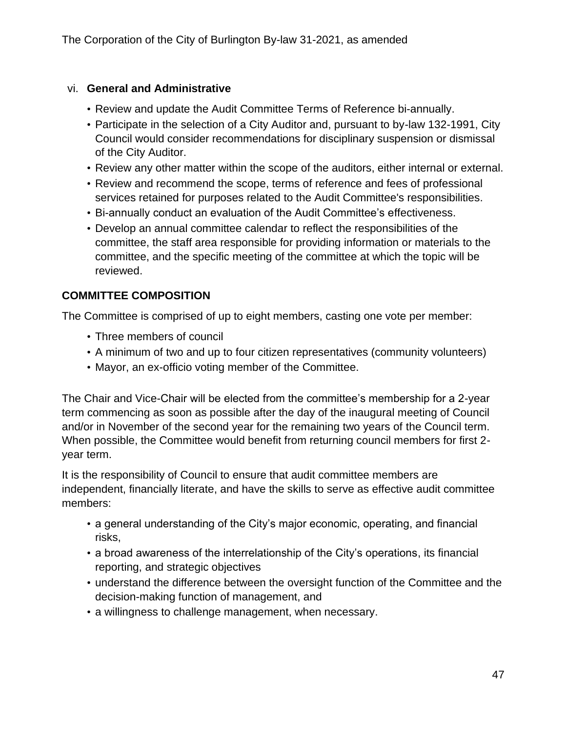vi. **General and Administrative**

- Review and update the Audit Committee Terms of Reference bi-annually.
- Participate in the selection of a City Auditor and, pursuant to by-law 132-1991, City Council would consider recommendations for disciplinary suspension or dismissal of the City Auditor.
- Review any other matter within the scope of the auditors, either internal or external.
- Review and recommend the scope, terms of reference and fees of professional services retained for purposes related to the Audit Committee's responsibilities.
- Bi-annually conduct an evaluation of the Audit Committee's effectiveness.
- Develop an annual committee calendar to reflect the responsibilities of the committee, the staff area responsible for providing information or materials to the committee, and the specific meeting of the committee at which the topic will be reviewed.

**COMMITTEE COMPOSITION**

The Committee is comprised of up to eight members, casting one vote per member:

- Three members of council
- A minimum of two and up to four citizen representatives (community volunteers)
- Mayor, an ex-officio voting member of the Committee.

The Chair and Vice-Chair will be elected from the committee's membership for a 2-year term commencing as soon as possible after the day of the inaugural meeting of Council and/or in November of the second year for the remaining two years of the Council term. When possible, the Committee would benefit from returning council members for first 2-year term.

It is the responsibility of Council to ensure that audit committee members are independent, financially literate, and have the skills to serve as effective audit committee members:

- a general understanding of the City's major economic, operating, and financial risks,
- a broad awareness of the interrelationship of the City's operations, its financial reporting, and strategic objectives
- understand the difference between the oversight function of the Committee and the decision-making function of management, and
- a willingness to challenge management, when necessary.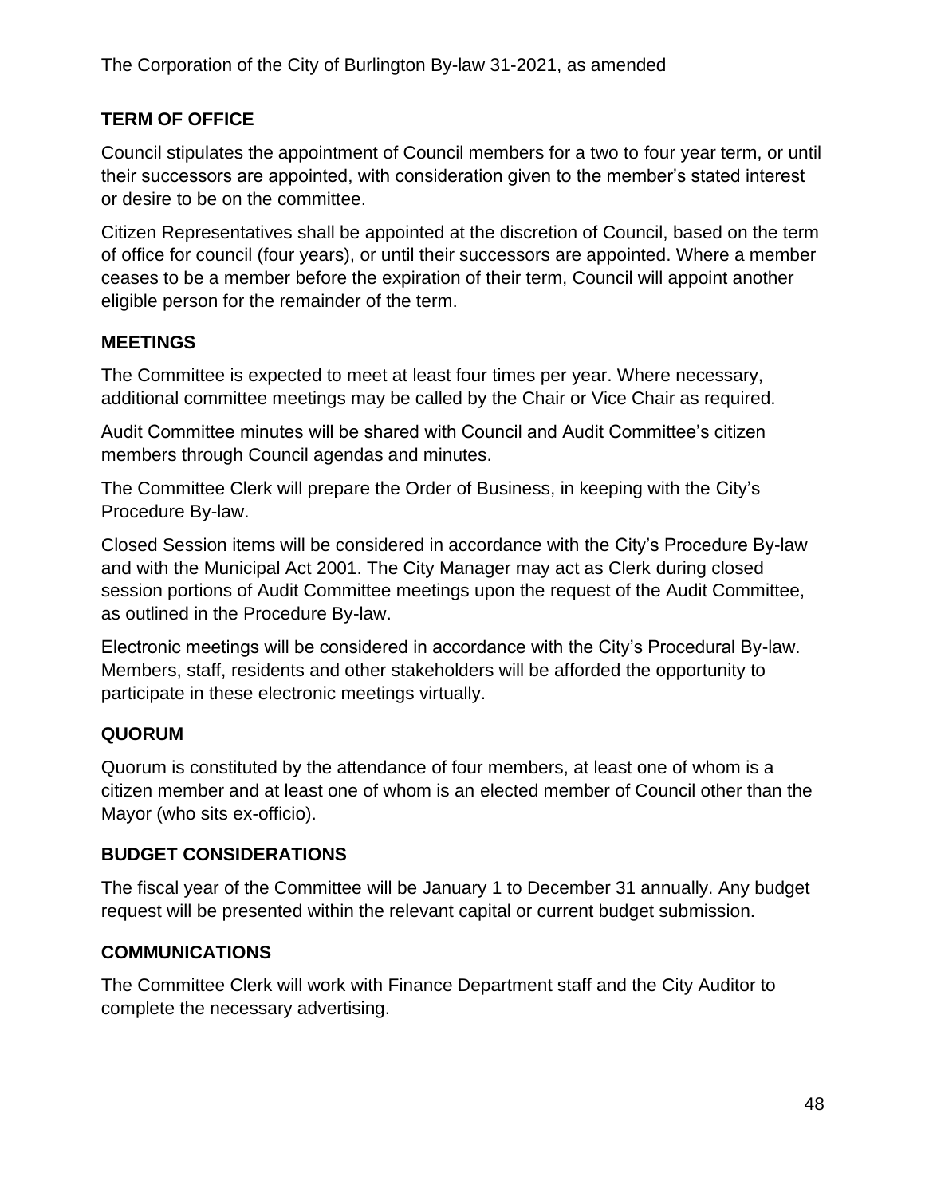### TERM OF OFFICE

Council stipulates the appointment of Council members for a two to four year term, or until their successors are appointed, with consideration given to the member's stated interest or desire to be on the committee.

Citizen Representatives shall be appointed at the discretion of Council, based on the term of office for council (four years), or until their successors are appointed. Where a member ceases to be a member before the expiration of their term, Council will appoint another eligible person for the remainder of the term.

### MEETINGS

The Committee is expected to meet at least four times per year. Where necessary, additional committee meetings may be called by the Chair or Vice Chair as required.

Audit Committee minutes will be shared with Council and Audit Committee's citizen members through Council agendas and minutes.

The Committee Clerk will prepare the Order of Business, in keeping with the City's Procedure By-law.

Closed Session items will be considered in accordance with the City's Procedure By-law and with the Municipal Act 2001. The City Manager may act as Clerk during closed session portions of Audit Committee meetings upon the request of the Audit Committee, as outlined in the Procedure By-law.

Electronic meetings will be considered in accordance with the City's Procedural By-law. Members, staff, residents and other stakeholders will be afforded the opportunity to participate in these electronic meetings virtually.

### QUORUM

Quorum is constituted by the attendance of four members, at least one of whom is a citizen member and at least one of whom is an elected member of Council other than the Mayor (who sits ex-officio).

### BUDGET CONSIDERATIONS

The fiscal year of the Committee will be January 1 to December 31 annually. Any budget request will be presented within the relevant capital or current budget submission.

### COMMUNICATIONS

The Committee Clerk will work with Finance Department staff and the City Auditor to complete the necessary advertising.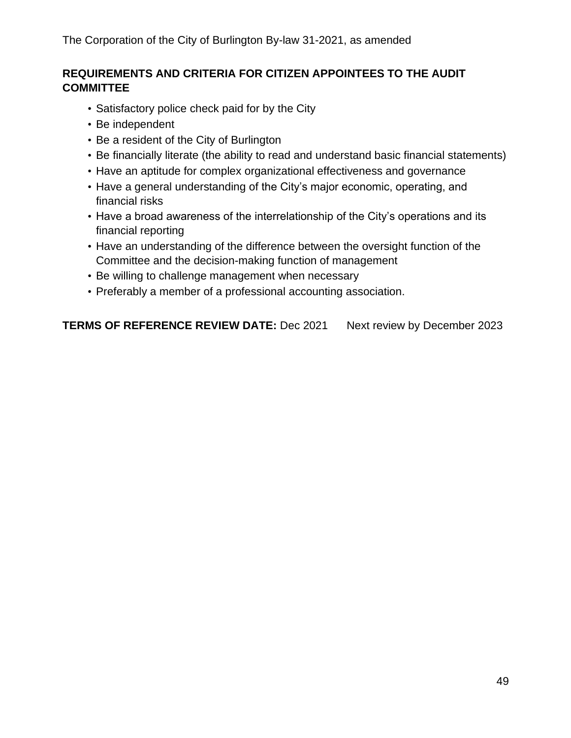## REQUIREMENTS AND CRITERIA FOR CITIZEN APPOINTEES TO THE AUDIT COMMITTEE

- Satisfactory police check paid for by the City
- Be independent
- Be a resident of the City of Burlington
- Be financially literate (the ability to read and understand basic financial statements)
- Have an aptitude for complex organizational effectiveness and governance
- Have a general understanding of the City's major economic, operating, and financial risks
- Have a broad awareness of the interrelationship of the City's operations and its financial reporting
- Have an understanding of the difference between the oversight function of the Committee and the decision-making function of management
- Be willing to challenge management when necessary
- Preferably a member of a professional accounting association.

**TERMS OF REFERENCE REVIEW DATE:** Dec 2021 Next review by December 2023